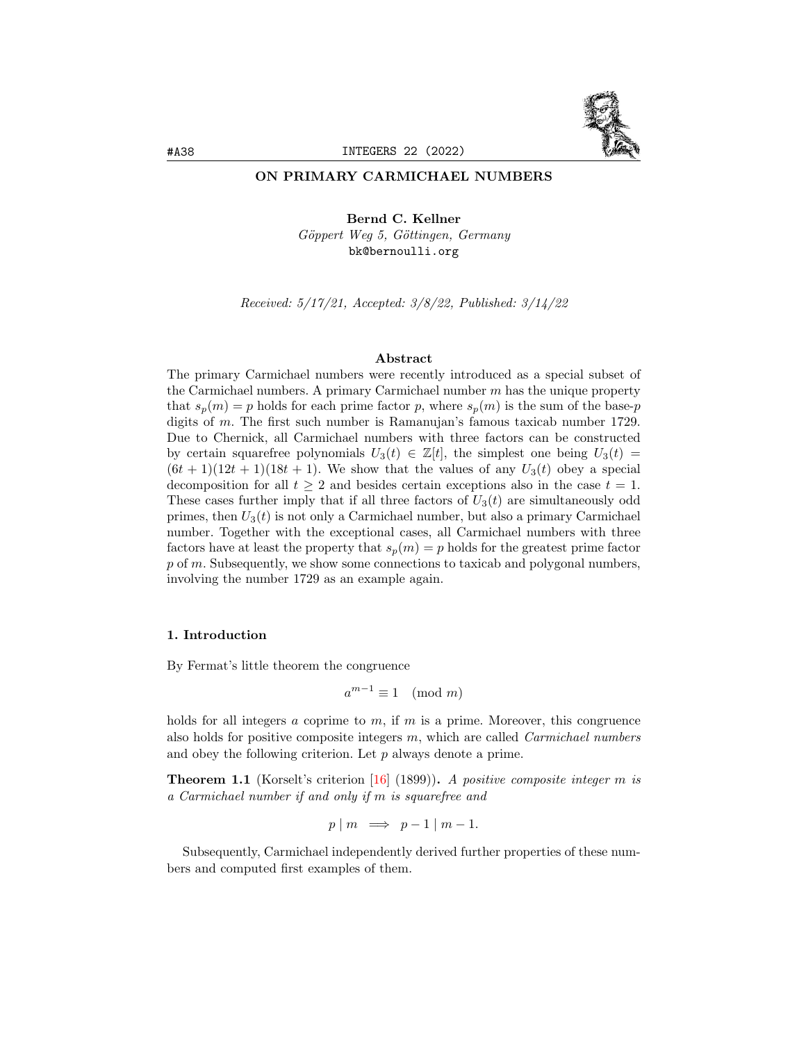# ON PRIMARY CARMICHAEL NUMBERS

**Bernd C. Kellner**
*Göppert Weg 5, Göttingen, Germany*
bk@bernoulli.org

*Received: 5/17/21, Accepted: 3/8/22, Published: 3/14/22*

### Abstract

The primary Carmichael numbers were recently introduced as a special subset of the Carmichael numbers. A primary Carmichael number $m$ has the unique property that $s_p(m) = p$ holds for each prime factor $p$, where $s_p(m)$ is the sum of the base-$p$ digits of $m$. The first such number is Ramanujan's famous taxicab number 1729. Due to Chernick, all Carmichael numbers with three factors can be constructed by certain squarefree polynomials $U_3(t) \in \mathbb{Z}[t]$, the simplest one being $U_3(t) = (6t+1)(12t+1)(18t+1)$. We show that the values of any $U_3(t)$ obey a special decomposition for all $t \geq 2$ and besides certain exceptions also in the case $t = 1$. These cases further imply that if all three factors of $U_3(t)$ are simultaneously odd primes, then $U_3(t)$ is not only a Carmichael number, but also a primary Carmichael number. Together with the exceptional cases, all Carmichael numbers with three factors have at least the property that $s_p(m) = p$ holds for the greatest prime factor $p$ of $m$. Subsequently, we show some connections to taxicab and polygonal numbers, involving the number 1729 as an example again.

## 1. Introduction

By Fermat's little theorem the congruence

$$a^{m-1} \equiv 1 \pmod{m}$$

holds for all integers $a$ coprime to $m$, if $m$ is a prime. Moreover, this congruence also holds for positive composite integers $m$, which are called *Carmichael numbers* and obey the following criterion. Let $p$ always denote a prime.

**Theorem 1.1** (Korselt's criterion [16] (1899))**.** *A positive composite integer $m$ is a Carmichael number if and only if $m$ is squarefree and*

$$p \mid m \implies p - 1 \mid m - 1.$$

Subsequently, Carmichael independently derived further properties of these numbers and computed first examples of them.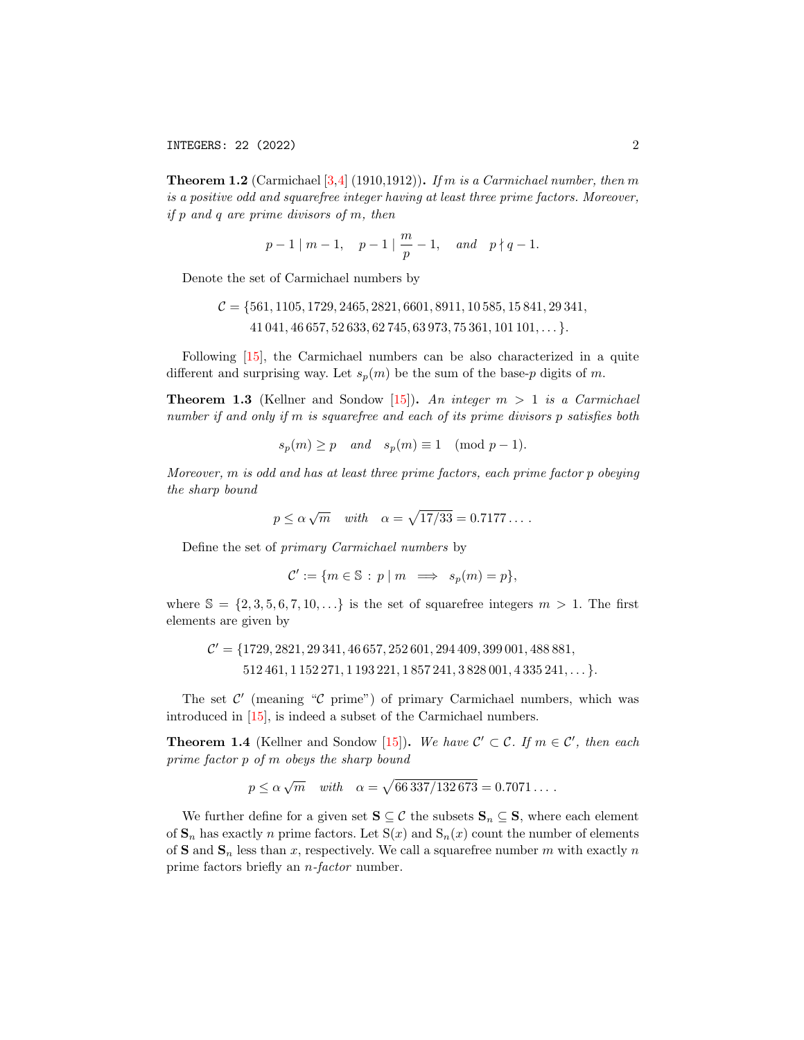**Theorem 1.2** (Carmichael [3,4] (1910,1912))**.** *If $m$ is a Carmichael number, then $m$ is a positive odd and squarefree integer having at least three prime factors. Moreover, if $p$ and $q$ are prime divisors of $m$, then*

$$p - 1 \mid m - 1, \quad p - 1 \mid \frac{m}{p} - 1, \quad \text{and} \quad p \nmid q - 1.$$

Denote the set of Carmichael numbers by

$$\mathcal{C} = \{561, 1105, 1729, 2465, 2821, 6601, 8911, 10\,585, 15\,841, 29\,341, \\ 41\,041, 46\,657, 52\,633, 62\,745, 63\,973, 75\,361, 101\,101, \dots\}.$$

Following [15], the Carmichael numbers can be also characterized in a quite different and surprising way. Let $s_p(m)$ be the sum of the base-$p$ digits of $m$.

**Theorem 1.3** (Kellner and Sondow [15])**.** *An integer $m > 1$ is a Carmichael number if and only if $m$ is squarefree and each of its prime divisors $p$ satisfies both*

$$s_p(m) \geq p \quad \text{and} \quad s_p(m) \equiv 1 \pmod{p-1}.$$

*Moreover, $m$ is odd and has at least three prime factors, each prime factor $p$ obeying the sharp bound*

$$p \leq \alpha \sqrt{m} \quad \text{with} \quad \alpha = \sqrt{17/33} = 0.7177\dots.$$

Define the set of *primary Carmichael numbers* by

$$\mathcal{C}' := \{m \in \mathbb{S} : p \mid m \implies s_p(m) = p\},$$

where $\mathbb{S} = \{2, 3, 5, 6, 7, 10, \dots\}$ is the set of squarefree integers $m > 1$. The first elements are given by

$$\mathcal{C}' = \{1729, 2821, 29\,341, 46\,657, 252\,601, 294\,409, 399\,001, 488\,881, \\ 512\,461, 1\,152\,271, 1\,193\,221, 1\,857\,241, 3\,828\,001, 4\,335\,241, \dots\}.$$

The set $\mathcal{C}'$ (meaning "$\mathcal{C}$ prime") of primary Carmichael numbers, which was introduced in [15], is indeed a subset of the Carmichael numbers.

**Theorem 1.4** (Kellner and Sondow [15])**.** *We have $\mathcal{C}' \subset \mathcal{C}$. If $m \in \mathcal{C}'$, then each prime factor $p$ of $m$ obeys the sharp bound*

$$p \leq \alpha \sqrt{m} \quad \text{with} \quad \alpha = \sqrt{66\,337/132\,673} = 0.7071\dots.$$

We further define for a given set $\mathbf{S} \subseteq \mathcal{C}$ the subsets $\mathbf{S}_n \subseteq \mathbf{S}$, where each element of $\mathbf{S}_n$ has exactly $n$ prime factors. Let $\mathrm{S}(x)$ and $\mathrm{S}_n(x)$ count the number of elements of $\mathbf{S}$ and $\mathbf{S}_n$ less than $x$, respectively. We call a squarefree number $m$ with exactly $n$ prime factors briefly an *$n$-factor* number.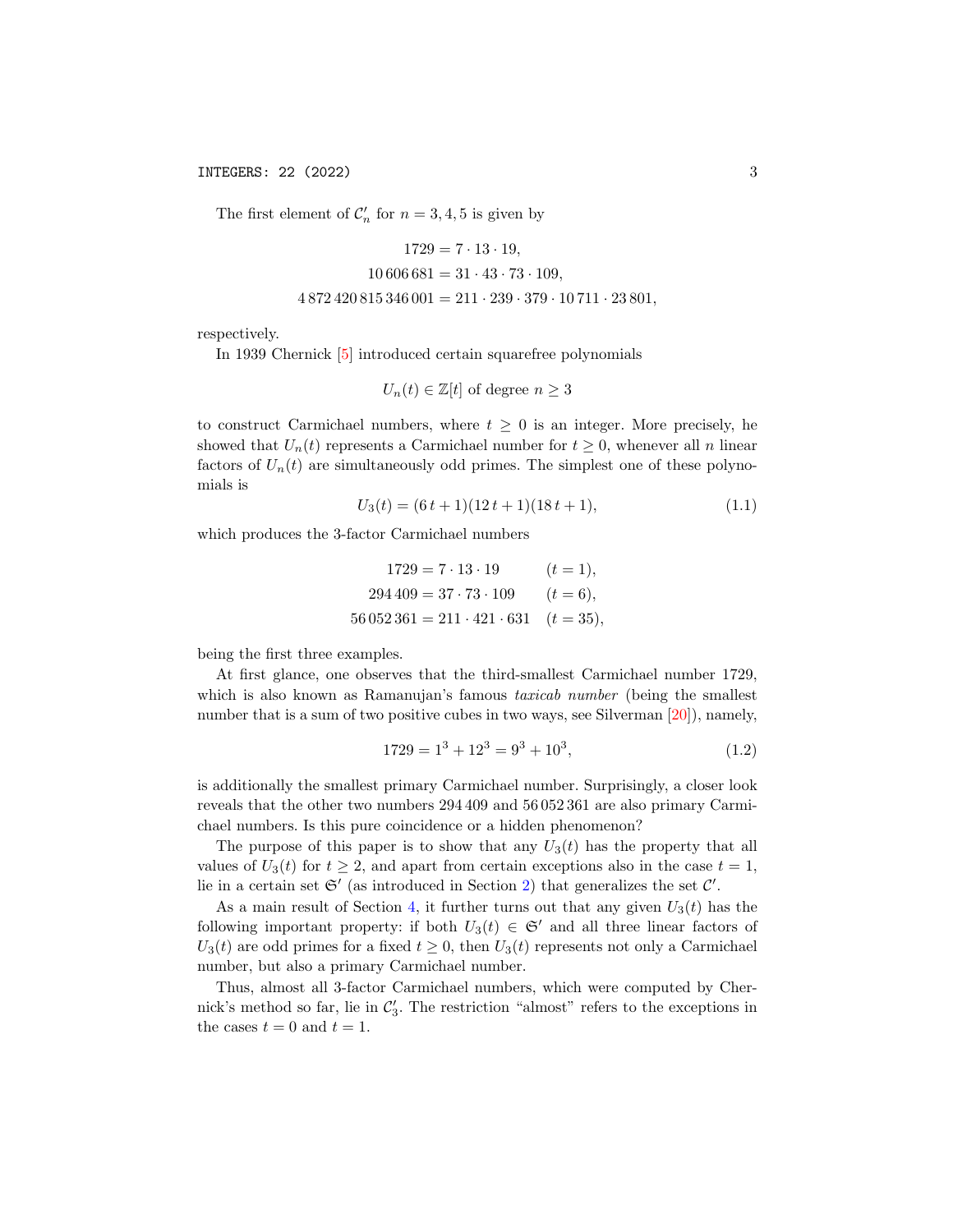The first element of $\mathcal{C}'_n$ for $n = 3, 4, 5$ is given by

$$
\begin{aligned}
1729 &= 7 \cdot 13 \cdot 19, \\
10\,606\,681 &= 31 \cdot 43 \cdot 73 \cdot 109, \\
4\,872\,420\,815\,346\,001 &= 211 \cdot 239 \cdot 379 \cdot 10\,711 \cdot 23\,801,
\end{aligned}
$$

respectively.

In 1939 Chernick [5] introduced certain squarefree polynomials

$$U_n(t) \in \mathbb{Z}[t] \text{ of degree } n \geq 3$$

to construct Carmichael numbers, where $t \geq 0$ is an integer. More precisely, he showed that $U_n(t)$ represents a Carmichael number for $t \geq 0$, whenever all $n$ linear factors of $U_n(t)$ are simultaneously odd primes. The simplest one of these polynomials is

$$U_3(t) = (6\,t + 1)(12\,t + 1)(18\,t + 1), \tag{1.1}$$

which produces the 3-factor Carmichael numbers

$$
\begin{aligned}
1729 &= 7 \cdot 13 \cdot 19 && (t = 1), \\
294\,409 &= 37 \cdot 73 \cdot 109 && (t = 6), \\
56\,052\,361 &= 211 \cdot 421 \cdot 631 && (t = 35),
\end{aligned}
$$

being the first three examples.

At first glance, one observes that the third-smallest Carmichael number 1729, which is also known as Ramanujan's famous *taxicab number* (being the smallest number that is a sum of two positive cubes in two ways, see Silverman [20]), namely,

$$1729 = 1^3 + 12^3 = 9^3 + 10^3, \tag{1.2}$$

is additionally the smallest primary Carmichael number. Surprisingly, a closer look reveals that the other two numbers 294 409 and 56 052 361 are also primary Carmichael numbers. Is this pure coincidence or a hidden phenomenon?

The purpose of this paper is to show that any $U_3(t)$ has the property that all values of $U_3(t)$ for $t \geq 2$, and apart from certain exceptions also in the case $t = 1$, lie in a certain set $\mathfrak{S}'$ (as introduced in Section 2) that generalizes the set $\mathcal{C}'$.

As a main result of Section 4, it further turns out that any given $U_3(t)$ has the following important property: if both $U_3(t) \in \mathfrak{S}'$ and all three linear factors of $U_3(t)$ are odd primes for a fixed $t \geq 0$, then $U_3(t)$ represents not only a Carmichael number, but also a primary Carmichael number.

Thus, almost all 3-factor Carmichael numbers, which were computed by Chernick's method so far, lie in $\mathcal{C}'_3$. The restriction "almost" refers to the exceptions in the cases $t = 0$ and $t = 1$.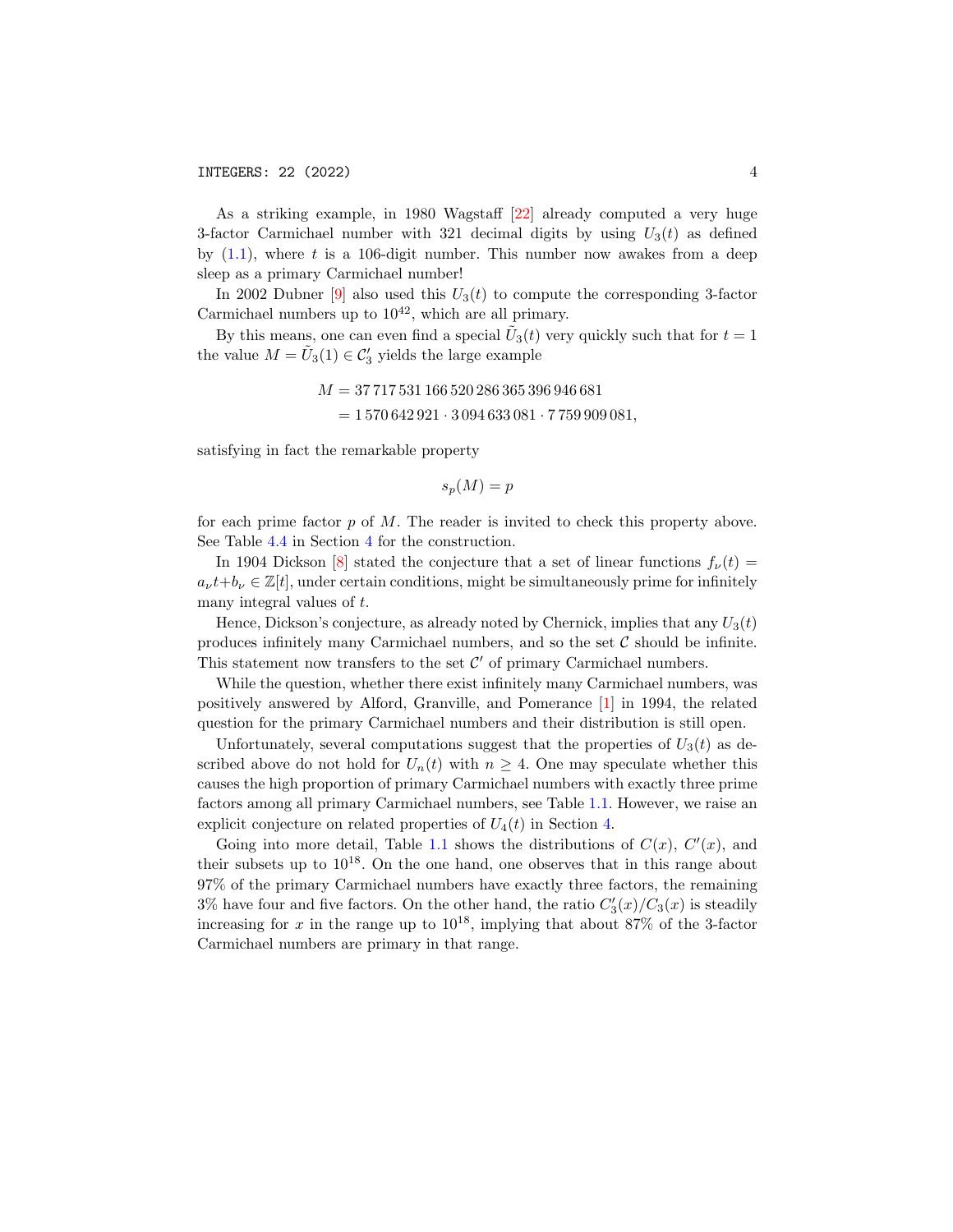As a striking example, in 1980 Wagstaff [22] already computed a very huge 3-factor Carmichael number with 321 decimal digits by using $U_3(t)$ as defined by (1.1), where $t$ is a 106-digit number. This number now awakes from a deep sleep as a primary Carmichael number!

In 2002 Dubner [9] also used this $U_3(t)$ to compute the corresponding 3-factor Carmichael numbers up to $10^{42}$, which are all primary.

By this means, one can even find a special $\tilde{U}_3(t)$ very quickly such that for $t = 1$ the value $M = \tilde{U}_3(1) \in \mathcal{C}'_3$ yields the large example

$$
\begin{aligned}
M &= 37\,717\,531\,166\,520\,286\,365\,396\,946\,681 \\
&= 1\,570\,642\,921 \cdot 3\,094\,633\,081 \cdot 7\,759\,909\,081,
\end{aligned}
$$

satisfying in fact the remarkable property

$$
s_p(M) = p
$$

for each prime factor $p$ of $M$. The reader is invited to check this property above. See Table 4.4 in Section 4 for the construction.

In 1904 Dickson [8] stated the conjecture that a set of linear functions $f_\nu(t) = a_\nu t + b_\nu \in \mathbb{Z}[t]$, under certain conditions, might be simultaneously prime for infinitely many integral values of $t$.

Hence, Dickson's conjecture, as already noted by Chernick, implies that any $U_3(t)$ produces infinitely many Carmichael numbers, and so the set $\mathcal{C}$ should be infinite. This statement now transfers to the set $\mathcal{C}'$ of primary Carmichael numbers.

While the question, whether there exist infinitely many Carmichael numbers, was positively answered by Alford, Granville, and Pomerance [1] in 1994, the related question for the primary Carmichael numbers and their distribution is still open.

Unfortunately, several computations suggest that the properties of $U_3(t)$ as described above do not hold for $U_n(t)$ with $n \geq 4$. One may speculate whether this causes the high proportion of primary Carmichael numbers with exactly three prime factors among all primary Carmichael numbers, see Table 1.1. However, we raise an explicit conjecture on related properties of $U_4(t)$ in Section 4.

Going into more detail, Table 1.1 shows the distributions of $C(x)$, $C'(x)$, and their subsets up to $10^{18}$. On the one hand, one observes that in this range about 97% of the primary Carmichael numbers have exactly three factors, the remaining 3% have four and five factors. On the other hand, the ratio $C'_3(x)/C_3(x)$ is steadily increasing for $x$ in the range up to $10^{18}$, implying that about 87% of the 3-factor Carmichael numbers are primary in that range.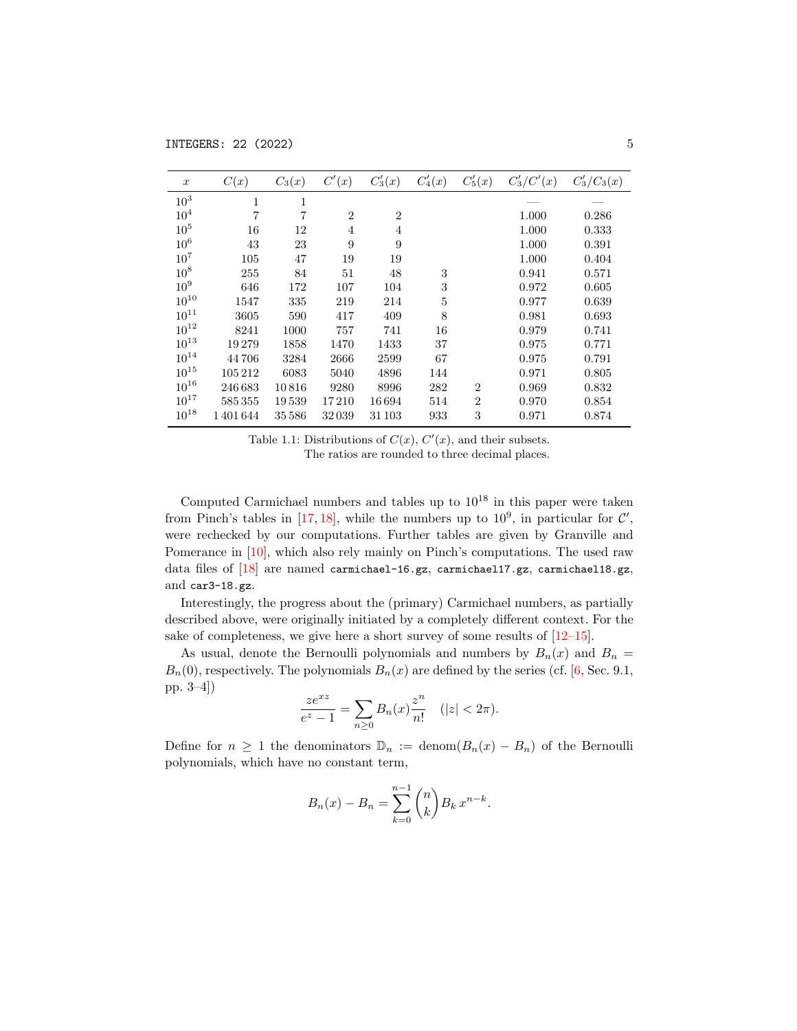| $x$ | $C(x)$ | $C_3(x)$ | $C'(x)$ | $C'_3(x)$ | $C'_4(x)$ | $C'_5(x)$ | $C'_3/C'(x)$ | $C'_3/C_3(x)$ |
|---|---|---|---|---|---|---|---|---|
| $10^3$ | 1 | 1 | | | | | — | — |
| $10^4$ | 7 | 7 | 2 | 2 | | | 1.000 | 0.286 |
| $10^5$ | 16 | 12 | 4 | 4 | | | 1.000 | 0.333 |
| $10^6$ | 43 | 23 | 9 | 9 | | | 1.000 | 0.391 |
| $10^7$ | 105 | 47 | 19 | 19 | | | 1.000 | 0.404 |
| $10^8$ | 255 | 84 | 51 | 48 | 3 | | 0.941 | 0.571 |
| $10^9$ | 646 | 172 | 107 | 104 | 3 | | 0.972 | 0.605 |
| $10^{10}$ | 1547 | 335 | 219 | 214 | 5 | | 0.977 | 0.639 |
| $10^{11}$ | 3605 | 590 | 417 | 409 | 8 | | 0.981 | 0.693 |
| $10^{12}$ | 8241 | 1000 | 757 | 741 | 16 | | 0.979 | 0.741 |
| $10^{13}$ | 19 279 | 1858 | 1470 | 1433 | 37 | | 0.975 | 0.771 |
| $10^{14}$ | 44 706 | 3284 | 2666 | 2599 | 67 | | 0.975 | 0.791 |
| $10^{15}$ | 105 212 | 6083 | 5040 | 4896 | 144 | | 0.971 | 0.805 |
| $10^{16}$ | 246 683 | 10 816 | 9280 | 8996 | 282 | 2 | 0.969 | 0.832 |
| $10^{17}$ | 585 355 | 19 539 | 17 210 | 16 694 | 514 | 2 | 0.970 | 0.854 |
| $10^{18}$ | 1 401 644 | 35 586 | 32 039 | 31 103 | 933 | 3 | 0.971 | 0.874 |

Table 1.1: Distributions of $C(x)$, $C'(x)$, and their subsets. The ratios are rounded to three decimal places.

Computed Carmichael numbers and tables up to $10^{18}$ in this paper were taken from Pinch's tables in [17, 18], while the numbers up to $10^9$, in particular for $\mathcal{C}'$, were rechecked by our computations. Further tables are given by Granville and Pomerance in [10], which also rely mainly on Pinch's computations. The used raw data files of [18] are named `carmichael-16.gz`, `carmichael17.gz`, `carmichael18.gz`, and `car3-18.gz`.

Interestingly, the progress about the (primary) Carmichael numbers, as partially described above, were originally initiated by a completely different context. For the sake of completeness, we give here a short survey of some results of [12–15].

As usual, denote the Bernoulli polynomials and numbers by $B_n(x)$ and $B_n = B_n(0)$, respectively. The polynomials $B_n(x)$ are defined by the series (cf. [6, Sec. 9.1, pp. 3–4])

$$\frac{ze^{xz}}{e^z - 1} = \sum_{n \geq 0} B_n(x) \frac{z^n}{n!} \quad (|z| < 2\pi).$$

Define for $n \geq 1$ the denominators $\mathbb{D}_n := \operatorname{denom}(B_n(x) - B_n)$ of the Bernoulli polynomials, which have no constant term,

$$B_n(x) - B_n = \sum_{k=0}^{n-1} \binom{n}{k} B_k \, x^{n-k}.$$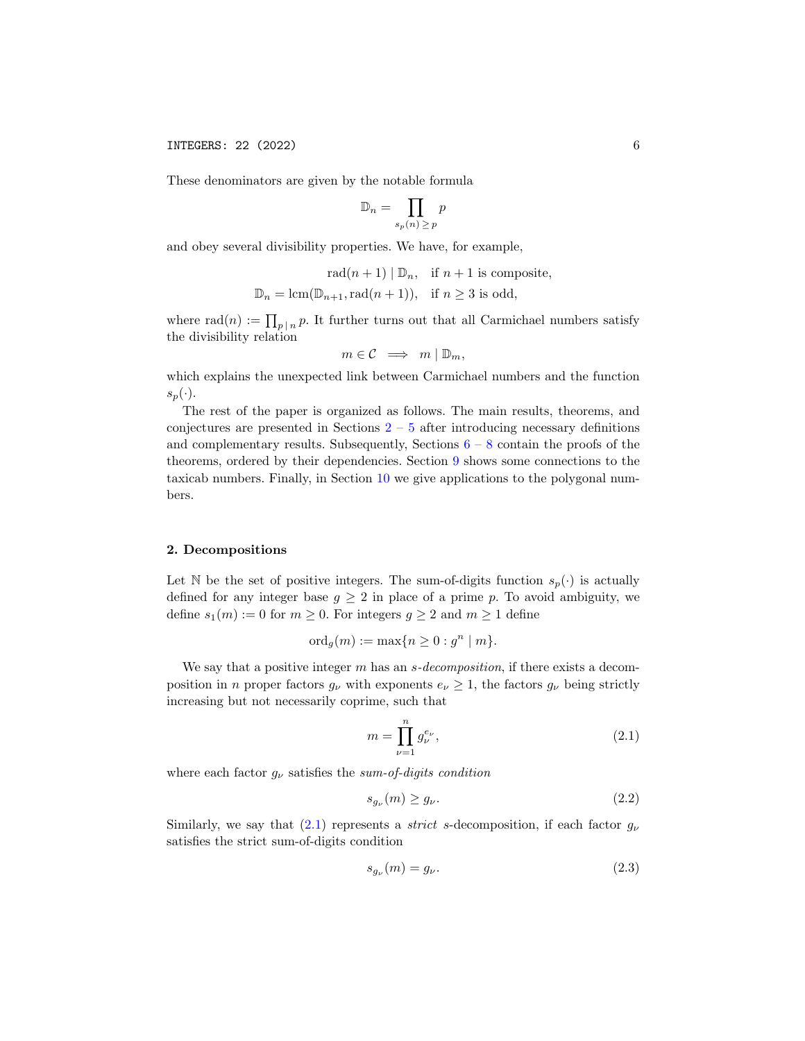These denominators are given by the notable formula

$$\mathbb{D}_n = \prod_{s_p(n) \geq p} p$$

and obey several divisibility properties. We have, for example,

$$\operatorname{rad}(n+1) \mid \mathbb{D}_n, \quad \text{if } n+1 \text{ is composite,}$$
$$\mathbb{D}_n = \operatorname{lcm}(\mathbb{D}_{n+1}, \operatorname{rad}(n+1)), \quad \text{if } n \geq 3 \text{ is odd,}$$

where $\operatorname{rad}(n) := \prod_{p \mid n} p$. It further turns out that all Carmichael numbers satisfy the divisibility relation

$$m \in \mathcal{C} \implies m \mid \mathbb{D}_m,$$

which explains the unexpected link between Carmichael numbers and the function $s_p(\cdot)$.

The rest of the paper is organized as follows. The main results, theorems, and conjectures are presented in Sections 2 – 5 after introducing necessary definitions and complementary results. Subsequently, Sections 6 – 8 contain the proofs of the theorems, ordered by their dependencies. Section 9 shows some connections to the taxicab numbers. Finally, in Section 10 we give applications to the polygonal numbers.

## 2. Decompositions

Let $\mathbb{N}$ be the set of positive integers. The sum-of-digits function $s_p(\cdot)$ is actually defined for any integer base $g \geq 2$ in place of a prime $p$. To avoid ambiguity, we define $s_1(m) := 0$ for $m \geq 0$. For integers $g \geq 2$ and $m \geq 1$ define

$$\operatorname{ord}_g(m) := \max\{n \geq 0 : g^n \mid m\}.$$

We say that a positive integer $m$ has an *s-decomposition*, if there exists a decomposition in $n$ proper factors $g_\nu$ with exponents $e_\nu \geq 1$, the factors $g_\nu$ being strictly increasing but not necessarily coprime, such that

$$m = \prod_{\nu=1}^{n} g_\nu^{e_\nu}, \tag{2.1}$$

where each factor $g_\nu$ satisfies the *sum-of-digits condition*

$$s_{g_\nu}(m) \geq g_\nu. \tag{2.2}$$

Similarly, we say that (2.1) represents a *strict* s-decomposition, if each factor $g_\nu$ satisfies the strict sum-of-digits condition

$$s_{g_\nu}(m) = g_\nu. \tag{2.3}$$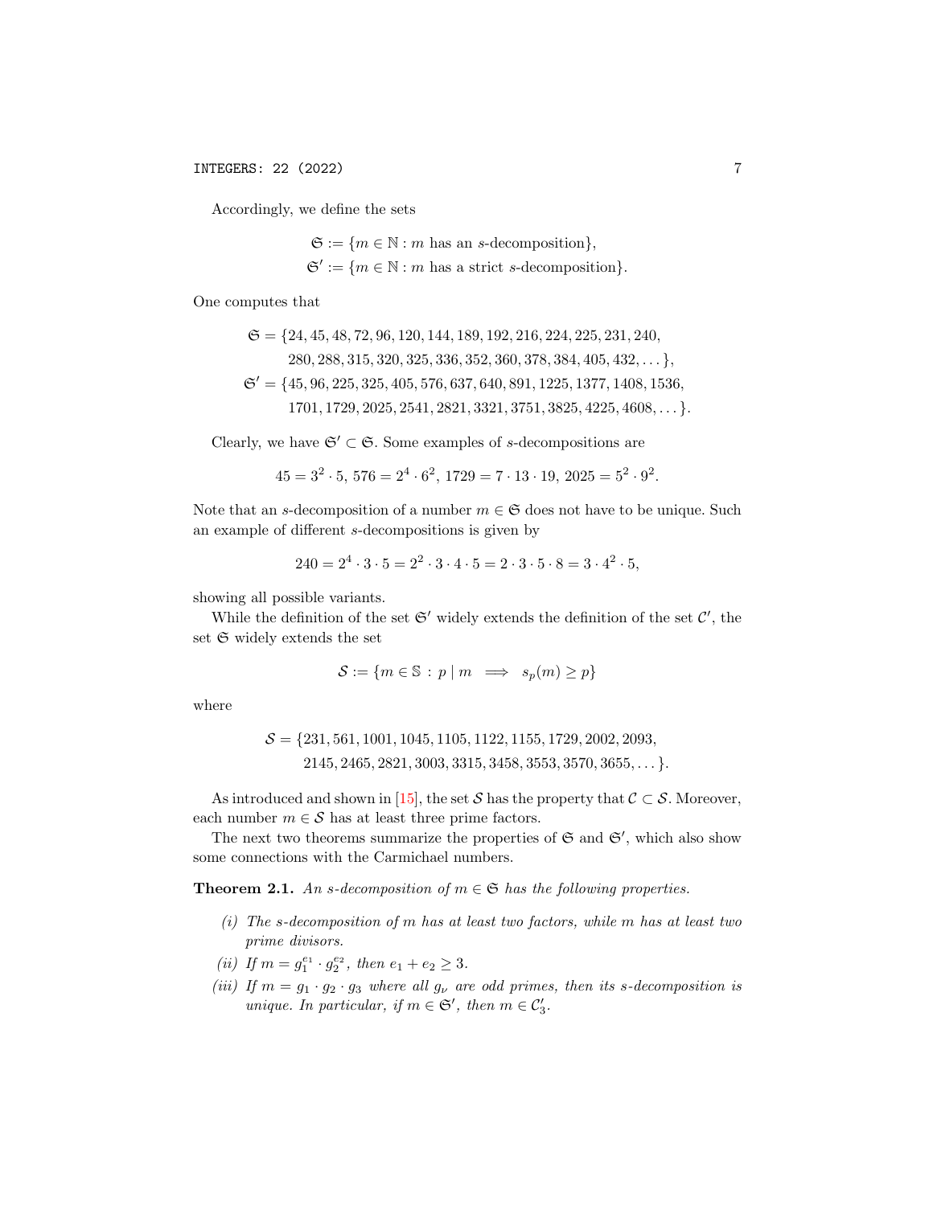Accordingly, we define the sets

$$\mathfrak{S} := \{m \in \mathbb{N} : m \text{ has an } s\text{-decomposition}\},$$
$$\mathfrak{S}' := \{m \in \mathbb{N} : m \text{ has a strict } s\text{-decomposition}\}.$$

One computes that

$$\mathfrak{S} = \{24, 45, 48, 72, 96, 120, 144, 189, 192, 216, 224, 225, 231, 240, 280, 288, 315, 320, 325, 336, 352, 360, 378, 384, 405, 432, \dots\},$$
$$\mathfrak{S}' = \{45, 96, 225, 325, 405, 576, 637, 640, 891, 1225, 1377, 1408, 1536, 1701, 1729, 2025, 2541, 2821, 3321, 3751, 3825, 4225, 4608, \dots\}.$$

Clearly, we have $\mathfrak{S}' \subset \mathfrak{S}$. Some examples of $s$-decompositions are

$$45 = 3^2 \cdot 5,\ 576 = 2^4 \cdot 6^2,\ 1729 = 7 \cdot 13 \cdot 19,\ 2025 = 5^2 \cdot 9^2.$$

Note that an $s$-decomposition of a number $m \in \mathfrak{S}$ does not have to be unique. Such an example of different $s$-decompositions is given by

$$240 = 2^4 \cdot 3 \cdot 5 = 2^2 \cdot 3 \cdot 4 \cdot 5 = 2 \cdot 3 \cdot 5 \cdot 8 = 3 \cdot 4^2 \cdot 5,$$

showing all possible variants.

While the definition of the set $\mathfrak{S}'$ widely extends the definition of the set $\mathcal{C}'$, the set $\mathfrak{S}$ widely extends the set

$$\mathcal{S} := \{m \in \mathbb{S} : p \mid m \implies s_p(m) \geq p\}$$

where

$$\mathcal{S} = \{231, 561, 1001, 1045, 1105, 1122, 1155, 1729, 2002, 2093, 2145, 2465, 2821, 3003, 3315, 3458, 3553, 3570, 3655, \dots\}.$$

As introduced and shown in [15], the set $\mathcal{S}$ has the property that $\mathcal{C} \subset \mathcal{S}$. Moreover, each number $m \in \mathcal{S}$ has at least three prime factors.

The next two theorems summarize the properties of $\mathfrak{S}$ and $\mathfrak{S}'$, which also show some connections with the Carmichael numbers.

**Theorem 2.1.** *An $s$-decomposition of $m \in \mathfrak{S}$ has the following properties.*

*(i) The $s$-decomposition of $m$ has at least two factors, while $m$ has at least two prime divisors.*

*(ii) If $m = g_1^{e_1} \cdot g_2^{e_2}$, then $e_1 + e_2 \geq 3$.*

*(iii) If $m = g_1 \cdot g_2 \cdot g_3$ where all $g_\nu$ are odd primes, then its $s$-decomposition is unique. In particular, if $m \in \mathfrak{S}'$, then $m \in \mathcal{C}'_3$.*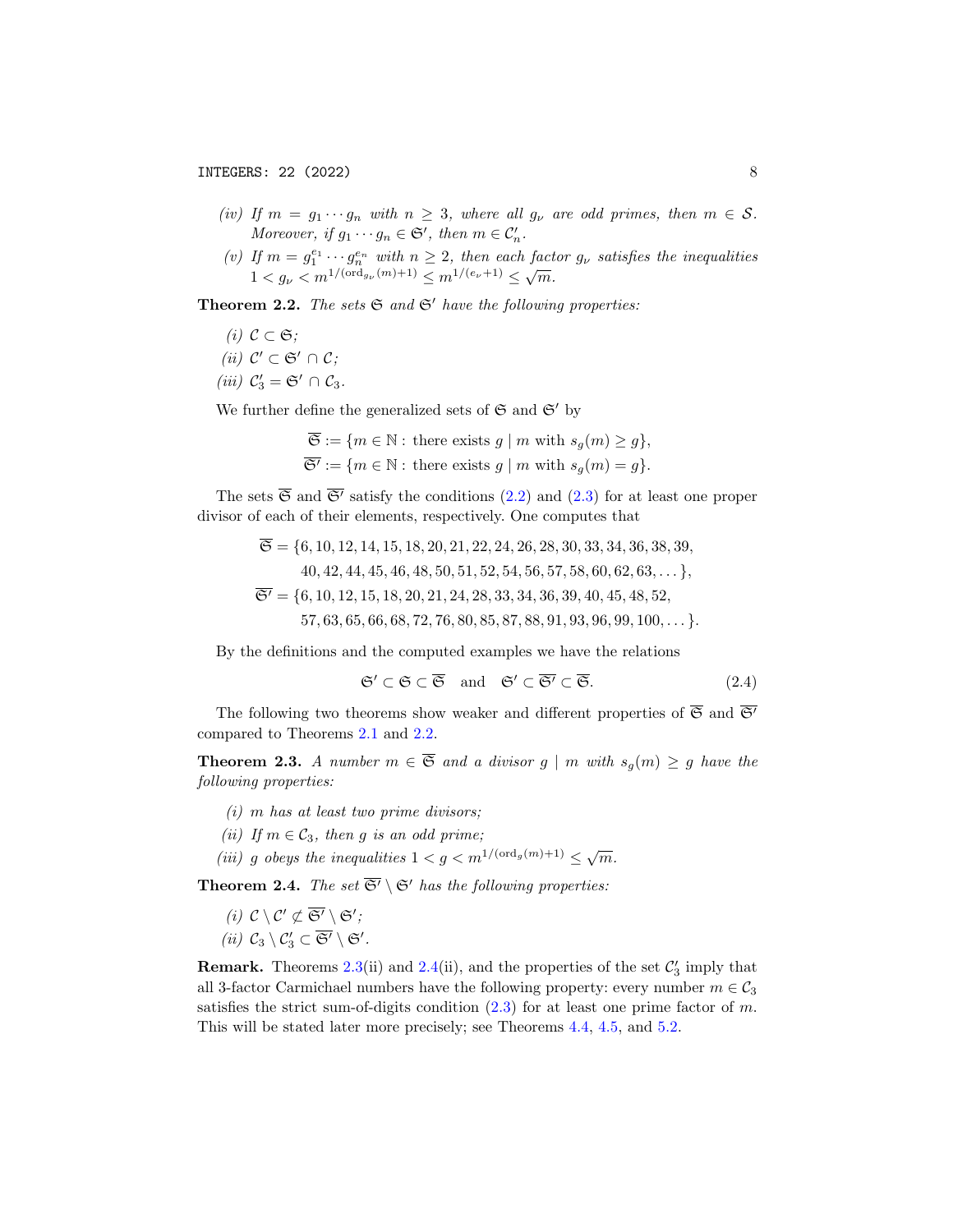*(iv)* *If* $m = g_1 \cdots g_n$ *with* $n \geq 3$*, where all* $g_\nu$ *are odd primes, then* $m \in \mathcal{S}$*. Moreover, if* $g_1 \cdots g_n \in \mathfrak{S}'$*, then* $m \in \mathcal{C}'_n$*.*

*(v)* *If* $m = g_1^{e_1} \cdots g_n^{e_n}$ *with* $n \geq 2$*, then each factor* $g_\nu$ *satisfies the inequalities* $1 < g_\nu < m^{1/(\operatorname{ord}_{g_\nu}(m)+1)} \leq m^{1/(e_\nu+1)} \leq \sqrt{m}$*.*

**Theorem 2.2.** *The sets* $\mathfrak{S}$ *and* $\mathfrak{S}'$ *have the following properties:*

*(i)* $\mathcal{C} \subset \mathfrak{S}$*;*

*(ii)* $\mathcal{C}' \subset \mathfrak{S}' \cap \mathcal{C}$*;*

*(iii)* $\mathcal{C}'_3 = \mathfrak{S}' \cap \mathcal{C}_3$*.*

We further define the generalized sets of $\mathfrak{S}$ and $\mathfrak{S}'$ by

$$\overline{\mathfrak{S}} := \{m \in \mathbb{N} : \text{there exists } g \mid m \text{ with } s_g(m) \geq g\},$$
$$\overline{\mathfrak{S}'} := \{m \in \mathbb{N} : \text{there exists } g \mid m \text{ with } s_g(m) = g\}.$$

The sets $\overline{\mathfrak{S}}$ and $\overline{\mathfrak{S}'}$ satisfy the conditions (2.2) and (2.3) for at least one proper divisor of each of their elements, respectively. One computes that

$$\begin{aligned}\overline{\mathfrak{S}} = \{&6, 10, 12, 14, 15, 18, 20, 21, 22, 24, 26, 28, 30, 33, 34, 36, 38, 39,\\ &40, 42, 44, 45, 46, 48, 50, 51, 52, 54, 56, 57, 58, 60, 62, 63, \dots\},\\ \overline{\mathfrak{S}'} = \{&6, 10, 12, 15, 18, 20, 21, 24, 28, 33, 34, 36, 39, 40, 45, 48, 52,\\ &57, 63, 65, 66, 68, 72, 76, 80, 85, 87, 88, 91, 93, 96, 99, 100, \dots\}.\end{aligned}$$

By the definitions and the computed examples we have the relations

$$\mathfrak{S}' \subset \mathfrak{S} \subset \overline{\mathfrak{S}} \quad \text{and} \quad \mathfrak{S}' \subset \overline{\mathfrak{S}'} \subset \overline{\mathfrak{S}}. \tag{2.4}$$

The following two theorems show weaker and different properties of $\overline{\mathfrak{S}}$ and $\overline{\mathfrak{S}'}$ compared to Theorems 2.1 and 2.2.

**Theorem 2.3.** *A number* $m \in \overline{\mathfrak{S}}$ *and a divisor* $g \mid m$ *with* $s_g(m) \geq g$ *have the following properties:*

*(i)* $m$ *has at least two prime divisors;*

*(ii)* *If* $m \in \mathcal{C}_3$*, then* $g$ *is an odd prime;*

*(iii)* $g$ *obeys the inequalities* $1 < g < m^{1/(\operatorname{ord}_g(m)+1)} \leq \sqrt{m}$*.*

**Theorem 2.4.** *The set* $\overline{\mathfrak{S}'} \setminus \mathfrak{S}'$ *has the following properties:*

*(i)* $\mathcal{C} \setminus \mathcal{C}' \not\subset \overline{\mathfrak{S}'} \setminus \mathfrak{S}'$*;*

*(ii)* $\mathcal{C}_3 \setminus \mathcal{C}'_3 \subset \overline{\mathfrak{S}'} \setminus \mathfrak{S}'$*.*

**Remark.** Theorems 2.3(ii) and 2.4(ii), and the properties of the set $\mathcal{C}'_3$ imply that all 3-factor Carmichael numbers have the following property: every number $m \in \mathcal{C}_3$ satisfies the strict sum-of-digits condition (2.3) for at least one prime factor of $m$. This will be stated later more precisely; see Theorems 4.4, 4.5, and 5.2.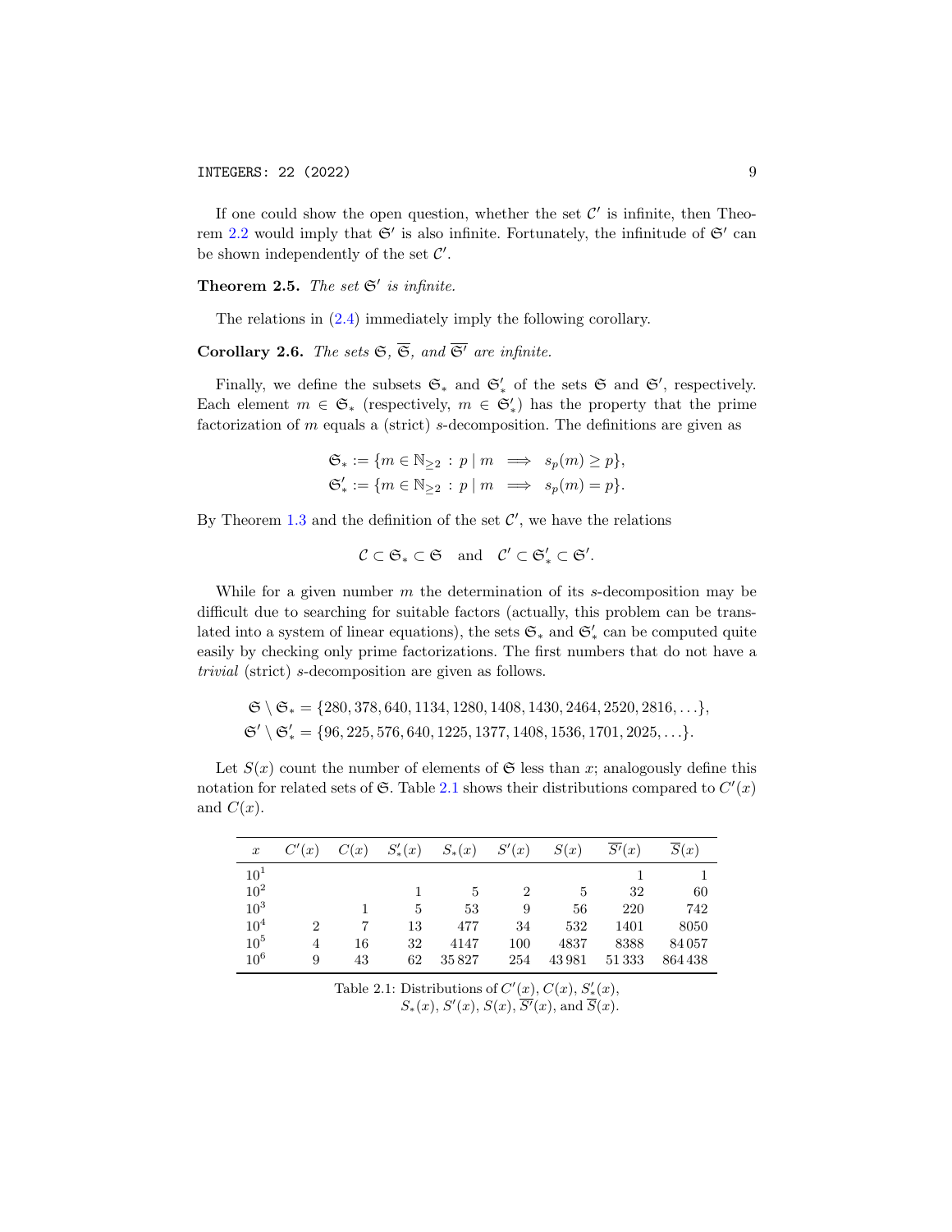If one could show the open question, whether the set $\mathcal{C}'$ is infinite, then Theorem 2.2 would imply that $\mathfrak{S}'$ is also infinite. Fortunately, the infinitude of $\mathfrak{S}'$ can be shown independently of the set $\mathcal{C}'$.

**Theorem 2.5.** *The set $\mathfrak{S}'$ is infinite.*

The relations in (2.4) immediately imply the following corollary.

**Corollary 2.6.** *The sets $\mathfrak{S}$, $\overline{\mathfrak{S}}$, and $\overline{\mathfrak{S}'}$ are infinite.*

Finally, we define the subsets $\mathfrak{S}_*$ and $\mathfrak{S}'_*$ of the sets $\mathfrak{S}$ and $\mathfrak{S}'$, respectively. Each element $m \in \mathfrak{S}_*$ (respectively, $m \in \mathfrak{S}'_*$) has the property that the prime factorization of $m$ equals a (strict) $s$-decomposition. The definitions are given as

$$\mathfrak{S}_* := \{m \in \mathbb{N}_{\geq 2} : p \mid m \implies s_p(m) \geq p\},$$
$$\mathfrak{S}'_* := \{m \in \mathbb{N}_{\geq 2} : p \mid m \implies s_p(m) = p\}.$$

By Theorem 1.3 and the definition of the set $\mathcal{C}'$, we have the relations

$$\mathcal{C} \subset \mathfrak{S}_* \subset \mathfrak{S} \quad \text{and} \quad \mathcal{C}' \subset \mathfrak{S}'_* \subset \mathfrak{S}'.$$

While for a given number $m$ the determination of its $s$-decomposition may be difficult due to searching for suitable factors (actually, this problem can be translated into a system of linear equations), the sets $\mathfrak{S}_*$ and $\mathfrak{S}'_*$ can be computed quite easily by checking only prime factorizations. The first numbers that do not have a *trivial* (strict) $s$-decomposition are given as follows.

$$\mathfrak{S} \setminus \mathfrak{S}_* = \{280, 378, 640, 1134, 1280, 1408, 1430, 2464, 2520, 2816, \ldots\},$$
$$\mathfrak{S}' \setminus \mathfrak{S}'_* = \{96, 225, 576, 640, 1225, 1377, 1408, 1536, 1701, 2025, \ldots\}.$$

Let $S(x)$ count the number of elements of $\mathfrak{S}$ less than $x$; analogously define this notation for related sets of $\mathfrak{S}$. Table 2.1 shows their distributions compared to $C'(x)$ and $C(x)$.

| $x$ | $C'(x)$ | $C(x)$ | $S'_*(x)$ | $S_*(x)$ | $S'(x)$ | $S(x)$ | $\overline{S'}(x)$ | $\overline{S}(x)$ |
|---|---|---|---|---|---|---|---|---|
| $10^1$ | | | | | | | 1 | 1 |
| $10^2$ | | | 1 | 5 | 2 | 5 | 32 | 60 |
| $10^3$ | | 1 | 5 | 53 | 9 | 56 | 220 | 742 |
| $10^4$ | 2 | 7 | 13 | 477 | 34 | 532 | 1401 | 8050 |
| $10^5$ | 4 | 16 | 32 | 4147 | 100 | 4837 | 8388 | 84 057 |
| $10^6$ | 9 | 43 | 62 | 35 827 | 254 | 43 981 | 51 333 | 864 438 |

Table 2.1: Distributions of $C'(x)$, $C(x)$, $S'_*(x)$, $S_*(x)$, $S'(x)$, $S(x)$, $\overline{S'}(x)$, and $\overline{S}(x)$.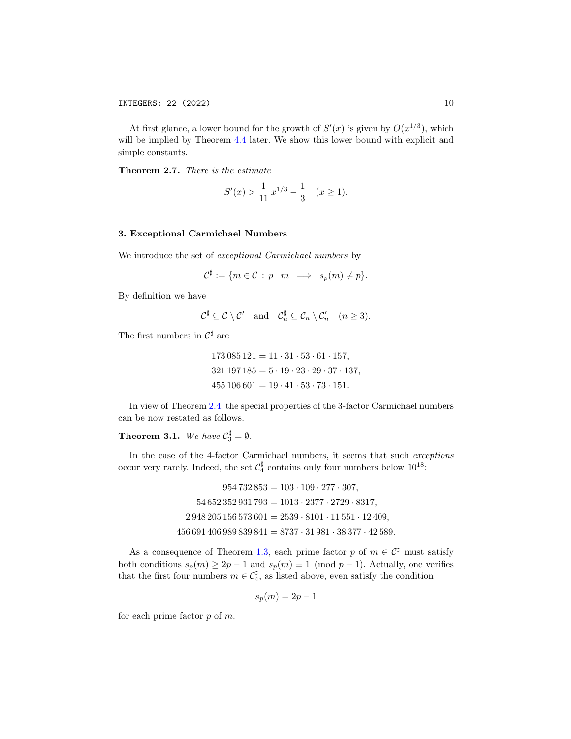At first glance, a lower bound for the growth of $S'(x)$ is given by $O(x^{1/3})$, which will be implied by Theorem 4.4 later. We show this lower bound with explicit and simple constants.

**Theorem 2.7.** *There is the estimate*

$$S'(x) > \frac{1}{11}\, x^{1/3} - \frac{1}{3} \quad (x \geq 1).$$

## 3. Exceptional Carmichael Numbers

We introduce the set of *exceptional Carmichael numbers* by

$$\mathcal{C}^\sharp := \{m \in \mathcal{C} \,:\, p \mid m \implies s_p(m) \neq p\}.$$

By definition we have

$$\mathcal{C}^\sharp \subseteq \mathcal{C} \setminus \mathcal{C}' \quad \text{and} \quad \mathcal{C}_n^\sharp \subseteq \mathcal{C}_n \setminus \mathcal{C}_n' \quad (n \geq 3).$$

The first numbers in $\mathcal{C}^\sharp$ are

$$\begin{aligned}
173\,085\,121 &= 11 \cdot 31 \cdot 53 \cdot 61 \cdot 157,\\
321\,197\,185 &= 5 \cdot 19 \cdot 23 \cdot 29 \cdot 37 \cdot 137,\\
455\,106\,601 &= 19 \cdot 41 \cdot 53 \cdot 73 \cdot 151.
\end{aligned}$$

In view of Theorem 2.4, the special properties of the 3-factor Carmichael numbers can be now restated as follows.

**Theorem 3.1.** *We have $\mathcal{C}_3^\sharp = \emptyset$.*

In the case of the 4-factor Carmichael numbers, it seems that such *exceptions* occur very rarely. Indeed, the set $\mathcal{C}_4^\sharp$ contains only four numbers below $10^{18}$:

$$\begin{aligned}
954\,732\,853 &= 103 \cdot 109 \cdot 277 \cdot 307,\\
54\,652\,352\,931\,793 &= 1013 \cdot 2377 \cdot 2729 \cdot 8317,\\
2\,948\,205\,156\,573\,601 &= 2539 \cdot 8101 \cdot 11\,551 \cdot 12\,409,\\
456\,691\,406\,989\,839\,841 &= 8737 \cdot 31\,981 \cdot 38\,377 \cdot 42\,589.
\end{aligned}$$

As a consequence of Theorem 1.3, each prime factor $p$ of $m \in \mathcal{C}^\sharp$ must satisfy both conditions $s_p(m) \geq 2p - 1$ and $s_p(m) \equiv 1 \pmod{p-1}$. Actually, one verifies that the first four numbers $m \in \mathcal{C}_4^\sharp$, as listed above, even satisfy the condition

$$s_p(m) = 2p - 1$$

for each prime factor $p$ of $m$.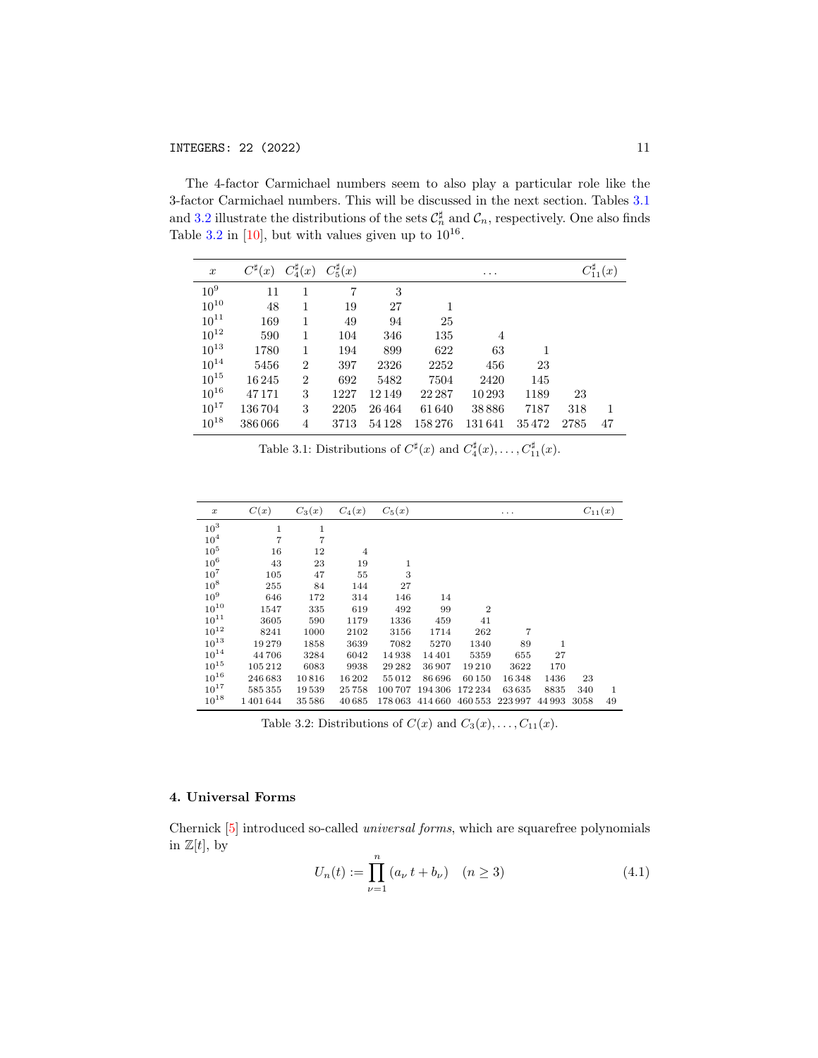The 4-factor Carmichael numbers seem to also play a particular role like the 3-factor Carmichael numbers. This will be discussed in the next section. Tables 3.1 and 3.2 illustrate the distributions of the sets $\mathcal{C}_n^\sharp$ and $\mathcal{C}_n$, respectively. One also finds Table 3.2 in [10], but with values given up to $10^{16}$.

| $x$ | $C^\sharp(x)$ | $C_4^\sharp(x)$ | $C_5^\sharp(x)$ | | | $\ldots$ | | | $C_{11}^\sharp(x)$ |
|---|---|---|---|---|---|---|---|---|---|
| $10^9$ | 11 | 1 | 7 | 3 | | | | | |
| $10^{10}$ | 48 | 1 | 19 | 27 | 1 | | | | |
| $10^{11}$ | 169 | 1 | 49 | 94 | 25 | | | | |
| $10^{12}$ | 590 | 1 | 104 | 346 | 135 | 4 | | | |
| $10^{13}$ | 1780 | 1 | 194 | 899 | 622 | 63 | 1 | | |
| $10^{14}$ | 5456 | 2 | 397 | 2326 | 2252 | 456 | 23 | | |
| $10^{15}$ | 16 245 | 2 | 692 | 5482 | 7504 | 2420 | 145 | | |
| $10^{16}$ | 47 171 | 3 | 1227 | 12 149 | 22 287 | 10 293 | 1189 | 23 | |
| $10^{17}$ | 136 704 | 3 | 2205 | 26 464 | 61 640 | 38 886 | 7187 | 318 | 1 |
| $10^{18}$ | 386 066 | 4 | 3713 | 54 128 | 158 276 | 131 641 | 35 472 | 2785 | 47 |

Table 3.1: Distributions of $C^\sharp(x)$ and $C_4^\sharp(x), \ldots, C_{11}^\sharp(x)$.

| $x$ | $C(x)$ | $C_3(x)$ | $C_4(x)$ | $C_5(x)$ | | | $\ldots$ | | | $C_{11}(x)$ |
|---|---|---|---|---|---|---|---|---|---|---|
| $10^3$ | 1 | 1 | | | | | | | | |
| $10^4$ | 7 | 7 | | | | | | | | |
| $10^5$ | 16 | 12 | 4 | | | | | | | |
| $10^6$ | 43 | 23 | 19 | 1 | | | | | | |
| $10^7$ | 105 | 47 | 55 | 3 | | | | | | |
| $10^8$ | 255 | 84 | 144 | 27 | | | | | | |
| $10^9$ | 646 | 172 | 314 | 146 | 14 | | | | | |
| $10^{10}$ | 1547 | 335 | 619 | 492 | 99 | 2 | | | | |
| $10^{11}$ | 3605 | 590 | 1179 | 1336 | 459 | 41 | | | | |
| $10^{12}$ | 8241 | 1000 | 2102 | 3156 | 1714 | 262 | 7 | | | |
| $10^{13}$ | 19 279 | 1858 | 3639 | 7082 | 5270 | 1340 | 89 | 1 | | |
| $10^{14}$ | 44 706 | 3284 | 6042 | 14 938 | 14 401 | 5359 | 655 | 27 | | |
| $10^{15}$ | 105 212 | 6083 | 9938 | 29 282 | 36 907 | 19 210 | 3622 | 170 | | |
| $10^{16}$ | 246 683 | 10 816 | 16 202 | 55 012 | 86 696 | 60 150 | 16 348 | 1436 | 23 | |
| $10^{17}$ | 585 355 | 19 539 | 25 758 | 100 707 | 194 306 | 172 234 | 63 635 | 8835 | 340 | 1 |
| $10^{18}$ | 1 401 644 | 35 586 | 40 685 | 178 063 | 414 660 | 460 553 | 223 997 | 44 993 | 3058 | 49 |

Table 3.2: Distributions of $C(x)$ and $C_3(x), \ldots, C_{11}(x)$.

## 4. Universal Forms

Chernick [5] introduced so-called *universal forms*, which are squarefree polynomials in $\mathbb{Z}[t]$, by

$$U_n(t) := \prod_{\nu=1}^{n} (a_\nu \, t + b_\nu) \quad (n \geq 3) \tag{4.1}$$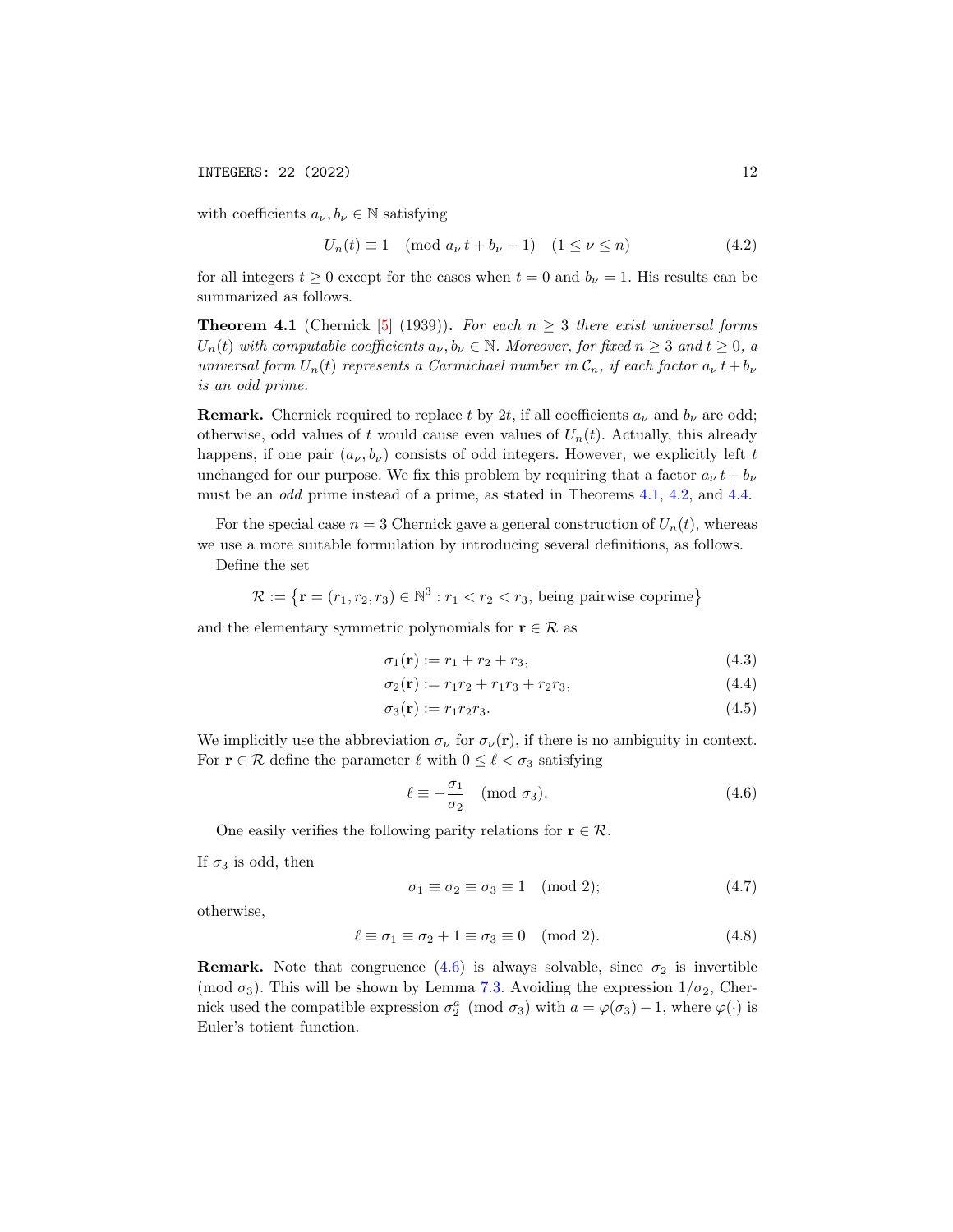with coefficients $a_\nu, b_\nu \in \mathbb{N}$ satisfying

$$U_n(t) \equiv 1 \pmod{a_\nu\, t + b_\nu - 1} \quad (1 \leq \nu \leq n) \tag{4.2}$$

for all integers $t \geq 0$ except for the cases when $t = 0$ and $b_\nu = 1$. His results can be summarized as follows.

**Theorem 4.1** (Chernick [5] (1939))**.** *For each $n \geq 3$ there exist universal forms $U_n(t)$ with computable coefficients $a_\nu, b_\nu \in \mathbb{N}$. Moreover, for fixed $n \geq 3$ and $t \geq 0$, a universal form $U_n(t)$ represents a Carmichael number in $\mathcal{C}_n$, if each factor $a_\nu\, t + b_\nu$ is an odd prime.*

**Remark.** Chernick required to replace $t$ by $2t$, if all coefficients $a_\nu$ and $b_\nu$ are odd; otherwise, odd values of $t$ would cause even values of $U_n(t)$. Actually, this already happens, if one pair $(a_\nu, b_\nu)$ consists of odd integers. However, we explicitly left $t$ unchanged for our purpose. We fix this problem by requiring that a factor $a_\nu\, t + b_\nu$ must be an *odd* prime instead of a prime, as stated in Theorems 4.1, 4.2, and 4.4.

For the special case $n = 3$ Chernick gave a general construction of $U_n(t)$, whereas we use a more suitable formulation by introducing several definitions, as follows.

Define the set

$$\mathcal{R} := \left\{ \mathbf{r} = (r_1, r_2, r_3) \in \mathbb{N}^3 : r_1 < r_2 < r_3, \text{ being pairwise coprime} \right\}$$

and the elementary symmetric polynomials for $\mathbf{r} \in \mathcal{R}$ as

$$\sigma_1(\mathbf{r}) := r_1 + r_2 + r_3, \tag{4.3}$$

$$\sigma_2(\mathbf{r}) := r_1 r_2 + r_1 r_3 + r_2 r_3, \tag{4.4}$$

$$\sigma_3(\mathbf{r}) := r_1 r_2 r_3. \tag{4.5}$$

We implicitly use the abbreviation $\sigma_\nu$ for $\sigma_\nu(\mathbf{r})$, if there is no ambiguity in context. For $\mathbf{r} \in \mathcal{R}$ define the parameter $\ell$ with $0 \leq \ell < \sigma_3$ satisfying

$$\ell \equiv -\frac{\sigma_1}{\sigma_2} \pmod{\sigma_3}. \tag{4.6}$$

One easily verifies the following parity relations for $\mathbf{r} \in \mathcal{R}$.

If $\sigma_3$ is odd, then

$$\sigma_1 \equiv \sigma_2 \equiv \sigma_3 \equiv 1 \pmod 2; \tag{4.7}$$

otherwise,

$$\ell \equiv \sigma_1 \equiv \sigma_2 + 1 \equiv \sigma_3 \equiv 0 \pmod 2. \tag{4.8}$$

**Remark.** Note that congruence (4.6) is always solvable, since $\sigma_2$ is invertible $\pmod{\sigma_3}$. This will be shown by Lemma 7.3. Avoiding the expression $1/\sigma_2$, Chernick used the compatible expression $\sigma_2^a \pmod{\sigma_3}$ with $a = \varphi(\sigma_3) - 1$, where $\varphi(\cdot)$ is Euler's totient function.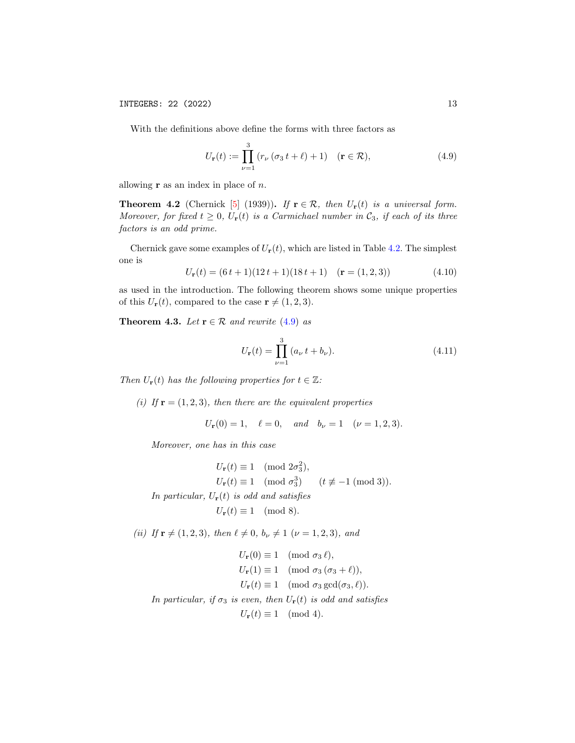With the definitions above define the forms with three factors as

$$U_{\mathbf{r}}(t) := \prod_{\nu=1}^{3} \left( r_\nu \left( \sigma_3 \, t + \ell \right) + 1 \right) \quad (\mathbf{r} \in \mathcal{R}), \tag{4.9}$$

allowing $\mathbf{r}$ as an index in place of $n$.

**Theorem 4.2** (Chernick [5] (1939))**.** *If $\mathbf{r} \in \mathcal{R}$, then $U_{\mathbf{r}}(t)$ is a universal form. Moreover, for fixed $t \geq 0$, $U_{\mathbf{r}}(t)$ is a Carmichael number in $\mathcal{C}_3$, if each of its three factors is an odd prime.*

Chernick gave some examples of $U_{\mathbf{r}}(t)$, which are listed in Table 4.2. The simplest one is

$$U_{\mathbf{r}}(t) = (6\,t + 1)(12\,t + 1)(18\,t + 1) \quad (\mathbf{r} = (1, 2, 3)) \tag{4.10}$$

as used in the introduction. The following theorem shows some unique properties of this $U_{\mathbf{r}}(t)$, compared to the case $\mathbf{r} \neq (1, 2, 3)$.

**Theorem 4.3.** *Let $\mathbf{r} \in \mathcal{R}$ and rewrite (4.9) as*

$$U_{\mathbf{r}}(t) = \prod_{\nu=1}^{3} (a_\nu \, t + b_\nu). \tag{4.11}$$

*Then $U_{\mathbf{r}}(t)$ has the following properties for $t \in \mathbb{Z}$:*

*(i) If $\mathbf{r} = (1, 2, 3)$, then there are the equivalent properties*

$$U_{\mathbf{r}}(0) = 1, \quad \ell = 0, \quad \text{and} \quad b_\nu = 1 \quad (\nu = 1, 2, 3).$$

*Moreover, one has in this case*

$$\begin{aligned} U_{\mathbf{r}}(t) &\equiv 1 \pmod{2\sigma_3^2}, \\ U_{\mathbf{r}}(t) &\equiv 1 \pmod{\sigma_3^3} \qquad (t \not\equiv -1 \ (\mathrm{mod}\ 3)). \end{aligned}$$

*In particular, $U_{\mathbf{r}}(t)$ is odd and satisfies*

$$U_{\mathbf{r}}(t) \equiv 1 \pmod 8.$$

*(ii) If $\mathbf{r} \neq (1, 2, 3)$, then $\ell \neq 0$, $b_\nu \neq 1$ $(\nu = 1, 2, 3)$, and*

$$\begin{aligned} U_{\mathbf{r}}(0) &\equiv 1 \pmod{\sigma_3 \, \ell}, \\ U_{\mathbf{r}}(1) &\equiv 1 \pmod{\sigma_3 \, (\sigma_3 + \ell)}, \\ U_{\mathbf{r}}(t) &\equiv 1 \pmod{\sigma_3 \gcd(\sigma_3, \ell)}. \end{aligned}$$

*In particular, if $\sigma_3$ is even, then $U_{\mathbf{r}}(t)$ is odd and satisfies*

$$U_{\mathbf{r}}(t) \equiv 1 \pmod 4.$$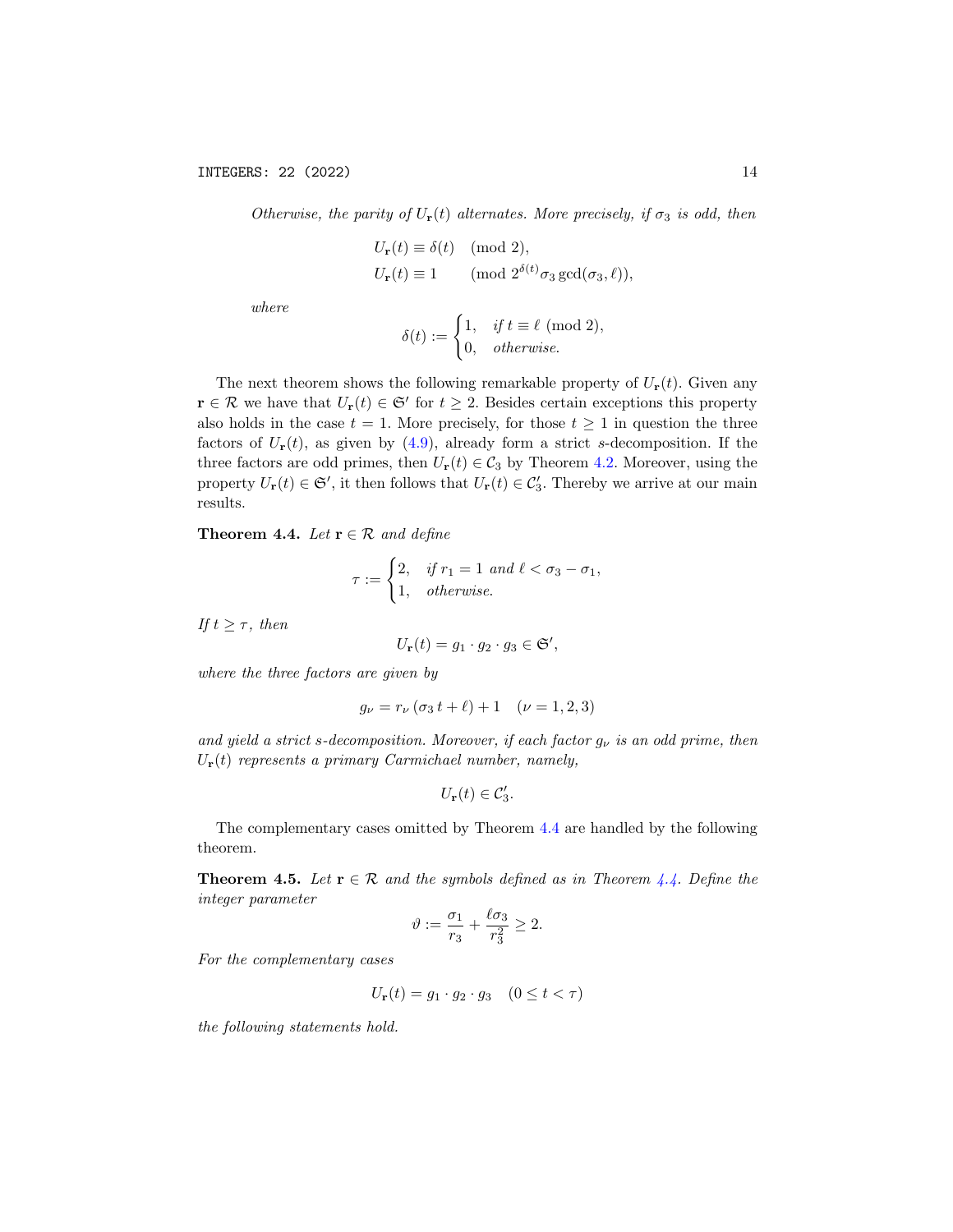*Otherwise, the parity of $U_{\mathbf{r}}(t)$ alternates. More precisely, if $\sigma_3$ is odd, then*

$$
\begin{aligned}
U_{\mathbf{r}}(t) &\equiv \delta(t) \pmod 2, \\
U_{\mathbf{r}}(t) &\equiv 1 \pmod{2^{\delta(t)} \sigma_3 \gcd(\sigma_3, \ell)},
\end{aligned}
$$

*where*

$$
\delta(t) := \begin{cases} 1, & \text{if } t \equiv \ell \pmod 2, \\ 0, & \text{otherwise.} \end{cases}
$$

The next theorem shows the following remarkable property of $U_{\mathbf{r}}(t)$. Given any $\mathbf{r} \in \mathcal{R}$ we have that $U_{\mathbf{r}}(t) \in \mathfrak{S}'$ for $t \geq 2$. Besides certain exceptions this property also holds in the case $t = 1$. More precisely, for those $t \geq 1$ in question the three factors of $U_{\mathbf{r}}(t)$, as given by (4.9), already form a strict $s$-decomposition. If the three factors are odd primes, then $U_{\mathbf{r}}(t) \in \mathcal{C}_3$ by Theorem 4.2. Moreover, using the property $U_{\mathbf{r}}(t) \in \mathfrak{S}'$, it then follows that $U_{\mathbf{r}}(t) \in \mathcal{C}'_3$. Thereby we arrive at our main results.

**Theorem 4.4.** *Let $\mathbf{r} \in \mathcal{R}$ and define*

$$
\tau := \begin{cases} 2, & \text{if } r_1 = 1 \text{ and } \ell < \sigma_3 - \sigma_1, \\ 1, & \text{otherwise.} \end{cases}
$$

*If $t \geq \tau$, then*

$$
U_{\mathbf{r}}(t) = g_1 \cdot g_2 \cdot g_3 \in \mathfrak{S}',
$$

*where the three factors are given by*

$$
g_\nu = r_\nu \, (\sigma_3 \, t + \ell) + 1 \quad (\nu = 1, 2, 3)
$$

*and yield a strict $s$-decomposition. Moreover, if each factor $g_\nu$ is an odd prime, then $U_{\mathbf{r}}(t)$ represents a primary Carmichael number, namely,*

$$
U_{\mathbf{r}}(t) \in \mathcal{C}'_3.
$$

The complementary cases omitted by Theorem 4.4 are handled by the following theorem.

**Theorem 4.5.** *Let $\mathbf{r} \in \mathcal{R}$ and the symbols defined as in Theorem 4.4. Define the integer parameter*

$$
\vartheta := \frac{\sigma_1}{r_3} + \frac{\ell \sigma_3}{r_3^2} \geq 2.
$$

*For the complementary cases*

$$
U_{\mathbf{r}}(t) = g_1 \cdot g_2 \cdot g_3 \quad (0 \leq t < \tau)
$$

*the following statements hold.*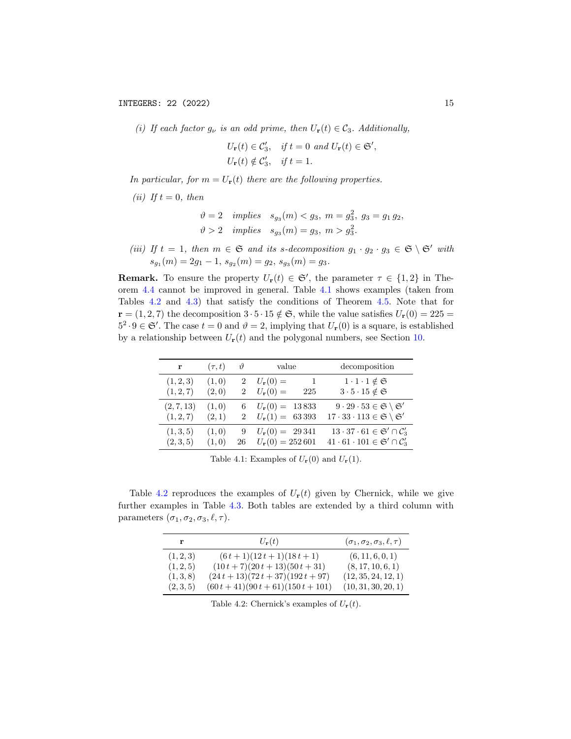*(i) If each factor $g_\nu$ is an odd prime, then $U_{\mathbf{r}}(t) \in \mathcal{C}_3$. Additionally,*

$$U_{\mathbf{r}}(t) \in \mathcal{C}_3', \quad \text{if } t = 0 \text{ and } U_{\mathbf{r}}(t) \in \mathfrak{S}',$$
$$U_{\mathbf{r}}(t) \notin \mathcal{C}_3', \quad \text{if } t = 1.$$

*In particular, for $m = U_{\mathbf{r}}(t)$ there are the following properties.*

*(ii) If $t = 0$, then*

$$\vartheta = 2 \quad \text{implies} \quad s_{g_3}(m) < g_3,\ m = g_3^2,\ g_3 = g_1\, g_2,$$
$$\vartheta > 2 \quad \text{implies} \quad s_{g_3}(m) = g_3,\ m > g_3^2.$$

*(iii) If $t = 1$, then $m \in \mathfrak{S}$ and its s-decomposition $g_1 \cdot g_2 \cdot g_3 \in \mathfrak{S} \setminus \mathfrak{S}'$ with $s_{g_1}(m) = 2g_1 - 1$, $s_{g_2}(m) = g_2$, $s_{g_3}(m) = g_3$.*

**Remark.** To ensure the property $U_{\mathbf{r}}(t) \in \mathfrak{S}'$, the parameter $\tau \in \{1, 2\}$ in Theorem 4.4 cannot be improved in general. Table 4.1 shows examples (taken from Tables 4.2 and 4.3) that satisfy the conditions of Theorem 4.5. Note that for $\mathbf{r} = (1, 2, 7)$ the decomposition $3 \cdot 5 \cdot 15 \notin \mathfrak{S}$, while the value satisfies $U_{\mathbf{r}}(0) = 225 = 5^2 \cdot 9 \in \mathfrak{S}'$. The case $t = 0$ and $\vartheta = 2$, implying that $U_{\mathbf{r}}(0)$ is a square, is established by a relationship between $U_{\mathbf{r}}(t)$ and the polygonal numbers, see Section 10.

| $\mathbf{r}$ | $(\tau, t)$ | $\vartheta$ | value | decomposition |
|---|---|---|---|---|
| $(1, 2, 3)$ | $(1, 0)$ | 2 | $U_{\mathbf{r}}(0) = 1$ | $1 \cdot 1 \cdot 1 \notin \mathfrak{S}$ |
| $(1, 2, 7)$ | $(2, 0)$ | 2 | $U_{\mathbf{r}}(0) = 225$ | $3 \cdot 5 \cdot 15 \notin \mathfrak{S}$ |
| $(2, 7, 13)$ | $(1, 0)$ | 6 | $U_{\mathbf{r}}(0) = 13\,833$ | $9 \cdot 29 \cdot 53 \in \mathfrak{S} \setminus \mathfrak{S}'$ |
| $(1, 2, 7)$ | $(2, 1)$ | 2 | $U_{\mathbf{r}}(1) = 63\,393$ | $17 \cdot 33 \cdot 113 \in \mathfrak{S} \setminus \mathfrak{S}'$ |
| $(1, 3, 5)$ | $(1, 0)$ | 9 | $U_{\mathbf{r}}(0) = 29\,341$ | $13 \cdot 37 \cdot 61 \in \mathfrak{S}' \cap \mathcal{C}_3'$ |
| $(2, 3, 5)$ | $(1, 0)$ | 26 | $U_{\mathbf{r}}(0) = 252\,601$ | $41 \cdot 61 \cdot 101 \in \mathfrak{S}' \cap \mathcal{C}_3'$ |

Table 4.1: Examples of $U_{\mathbf{r}}(0)$ and $U_{\mathbf{r}}(1)$.

Table 4.2 reproduces the examples of $U_{\mathbf{r}}(t)$ given by Chernick, while we give further examples in Table 4.3. Both tables are extended by a third column with parameters $(\sigma_1, \sigma_2, \sigma_3, \ell, \tau)$.

| $\mathbf{r}$ | $U_{\mathbf{r}}(t)$ | $(\sigma_1, \sigma_2, \sigma_3, \ell, \tau)$ |
|---|---|---|
| $(1, 2, 3)$ | $(6\,t + 1)(12\,t + 1)(18\,t + 1)$ | $(6, 11, 6, 0, 1)$ |
| $(1, 2, 5)$ | $(10\,t + 7)(20\,t + 13)(50\,t + 31)$ | $(8, 17, 10, 6, 1)$ |
| $(1, 3, 8)$ | $(24\,t + 13)(72\,t + 37)(192\,t + 97)$ | $(12, 35, 24, 12, 1)$ |
| $(2, 3, 5)$ | $(60\,t + 41)(90\,t + 61)(150\,t + 101)$ | $(10, 31, 30, 20, 1)$ |

Table 4.2: Chernick's examples of $U_{\mathbf{r}}(t)$.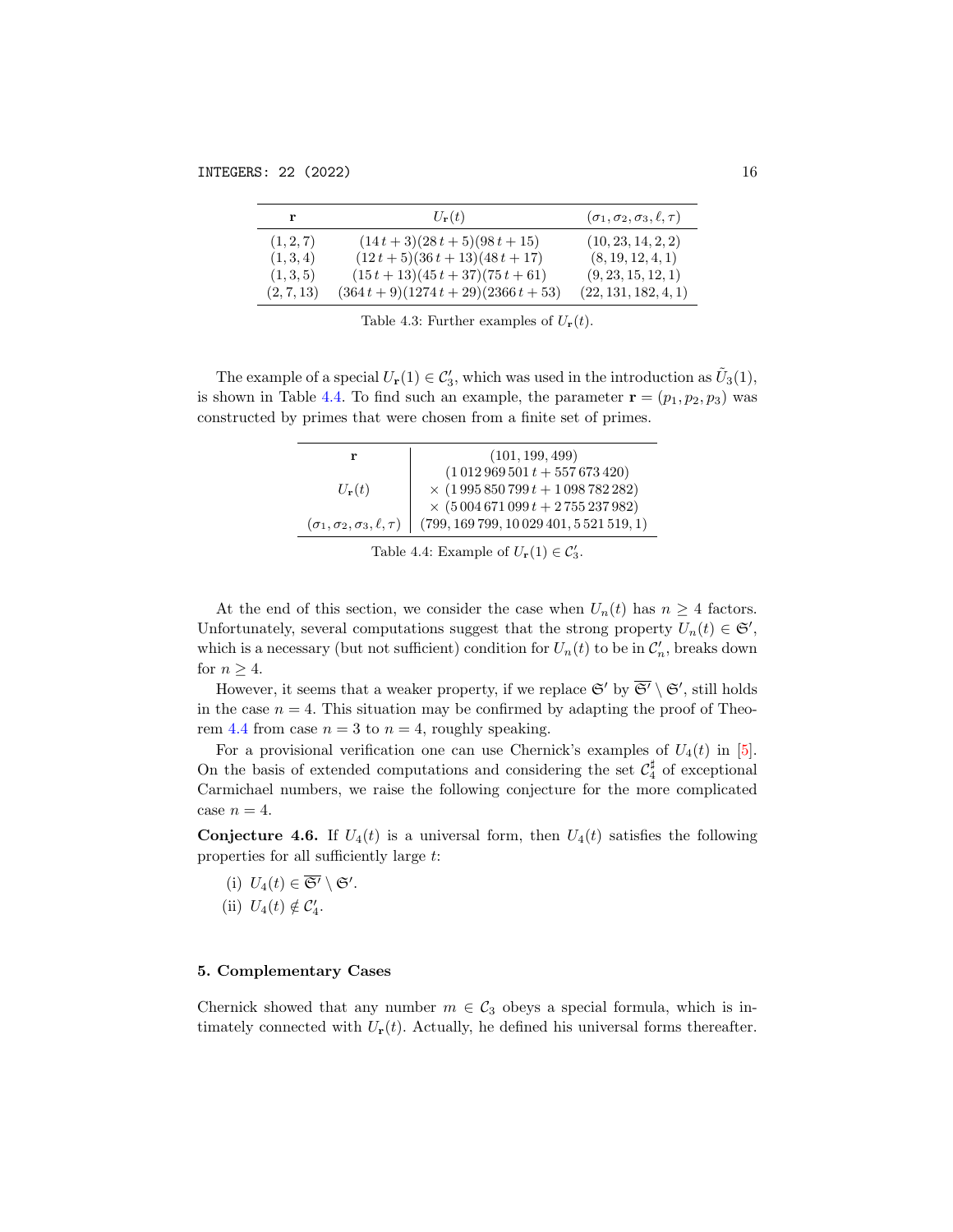| $\mathbf{r}$ | $U_{\mathbf{r}}(t)$ | $(\sigma_1, \sigma_2, \sigma_3, \ell, \tau)$ |
|---|---|---|
| $(1,2,7)$ | $(14\,t+3)(28\,t+5)(98\,t+15)$ | $(10, 23, 14, 2, 2)$ |
| $(1,3,4)$ | $(12\,t+5)(36\,t+13)(48\,t+17)$ | $(8, 19, 12, 4, 1)$ |
| $(1,3,5)$ | $(15\,t+13)(45\,t+37)(75\,t+61)$ | $(9, 23, 15, 12, 1)$ |
| $(2,7,13)$ | $(364\,t+9)(1274\,t+29)(2366\,t+53)$ | $(22, 131, 182, 4, 1)$ |

Table 4.3: Further examples of $U_{\mathbf{r}}(t)$.

The example of a special $U_{\mathbf{r}}(1) \in \mathcal{C}_3'$, which was used in the introduction as $\tilde{U}_3(1)$, is shown in Table 4.4. To find such an example, the parameter $\mathbf{r} = (p_1, p_2, p_3)$ was constructed by primes that were chosen from a finite set of primes.

| | |
|---|---|
| $\mathbf{r}$ | $(101, 199, 499)$ |
| $U_{\mathbf{r}}(t)$ | $(1\,012\,969\,501\,t + 557\,673\,420)$ $\times\ (1\,995\,850\,799\,t + 1\,098\,782\,282)$ $\times\ (5\,004\,671\,099\,t + 2\,755\,237\,982)$ |
| $(\sigma_1, \sigma_2, \sigma_3, \ell, \tau)$ | $(799, 169\,799, 10\,029\,401, 5\,521\,519, 1)$ |

Table 4.4: Example of $U_{\mathbf{r}}(1) \in \mathcal{C}_3'$.

At the end of this section, we consider the case when $U_n(t)$ has $n \geq 4$ factors. Unfortunately, several computations suggest that the strong property $U_n(t) \in \mathfrak{S}'$, which is a necessary (but not sufficient) condition for $U_n(t)$ to be in $\mathcal{C}_n'$, breaks down for $n \geq 4$.

However, it seems that a weaker property, if we replace $\mathfrak{S}'$ by $\overline{\mathfrak{S}'} \setminus \mathfrak{S}'$, still holds in the case $n = 4$. This situation may be confirmed by adapting the proof of Theorem 4.4 from case $n = 3$ to $n = 4$, roughly speaking.

For a provisional verification one can use Chernick's examples of $U_4(t)$ in [5]. On the basis of extended computations and considering the set $\mathcal{C}_4^\sharp$ of exceptional Carmichael numbers, we raise the following conjecture for the more complicated case $n = 4$.

**Conjecture 4.6.** If $U_4(t)$ is a universal form, then $U_4(t)$ satisfies the following properties for all sufficiently large $t$:

(i) $U_4(t) \in \overline{\mathfrak{S}'} \setminus \mathfrak{S}'$.

(ii) $U_4(t) \notin \mathcal{C}_4'$.

## 5. Complementary Cases

Chernick showed that any number $m \in \mathcal{C}_3$ obeys a special formula, which is intimately connected with $U_{\mathbf{r}}(t)$. Actually, he defined his universal forms thereafter.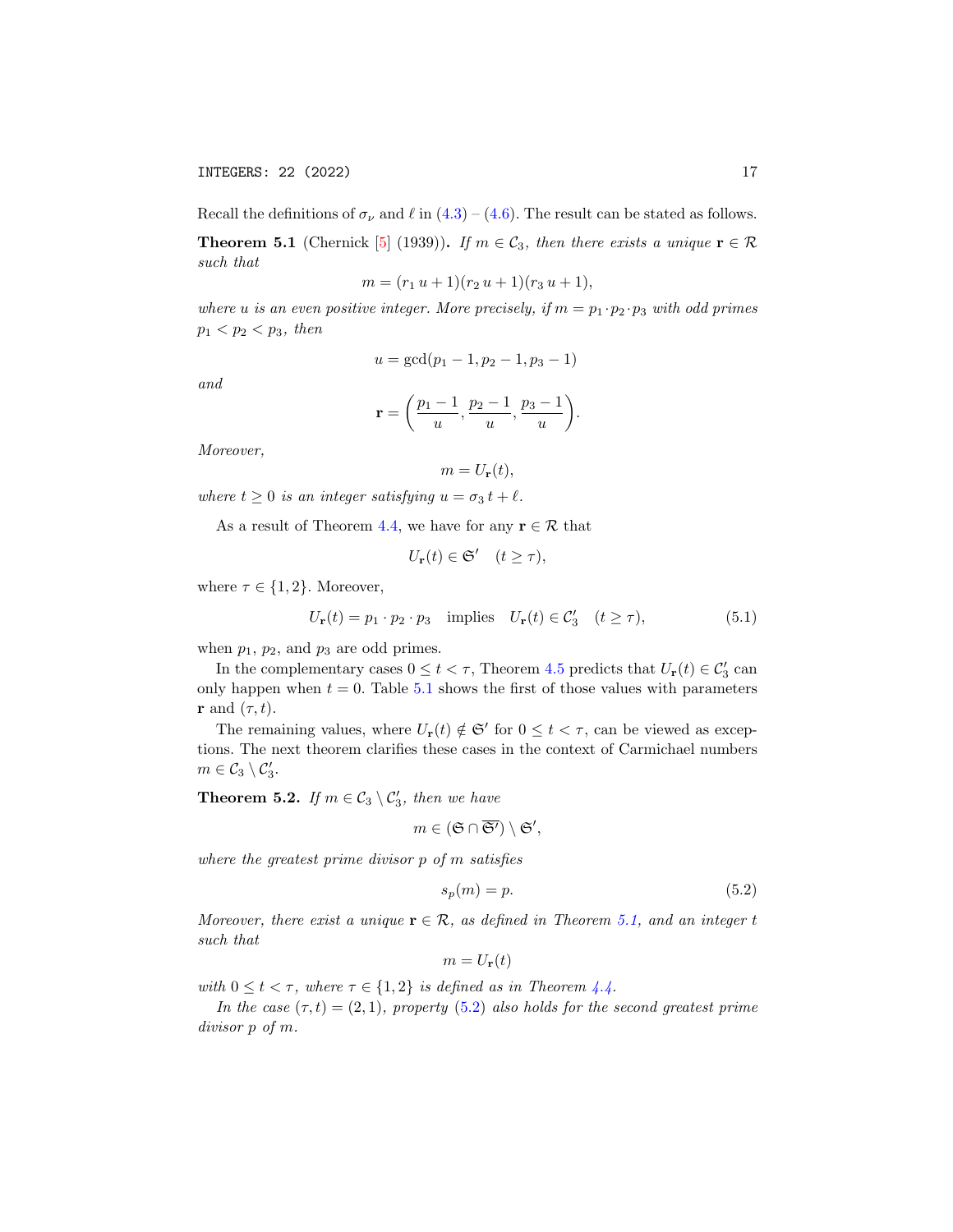Recall the definitions of $\sigma_\nu$ and $\ell$ in (4.3) – (4.6). The result can be stated as follows.

**Theorem 5.1** (Chernick [5] (1939))**.** *If $m \in \mathcal{C}_3$, then there exists a unique $\mathbf{r} \in \mathcal{R}$ such that*

$$m = (r_1\, u + 1)(r_2\, u + 1)(r_3\, u + 1),$$

*where $u$ is an even positive integer. More precisely, if $m = p_1 \cdot p_2 \cdot p_3$ with odd primes $p_1 < p_2 < p_3$, then*

$$u = \gcd(p_1 - 1, p_2 - 1, p_3 - 1)$$

*and*

$$\mathbf{r} = \left( \frac{p_1 - 1}{u}, \frac{p_2 - 1}{u}, \frac{p_3 - 1}{u} \right).$$

*Moreover,*

$$m = U_{\mathbf{r}}(t),$$

*where $t \geq 0$ is an integer satisfying $u = \sigma_3\, t + \ell$.*

As a result of Theorem 4.4, we have for any $\mathbf{r} \in \mathcal{R}$ that

$$U_{\mathbf{r}}(t) \in \mathfrak{S}' \quad (t \geq \tau),$$

where $\tau \in \{1, 2\}$. Moreover,

$$U_{\mathbf{r}}(t) = p_1 \cdot p_2 \cdot p_3 \quad \text{implies} \quad U_{\mathbf{r}}(t) \in \mathcal{C}_3' \quad (t \geq \tau), \tag{5.1}$$

when $p_1$, $p_2$, and $p_3$ are odd primes.

In the complementary cases $0 \leq t < \tau$, Theorem 4.5 predicts that $U_{\mathbf{r}}(t) \in \mathcal{C}_3'$ can only happen when $t = 0$. Table 5.1 shows the first of those values with parameters $\mathbf{r}$ and $(\tau, t)$.

The remaining values, where $U_{\mathbf{r}}(t) \notin \mathfrak{S}'$ for $0 \leq t < \tau$, can be viewed as exceptions. The next theorem clarifies these cases in the context of Carmichael numbers $m \in \mathcal{C}_3 \setminus \mathcal{C}_3'$.

**Theorem 5.2.** *If $m \in \mathcal{C}_3 \setminus \mathcal{C}_3'$, then we have*

$$m \in (\mathfrak{S} \cap \overline{\mathfrak{S}'}) \setminus \mathfrak{S}',$$

*where the greatest prime divisor $p$ of $m$ satisfies*

$$s_p(m) = p. \tag{5.2}$$

*Moreover, there exist a unique $\mathbf{r} \in \mathcal{R}$, as defined in Theorem 5.1, and an integer $t$ such that*

$$m = U_{\mathbf{r}}(t)$$

*with $0 \leq t < \tau$, where $\tau \in \{1, 2\}$ is defined as in Theorem 4.4.*

*In the case $(\tau, t) = (2, 1)$, property (5.2) also holds for the second greatest prime divisor $p$ of $m$.*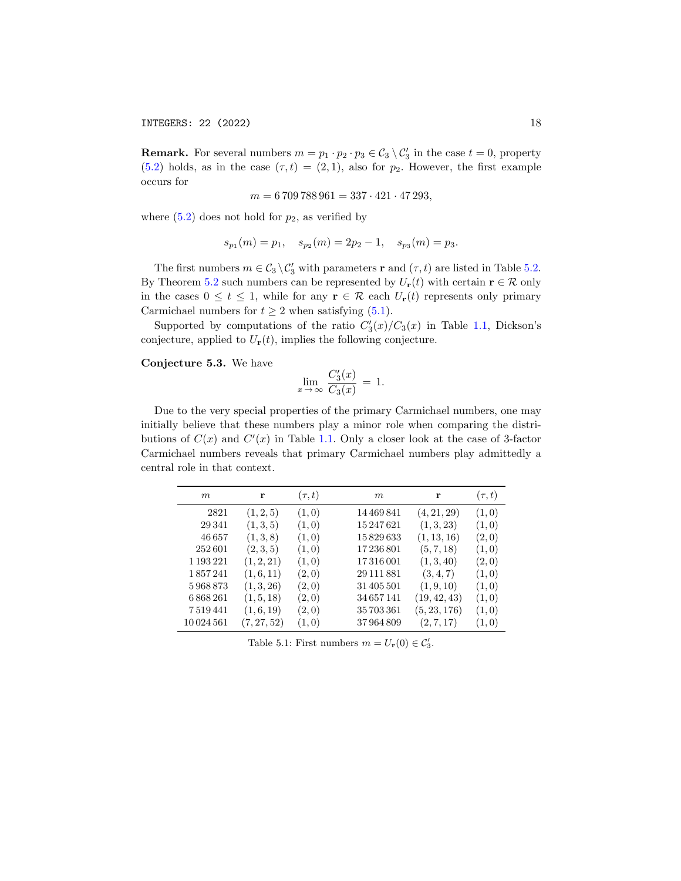**Remark.** For several numbers $m = p_1 \cdot p_2 \cdot p_3 \in \mathcal{C}_3 \setminus \mathcal{C}_3'$ in the case $t = 0$, property (5.2) holds, as in the case $(\tau, t) = (2, 1)$, also for $p_2$. However, the first example occurs for

$$m = 6\,709\,788\,961 = 337 \cdot 421 \cdot 47\,293,$$

where (5.2) does not hold for $p_2$, as verified by

$$s_{p_1}(m) = p_1, \quad s_{p_2}(m) = 2p_2 - 1, \quad s_{p_3}(m) = p_3.$$

The first numbers $m \in \mathcal{C}_3 \setminus \mathcal{C}_3'$ with parameters $\mathbf{r}$ and $(\tau, t)$ are listed in Table 5.2. By Theorem 5.2 such numbers can be represented by $U_{\mathbf{r}}(t)$ with certain $\mathbf{r} \in \mathcal{R}$ only in the cases $0 \le t \le 1$, while for any $\mathbf{r} \in \mathcal{R}$ each $U_{\mathbf{r}}(t)$ represents only primary Carmichael numbers for $t \ge 2$ when satisfying (5.1).

Supported by computations of the ratio $C_3'(x)/C_3(x)$ in Table 1.1, Dickson's conjecture, applied to $U_{\mathbf{r}}(t)$, implies the following conjecture.

**Conjecture 5.3.** We have

$$\lim_{x \to \infty} \frac{C_3'(x)}{C_3(x)} \;=\; 1.$$

Due to the very special properties of the primary Carmichael numbers, one may initially believe that these numbers play a minor role when comparing the distributions of $C(x)$ and $C'(x)$ in Table 1.1. Only a closer look at the case of 3-factor Carmichael numbers reveals that primary Carmichael numbers play admittedly a central role in that context.

| $m$ | $\mathbf{r}$ | $(\tau, t)$ | $m$ | $\mathbf{r}$ | $(\tau, t)$ |
|---:|:---:|:---:|---:|:---:|:---:|
| 2821 | $(1, 2, 5)$ | $(1, 0)$ | 14 469 841 | $(4, 21, 29)$ | $(1, 0)$ |
| 29 341 | $(1, 3, 5)$ | $(1, 0)$ | 15 247 621 | $(1, 3, 23)$ | $(1, 0)$ |
| 46 657 | $(1, 3, 8)$ | $(1, 0)$ | 15 829 633 | $(1, 13, 16)$ | $(2, 0)$ |
| 252 601 | $(2, 3, 5)$ | $(1, 0)$ | 17 236 801 | $(5, 7, 18)$ | $(1, 0)$ |
| 1 193 221 | $(1, 2, 21)$ | $(1, 0)$ | 17 316 001 | $(1, 3, 40)$ | $(2, 0)$ |
| 1 857 241 | $(1, 6, 11)$ | $(2, 0)$ | 29 111 881 | $(3, 4, 7)$ | $(1, 0)$ |
| 5 968 873 | $(1, 3, 26)$ | $(2, 0)$ | 31 405 501 | $(1, 9, 10)$ | $(1, 0)$ |
| 6 868 261 | $(1, 5, 18)$ | $(2, 0)$ | 34 657 141 | $(19, 42, 43)$ | $(1, 0)$ |
| 7 519 441 | $(1, 6, 19)$ | $(2, 0)$ | 35 703 361 | $(5, 23, 176)$ | $(1, 0)$ |
| 10 024 561 | $(7, 27, 52)$ | $(1, 0)$ | 37 964 809 | $(2, 7, 17)$ | $(1, 0)$ |

Table 5.1: First numbers $m = U_{\mathbf{r}}(0) \in \mathcal{C}_3'$.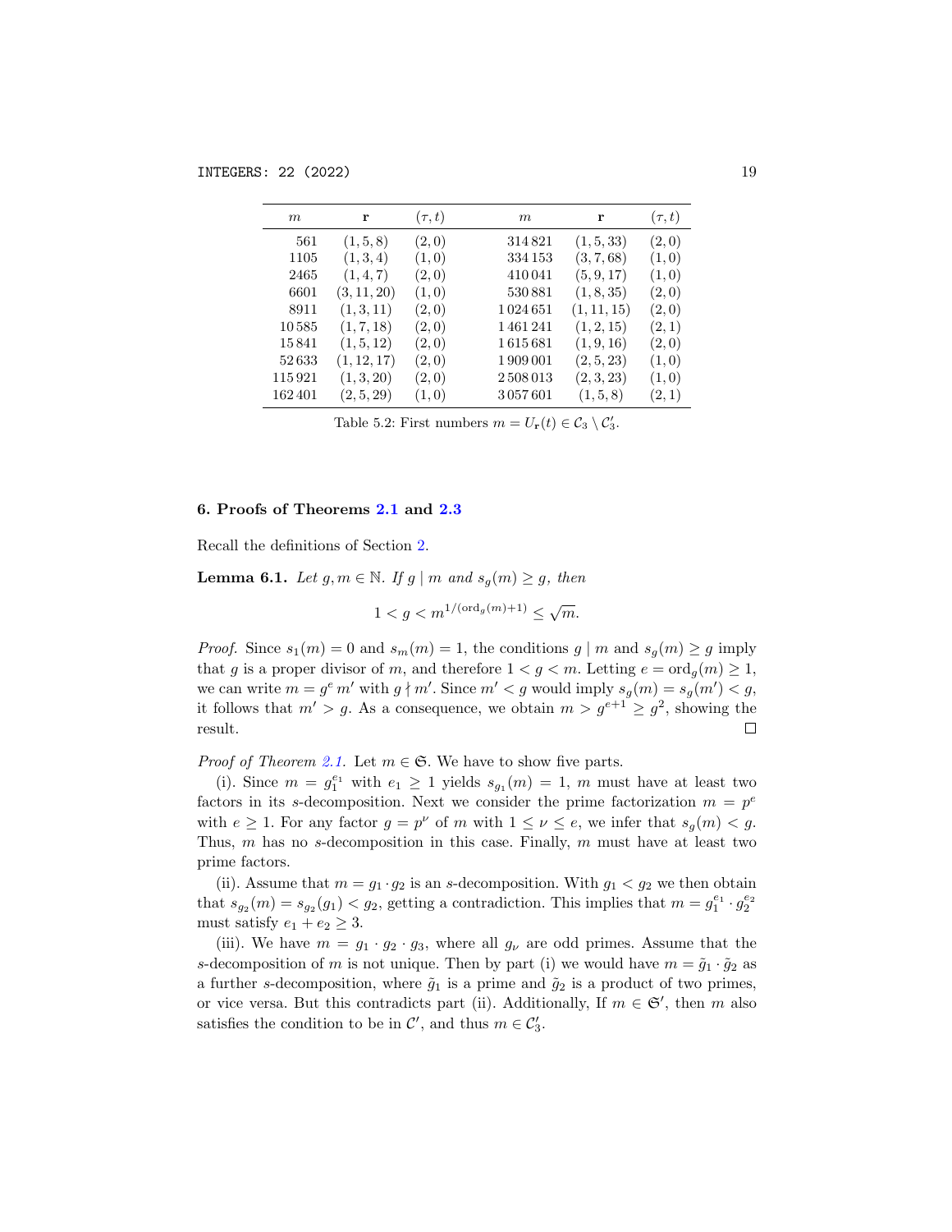| $m$ | $\mathbf{r}$ | $(\tau, t)$ | $m$ | $\mathbf{r}$ | $(\tau, t)$ |
|---|---|---|---|---|---|
| 561 | $(1, 5, 8)$ | $(2, 0)$ | 314 821 | $(1, 5, 33)$ | $(2, 0)$ |
| 1105 | $(1, 3, 4)$ | $(1, 0)$ | 334 153 | $(3, 7, 68)$ | $(1, 0)$ |
| 2465 | $(1, 4, 7)$ | $(2, 0)$ | 410 041 | $(5, 9, 17)$ | $(1, 0)$ |
| 6601 | $(3, 11, 20)$ | $(1, 0)$ | 530 881 | $(1, 8, 35)$ | $(2, 0)$ |
| 8911 | $(1, 3, 11)$ | $(2, 0)$ | 1 024 651 | $(1, 11, 15)$ | $(2, 0)$ |
| 10 585 | $(1, 7, 18)$ | $(2, 0)$ | 1 461 241 | $(1, 2, 15)$ | $(2, 1)$ |
| 15 841 | $(1, 5, 12)$ | $(2, 0)$ | 1 615 681 | $(1, 9, 16)$ | $(2, 0)$ |
| 52 633 | $(1, 12, 17)$ | $(2, 0)$ | 1 909 001 | $(2, 5, 23)$ | $(1, 0)$ |
| 115 921 | $(1, 3, 20)$ | $(2, 0)$ | 2 508 013 | $(2, 3, 23)$ | $(1, 0)$ |
| 162 401 | $(2, 5, 29)$ | $(1, 0)$ | 3 057 601 | $(1, 5, 8)$ | $(2, 1)$ |

Table 5.2: First numbers $m = U_{\mathbf{r}}(t) \in \mathcal{C}_3 \setminus \mathcal{C}'_3$.

## 6. Proofs of Theorems 2.1 and 2.3

Recall the definitions of Section 2.

**Lemma 6.1.** *Let $g, m \in \mathbb{N}$. If $g \mid m$ and $s_g(m) \geq g$, then*

$$1 < g < m^{1/(\operatorname{ord}_g(m)+1)} \leq \sqrt{m}.$$

*Proof.* Since $s_1(m) = 0$ and $s_m(m) = 1$, the conditions $g \mid m$ and $s_g(m) \geq g$ imply that $g$ is a proper divisor of $m$, and therefore $1 < g < m$. Letting $e = \operatorname{ord}_g(m) \geq 1$, we can write $m = g^e\, m'$ with $g \nmid m'$. Since $m' < g$ would imply $s_g(m) = s_g(m') < g$, it follows that $m' > g$. As a consequence, we obtain $m > g^{e+1} \geq g^2$, showing the result. $\square$

*Proof of Theorem 2.1.* Let $m \in \mathfrak{S}$. We have to show five parts.

(i). Since $m = g_1^{e_1}$ with $e_1 \geq 1$ yields $s_{g_1}(m) = 1$, $m$ must have at least two factors in its $s$-decomposition. Next we consider the prime factorization $m = p^e$ with $e \geq 1$. For any factor $g = p^\nu$ of $m$ with $1 \leq \nu \leq e$, we infer that $s_g(m) < g$. Thus, $m$ has no $s$-decomposition in this case. Finally, $m$ must have at least two prime factors.

(ii). Assume that $m = g_1 \cdot g_2$ is an $s$-decomposition. With $g_1 < g_2$ we then obtain that $s_{g_2}(m) = s_{g_2}(g_1) < g_2$, getting a contradiction. This implies that $m = g_1^{e_1} \cdot g_2^{e_2}$ must satisfy $e_1 + e_2 \geq 3$.

(iii). We have $m = g_1 \cdot g_2 \cdot g_3$, where all $g_\nu$ are odd primes. Assume that the $s$-decomposition of $m$ is not unique. Then by part (i) we would have $m = \tilde{g}_1 \cdot \tilde{g}_2$ as a further $s$-decomposition, where $\tilde{g}_1$ is a prime and $\tilde{g}_2$ is a product of two primes, or vice versa. But this contradicts part (ii). Additionally, If $m \in \mathfrak{S}'$, then $m$ also satisfies the condition to be in $\mathcal{C}'$, and thus $m \in \mathcal{C}'_3$.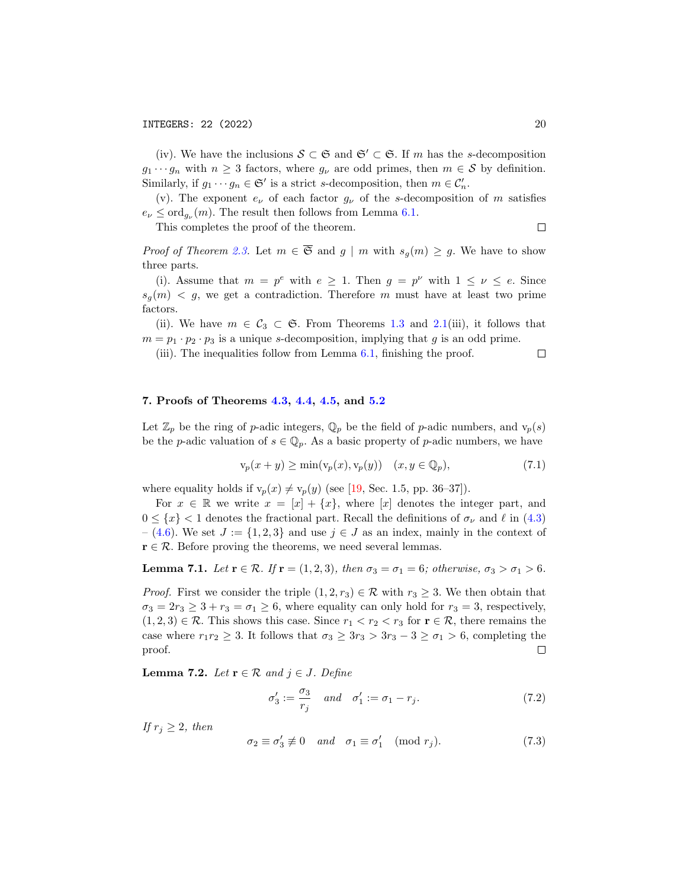(iv). We have the inclusions $\mathcal{S} \subset \mathfrak{S}$ and $\mathfrak{S}' \subset \mathfrak{S}$. If $m$ has the $s$-decomposition $g_1 \cdots g_n$ with $n \geq 3$ factors, where $g_\nu$ are odd primes, then $m \in \mathcal{S}$ by definition. Similarly, if $g_1 \cdots g_n \in \mathfrak{S}'$ is a strict $s$-decomposition, then $m \in \mathcal{C}'_n$.

(v). The exponent $e_\nu$ of each factor $g_\nu$ of the $s$-decomposition of $m$ satisfies $e_\nu \leq \operatorname{ord}_{g_\nu}(m)$. The result then follows from Lemma 6.1.

This completes the proof of the theorem. □

*Proof of Theorem 2.3.* Let $m \in \overline{\mathfrak{S}}$ and $g \mid m$ with $s_g(m) \geq g$. We have to show three parts.

(i). Assume that $m = p^e$ with $e \geq 1$. Then $g = p^\nu$ with $1 \leq \nu \leq e$. Since $s_g(m) < g$, we get a contradiction. Therefore $m$ must have at least two prime factors.

(ii). We have $m \in \mathcal{C}_3 \subset \mathfrak{S}$. From Theorems 1.3 and 2.1(iii), it follows that $m = p_1 \cdot p_2 \cdot p_3$ is a unique $s$-decomposition, implying that $g$ is an odd prime.

(iii). The inequalities follow from Lemma 6.1, finishing the proof. □

## 7. Proofs of Theorems 4.3, 4.4, 4.5, and 5.2

Let $\mathbb{Z}_p$ be the ring of $p$-adic integers, $\mathbb{Q}_p$ be the field of $p$-adic numbers, and $\mathrm{v}_p(s)$ be the $p$-adic valuation of $s \in \mathbb{Q}_p$. As a basic property of $p$-adic numbers, we have

$$\mathrm{v}_p(x + y) \geq \min(\mathrm{v}_p(x), \mathrm{v}_p(y)) \quad (x, y \in \mathbb{Q}_p), \tag{7.1}$$

where equality holds if $\mathrm{v}_p(x) \neq \mathrm{v}_p(y)$ (see [19, Sec. 1.5, pp. 36–37]).

For $x \in \mathbb{R}$ we write $x = [x] + \{x\}$, where $[x]$ denotes the integer part, and $0 \leq \{x\} < 1$ denotes the fractional part. Recall the definitions of $\sigma_\nu$ and $\ell$ in (4.3) – (4.6). We set $J := \{1, 2, 3\}$ and use $j \in J$ as an index, mainly in the context of $\mathbf{r} \in \mathcal{R}$. Before proving the theorems, we need several lemmas.

**Lemma 7.1.** *Let $\mathbf{r} \in \mathcal{R}$. If $\mathbf{r} = (1, 2, 3)$, then $\sigma_3 = \sigma_1 = 6$; otherwise, $\sigma_3 > \sigma_1 > 6$.*

*Proof.* First we consider the triple $(1, 2, r_3) \in \mathcal{R}$ with $r_3 \geq 3$. We then obtain that $\sigma_3 = 2r_3 \geq 3 + r_3 = \sigma_1 \geq 6$, where equality can only hold for $r_3 = 3$, respectively, $(1, 2, 3) \in \mathcal{R}$. This shows this case. Since $r_1 < r_2 < r_3$ for $\mathbf{r} \in \mathcal{R}$, there remains the case where $r_1 r_2 \geq 3$. It follows that $\sigma_3 \geq 3r_3 > 3r_3 - 3 \geq \sigma_1 > 6$, completing the proof. □

**Lemma 7.2.** *Let $\mathbf{r} \in \mathcal{R}$ and $j \in J$. Define*

$$\sigma'_3 := \frac{\sigma_3}{r_j} \quad \text{and} \quad \sigma'_1 := \sigma_1 - r_j. \tag{7.2}$$

*If $r_j \geq 2$, then*

$$\sigma_2 \equiv \sigma'_3 \not\equiv 0 \quad \text{and} \quad \sigma_1 \equiv \sigma'_1 \pmod{r_j}. \tag{7.3}$$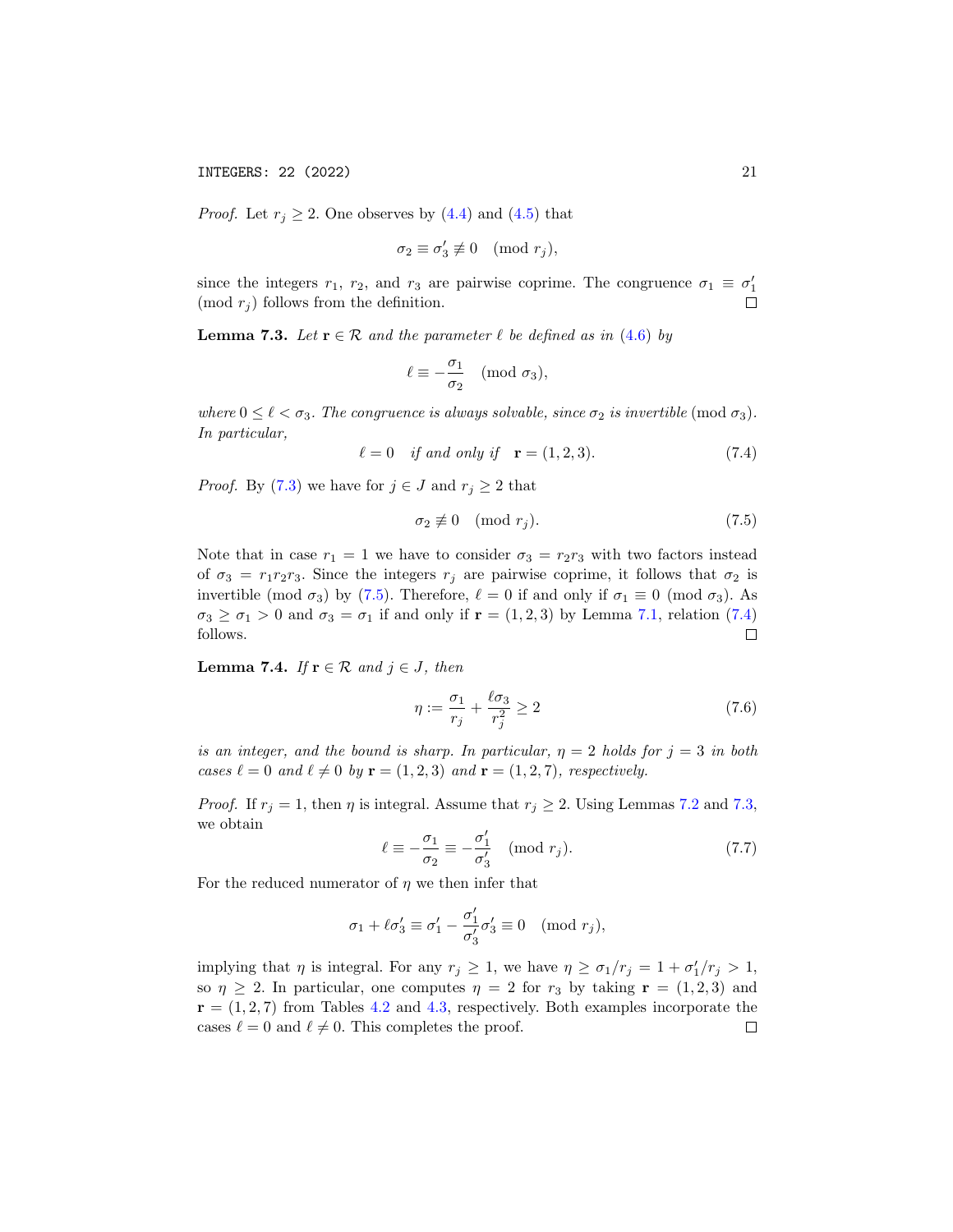*Proof.* Let $r_j \geq 2$. One observes by (4.4) and (4.5) that

$$\sigma_2 \equiv \sigma_3' \not\equiv 0 \pmod{r_j},$$

since the integers $r_1$, $r_2$, and $r_3$ are pairwise coprime. The congruence $\sigma_1 \equiv \sigma_1' \pmod{r_j}$ follows from the definition. □

**Lemma 7.3.** *Let $\mathbf{r} \in \mathcal{R}$ and the parameter $\ell$ be defined as in (4.6) by*

$$\ell \equiv -\frac{\sigma_1}{\sigma_2} \pmod{\sigma_3},$$

*where $0 \leq \ell < \sigma_3$. The congruence is always solvable, since $\sigma_2$ is invertible* (mod $\sigma_3$)*. In particular,*

$$\ell = 0 \quad \textit{if and only if} \quad \mathbf{r} = (1, 2, 3). \tag{7.4}$$

*Proof.* By (7.3) we have for $j \in J$ and $r_j \geq 2$ that

$$\sigma_2 \not\equiv 0 \pmod{r_j}. \tag{7.5}$$

Note that in case $r_1 = 1$ we have to consider $\sigma_3 = r_2 r_3$ with two factors instead of $\sigma_3 = r_1 r_2 r_3$. Since the integers $r_j$ are pairwise coprime, it follows that $\sigma_2$ is invertible (mod $\sigma_3$) by (7.5). Therefore, $\ell = 0$ if and only if $\sigma_1 \equiv 0 \pmod{\sigma_3}$. As $\sigma_3 \geq \sigma_1 > 0$ and $\sigma_3 = \sigma_1$ if and only if $\mathbf{r} = (1, 2, 3)$ by Lemma 7.1, relation (7.4) follows. □

**Lemma 7.4.** *If $\mathbf{r} \in \mathcal{R}$ and $j \in J$, then*

$$\eta := \frac{\sigma_1}{r_j} + \frac{\ell \sigma_3}{r_j^2} \geq 2 \tag{7.6}$$

*is an integer, and the bound is sharp. In particular, $\eta = 2$ holds for $j = 3$ in both cases $\ell = 0$ and $\ell \neq 0$ by $\mathbf{r} = (1, 2, 3)$ and $\mathbf{r} = (1, 2, 7)$, respectively.*

*Proof.* If $r_j = 1$, then $\eta$ is integral. Assume that $r_j \geq 2$. Using Lemmas 7.2 and 7.3, we obtain

$$\ell \equiv -\frac{\sigma_1}{\sigma_2} \equiv -\frac{\sigma_1'}{\sigma_3'} \pmod{r_j}. \tag{7.7}$$

For the reduced numerator of $\eta$ we then infer that

$$\sigma_1 + \ell \sigma_3' \equiv \sigma_1' - \frac{\sigma_1'}{\sigma_3'} \sigma_3' \equiv 0 \pmod{r_j},$$

implying that $\eta$ is integral. For any $r_j \geq 1$, we have $\eta \geq \sigma_1 / r_j = 1 + \sigma_1' / r_j > 1$, so $\eta \geq 2$. In particular, one computes $\eta = 2$ for $r_3$ by taking $\mathbf{r} = (1, 2, 3)$ and $\mathbf{r} = (1, 2, 7)$ from Tables 4.2 and 4.3, respectively. Both examples incorporate the cases $\ell = 0$ and $\ell \neq 0$. This completes the proof. □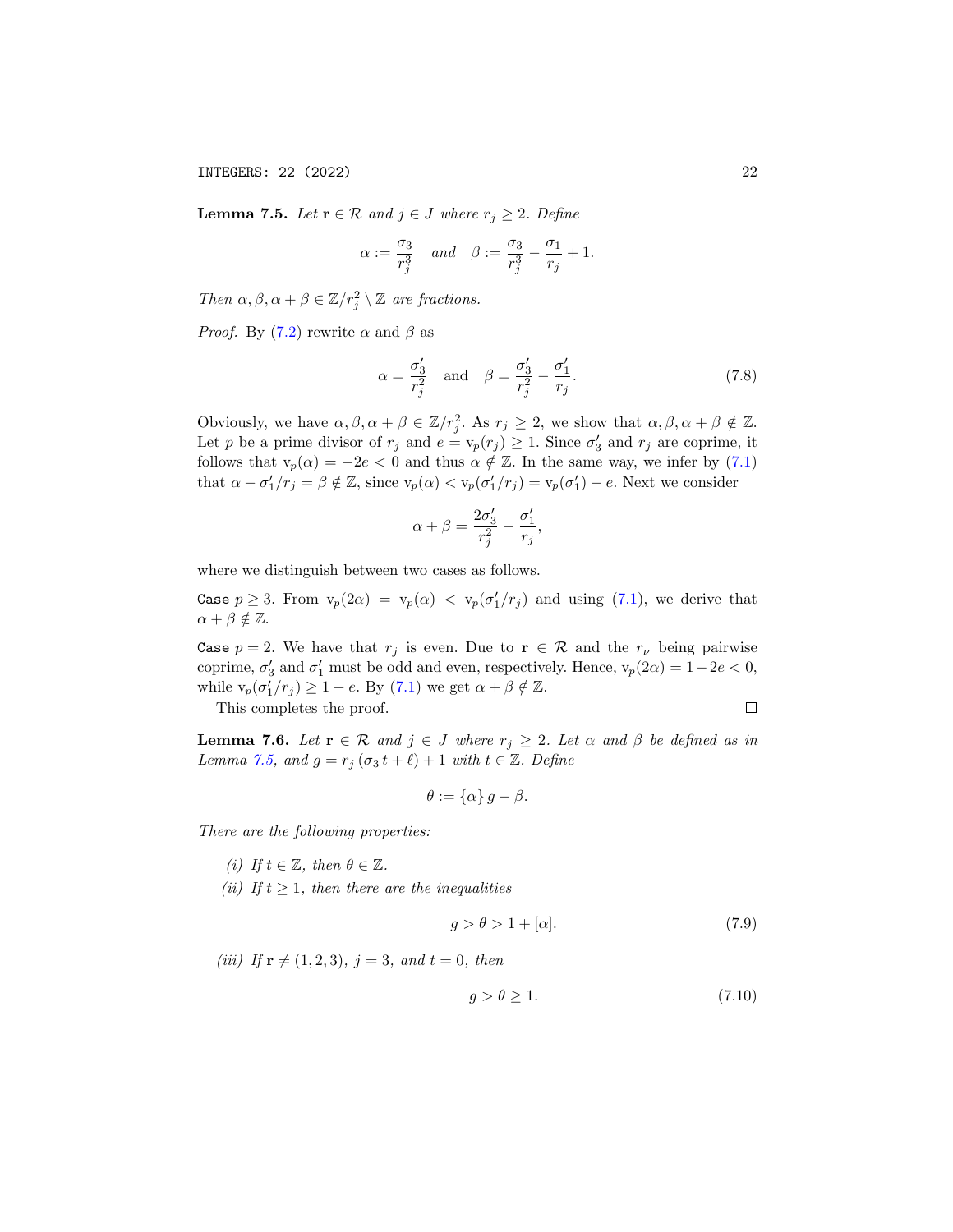**Lemma 7.5.** *Let $\mathbf{r} \in \mathcal{R}$ and $j \in J$ where $r_j \geq 2$. Define*

$$\alpha := \frac{\sigma_3}{r_j^3} \quad \text{and} \quad \beta := \frac{\sigma_3}{r_j^3} - \frac{\sigma_1}{r_j} + 1.$$

*Then $\alpha, \beta, \alpha + \beta \in \mathbb{Z}/r_j^2 \setminus \mathbb{Z}$ are fractions.*

*Proof.* By (7.2) rewrite $\alpha$ and $\beta$ as

$$\alpha = \frac{\sigma_3'}{r_j^2} \quad \text{and} \quad \beta = \frac{\sigma_3'}{r_j^2} - \frac{\sigma_1'}{r_j}. \tag{7.8}$$

Obviously, we have $\alpha, \beta, \alpha + \beta \in \mathbb{Z}/r_j^2$. As $r_j \geq 2$, we show that $\alpha, \beta, \alpha + \beta \notin \mathbb{Z}$. Let $p$ be a prime divisor of $r_j$ and $e = \mathrm{v}_p(r_j) \geq 1$. Since $\sigma_3'$ and $r_j$ are coprime, it follows that $\mathrm{v}_p(\alpha) = -2e < 0$ and thus $\alpha \notin \mathbb{Z}$. In the same way, we infer by (7.1) that $\alpha - \sigma_1'/r_j = \beta \notin \mathbb{Z}$, since $\mathrm{v}_p(\alpha) < \mathrm{v}_p(\sigma_1'/r_j) = \mathrm{v}_p(\sigma_1') - e$. Next we consider

$$\alpha + \beta = \frac{2\sigma_3'}{r_j^2} - \frac{\sigma_1'}{r_j},$$

where we distinguish between two cases as follows.

`Case` $p \geq 3$. From $\mathrm{v}_p(2\alpha) = \mathrm{v}_p(\alpha) < \mathrm{v}_p(\sigma_1'/r_j)$ and using (7.1), we derive that $\alpha + \beta \notin \mathbb{Z}$.

`Case` $p = 2$. We have that $r_j$ is even. Due to $\mathbf{r} \in \mathcal{R}$ and the $r_\nu$ being pairwise coprime, $\sigma_3'$ and $\sigma_1'$ must be odd and even, respectively. Hence, $\mathrm{v}_p(2\alpha) = 1 - 2e < 0$, while $\mathrm{v}_p(\sigma_1'/r_j) \geq 1 - e$. By (7.1) we get $\alpha + \beta \notin \mathbb{Z}$.

This completes the proof. $\square$

**Lemma 7.6.** *Let $\mathbf{r} \in \mathcal{R}$ and $j \in J$ where $r_j \geq 2$. Let $\alpha$ and $\beta$ be defined as in Lemma 7.5, and $g = r_j(\sigma_3 t + \ell) + 1$ with $t \in \mathbb{Z}$. Define*

$$\theta := \{\alpha\} \, g - \beta.$$

*There are the following properties:*

*(i) If $t \in \mathbb{Z}$, then $\theta \in \mathbb{Z}$.*

*(ii) If $t \geq 1$, then there are the inequalities*

$$g > \theta > 1 + [\alpha]. \tag{7.9}$$

*(iii) If $\mathbf{r} \neq (1, 2, 3)$, $j = 3$, and $t = 0$, then*

$$g > \theta \geq 1. \tag{7.10}$$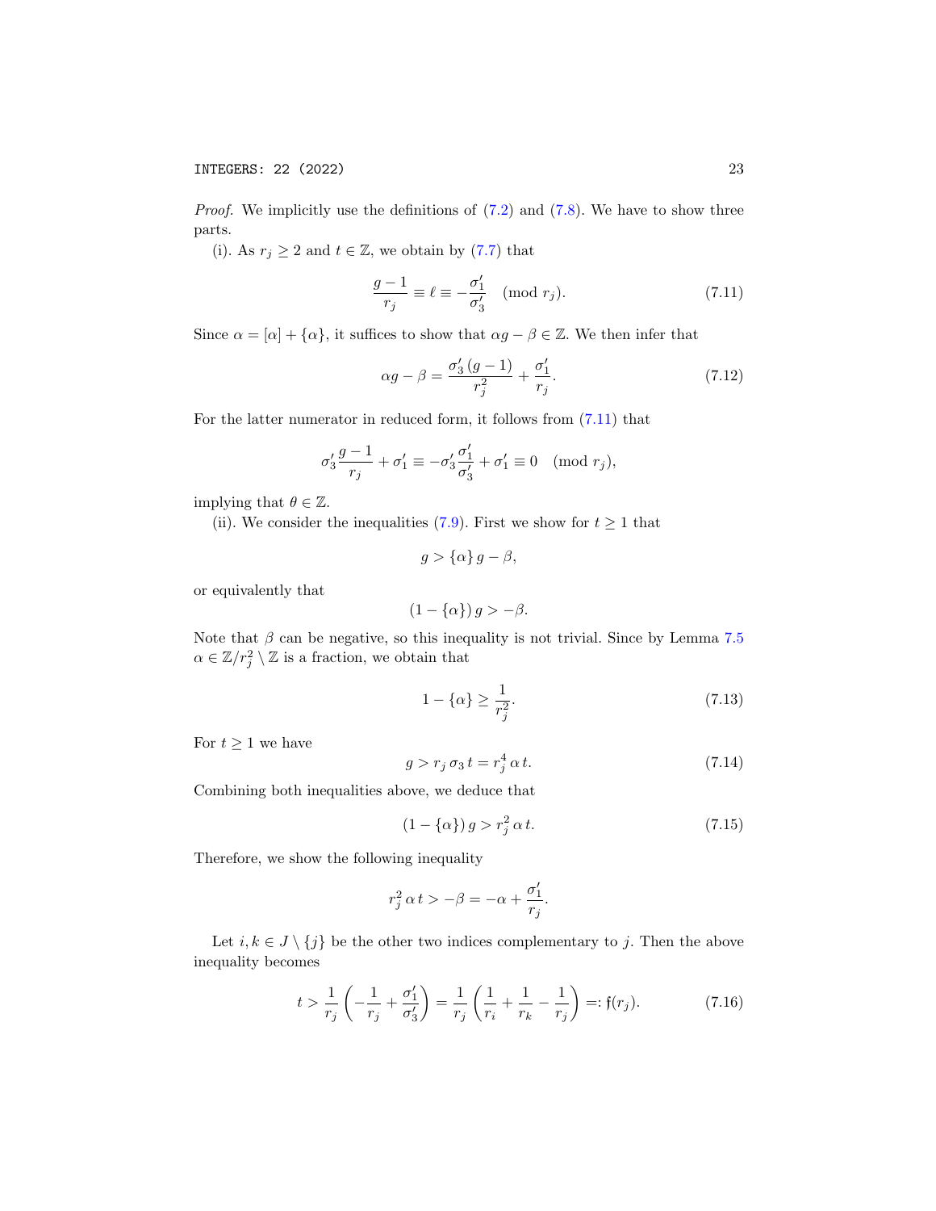*Proof.* We implicitly use the definitions of (7.2) and (7.8). We have to show three parts.

(i). As $r_j \geq 2$ and $t \in \mathbb{Z}$, we obtain by (7.7) that

$$\frac{g-1}{r_j} \equiv \ell \equiv -\frac{\sigma_1'}{\sigma_3'} \pmod{r_j}. \tag{7.11}$$

Since $\alpha = [\alpha] + \{\alpha\}$, it suffices to show that $\alpha g - \beta \in \mathbb{Z}$. We then infer that

$$\alpha g - \beta = \frac{\sigma_3'\,(g-1)}{r_j^2} + \frac{\sigma_1'}{r_j}. \tag{7.12}$$

For the latter numerator in reduced form, it follows from (7.11) that

$$\sigma_3' \frac{g-1}{r_j} + \sigma_1' \equiv -\sigma_3' \frac{\sigma_1'}{\sigma_3'} + \sigma_1' \equiv 0 \pmod{r_j},$$

implying that $\theta \in \mathbb{Z}$.

(ii). We consider the inequalities (7.9). First we show for $t \geq 1$ that

$$g > \{\alpha\}\, g - \beta,$$

or equivalently that

$$(1 - \{\alpha\})\, g > -\beta.$$

Note that $\beta$ can be negative, so this inequality is not trivial. Since by Lemma 7.5 $\alpha \in \mathbb{Z}/r_j^2 \setminus \mathbb{Z}$ is a fraction, we obtain that

$$1 - \{\alpha\} \geq \frac{1}{r_j^2}. \tag{7.13}$$

For $t \geq 1$ we have

$$g > r_j\, \sigma_3\, t = r_j^4\, \alpha\, t. \tag{7.14}$$

Combining both inequalities above, we deduce that

$$(1 - \{\alpha\})\, g > r_j^2\, \alpha\, t. \tag{7.15}$$

Therefore, we show the following inequality

$$r_j^2\, \alpha\, t > -\beta = -\alpha + \frac{\sigma_1'}{r_j}.$$

Let $i, k \in J \setminus \{j\}$ be the other two indices complementary to $j$. Then the above inequality becomes

$$t > \frac{1}{r_j}\left(-\frac{1}{r_j} + \frac{\sigma_1'}{\sigma_3'}\right) = \frac{1}{r_j}\left(\frac{1}{r_i} + \frac{1}{r_k} - \frac{1}{r_j}\right) =: \mathfrak{f}(r_j). \tag{7.16}$$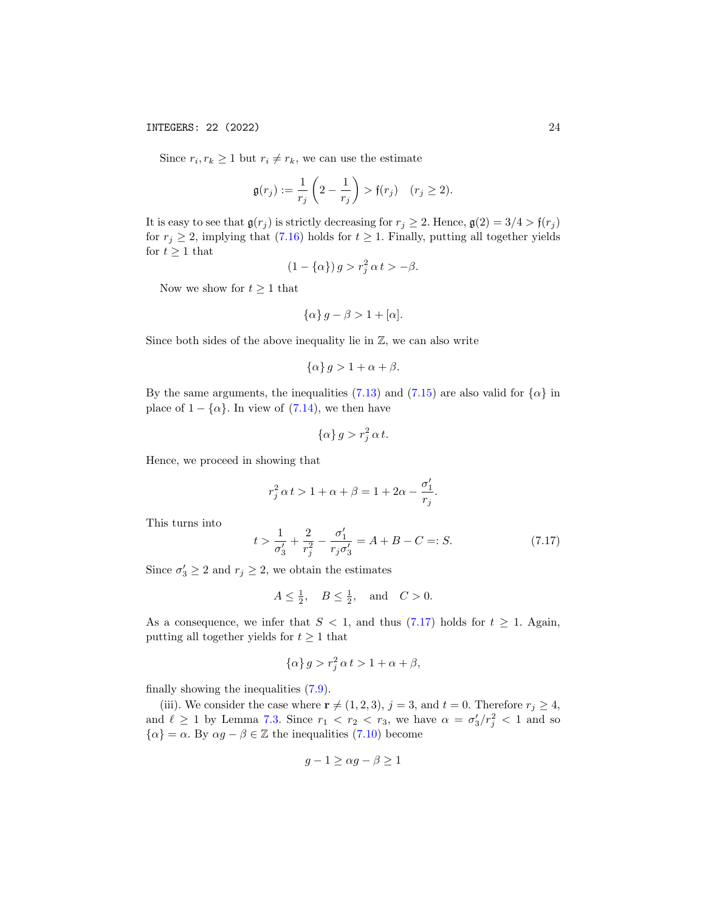Since $r_i, r_k \geq 1$ but $r_i \neq r_k$, we can use the estimate

$$\mathfrak{g}(r_j) := \frac{1}{r_j}\left(2 - \frac{1}{r_j}\right) > \mathfrak{f}(r_j) \quad (r_j \geq 2).$$

It is easy to see that $\mathfrak{g}(r_j)$ is strictly decreasing for $r_j \geq 2$. Hence, $\mathfrak{g}(2) = 3/4 > \mathfrak{f}(r_j)$ for $r_j \geq 2$, implying that (7.16) holds for $t \geq 1$. Finally, putting all together yields for $t \geq 1$ that

$$(1 - \{\alpha\})\, g > r_j^2\, \alpha\, t > -\beta.$$

Now we show for $t \geq 1$ that

$$\{\alpha\}\, g - \beta > 1 + [\alpha].$$

Since both sides of the above inequality lie in $\mathbb{Z}$, we can also write

$$\{\alpha\}\, g > 1 + \alpha + \beta.$$

By the same arguments, the inequalities (7.13) and (7.15) are also valid for $\{\alpha\}$ in place of $1 - \{\alpha\}$. In view of (7.14), we then have

$$\{\alpha\}\, g > r_j^2\, \alpha\, t.$$

Hence, we proceed in showing that

$$r_j^2\, \alpha\, t > 1 + \alpha + \beta = 1 + 2\alpha - \frac{\sigma_1'}{r_j}.$$

This turns into

$$t > \frac{1}{\sigma_3'} + \frac{2}{r_j^2} - \frac{\sigma_1'}{r_j \sigma_3'} = A + B - C =: S. \tag{7.17}$$

Since $\sigma_3' \geq 2$ and $r_j \geq 2$, we obtain the estimates

$$A \leq \tfrac{1}{2}, \quad B \leq \tfrac{1}{2}, \quad \text{and} \quad C > 0.$$

As a consequence, we infer that $S < 1$, and thus (7.17) holds for $t \geq 1$. Again, putting all together yields for $t \geq 1$ that

$$\{\alpha\}\, g > r_j^2\, \alpha\, t > 1 + \alpha + \beta,$$

finally showing the inequalities (7.9).

(iii). We consider the case where $\mathbf{r} \neq (1, 2, 3)$, $j = 3$, and $t = 0$. Therefore $r_j \geq 4$, and $\ell \geq 1$ by Lemma 7.3. Since $r_1 < r_2 < r_3$, we have $\alpha = \sigma_3'/r_j^2 < 1$ and so $\{\alpha\} = \alpha$. By $\alpha g - \beta \in \mathbb{Z}$ the inequalities (7.10) become

$$g - 1 \geq \alpha g - \beta \geq 1$$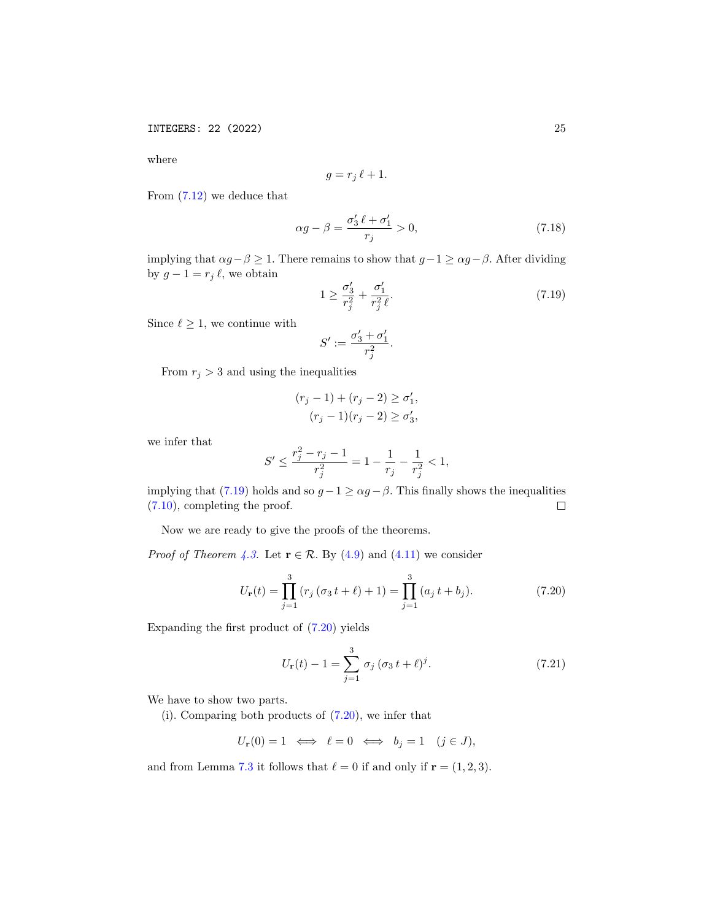where

$$g = r_j \, \ell + 1.$$

From (7.12) we deduce that

$$\alpha g - \beta = \frac{\sigma_3' \, \ell + \sigma_1'}{r_j} > 0, \tag{7.18}$$

implying that $\alpha g - \beta \geq 1$. There remains to show that $g - 1 \geq \alpha g - \beta$. After dividing by $g - 1 = r_j \, \ell$, we obtain

$$1 \geq \frac{\sigma_3'}{r_j^2} + \frac{\sigma_1'}{r_j^2 \, \ell}. \tag{7.19}$$

Since $\ell \geq 1$, we continue with

$$S' := \frac{\sigma_3' + \sigma_1'}{r_j^2}.$$

From $r_j > 3$ and using the inequalities

$$(r_j - 1) + (r_j - 2) \geq \sigma_1',$$
$$(r_j - 1)(r_j - 2) \geq \sigma_3',$$

we infer that

$$S' \leq \frac{r_j^2 - r_j - 1}{r_j^2} = 1 - \frac{1}{r_j} - \frac{1}{r_j^2} < 1,$$

implying that (7.19) holds and so $g - 1 \geq \alpha g - \beta$. This finally shows the inequalities (7.10), completing the proof. □

Now we are ready to give the proofs of the theorems.

*Proof of Theorem 4.3.* Let $\mathbf{r} \in \mathcal{R}$. By (4.9) and (4.11) we consider

$$U_{\mathbf{r}}(t) = \prod_{j=1}^{3} \left( r_j \left( \sigma_3 \, t + \ell \right) + 1 \right) = \prod_{j=1}^{3} \left( a_j \, t + b_j \right). \tag{7.20}$$

Expanding the first product of (7.20) yields

$$U_{\mathbf{r}}(t) - 1 = \sum_{j=1}^{3} \sigma_j \left( \sigma_3 \, t + \ell \right)^j. \tag{7.21}$$

We have to show two parts.

(i). Comparing both products of (7.20), we infer that

$$U_{\mathbf{r}}(0) = 1 \iff \ell = 0 \iff b_j = 1 \quad (j \in J),$$

and from Lemma 7.3 it follows that $\ell = 0$ if and only if $\mathbf{r} = (1, 2, 3)$.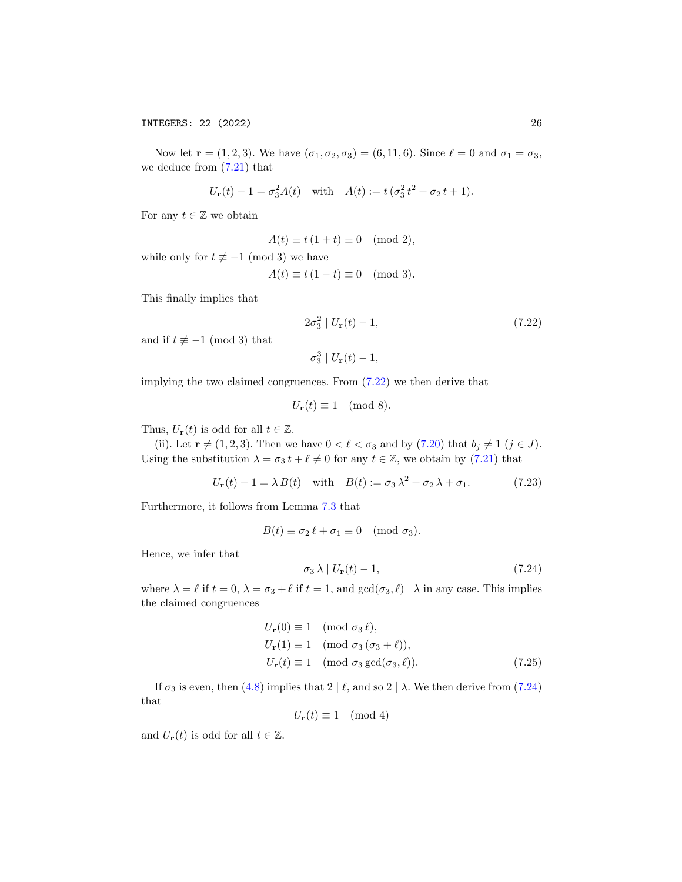Now let $\mathbf{r} = (1,2,3)$. We have $(\sigma_1, \sigma_2, \sigma_3) = (6, 11, 6)$. Since $\ell = 0$ and $\sigma_1 = \sigma_3$, we deduce from (7.21) that

$$U_{\mathbf{r}}(t) - 1 = \sigma_3^2 A(t) \quad \text{with} \quad A(t) := t\,(\sigma_3^2\, t^2 + \sigma_2\, t + 1).$$

For any $t \in \mathbb{Z}$ we obtain

$$A(t) \equiv t\,(1+t) \equiv 0 \pmod 2,$$

while only for $t \not\equiv -1 \pmod 3$ we have

$$A(t) \equiv t\,(1-t) \equiv 0 \pmod 3.$$

This finally implies that

$$2\sigma_3^2 \mid U_{\mathbf{r}}(t) - 1, \tag{7.22}$$

and if $t \not\equiv -1 \pmod 3$ that

$$\sigma_3^3 \mid U_{\mathbf{r}}(t) - 1,$$

implying the two claimed congruences. From (7.22) we then derive that

$$U_{\mathbf{r}}(t) \equiv 1 \pmod 8.$$

Thus, $U_{\mathbf{r}}(t)$ is odd for all $t \in \mathbb{Z}$.

(ii). Let $\mathbf{r} \neq (1,2,3)$. Then we have $0 < \ell < \sigma_3$ and by (7.20) that $b_j \neq 1$ $(j \in J)$. Using the substitution $\lambda = \sigma_3\, t + \ell \neq 0$ for any $t \in \mathbb{Z}$, we obtain by (7.21) that

$$U_{\mathbf{r}}(t) - 1 = \lambda\, B(t) \quad \text{with} \quad B(t) := \sigma_3\, \lambda^2 + \sigma_2\, \lambda + \sigma_1. \tag{7.23}$$

Furthermore, it follows from Lemma 7.3 that

$$B(t) \equiv \sigma_2\, \ell + \sigma_1 \equiv 0 \pmod{\sigma_3}.$$

Hence, we infer that

$$\sigma_3\, \lambda \mid U_{\mathbf{r}}(t) - 1, \tag{7.24}$$

where $\lambda = \ell$ if $t = 0$, $\lambda = \sigma_3 + \ell$ if $t = 1$, and $\gcd(\sigma_3, \ell) \mid \lambda$ in any case. This implies the claimed congruences

$$\begin{aligned}
U_{\mathbf{r}}(0) &\equiv 1 \pmod{\sigma_3\, \ell}, \\
U_{\mathbf{r}}(1) &\equiv 1 \pmod{\sigma_3\, (\sigma_3 + \ell)}, \\
U_{\mathbf{r}}(t) &\equiv 1 \pmod{\sigma_3 \gcd(\sigma_3, \ell)}.
\end{aligned} \tag{7.25}$$

If $\sigma_3$ is even, then (4.8) implies that $2 \mid \ell$, and so $2 \mid \lambda$. We then derive from (7.24) that

$$U_{\mathbf{r}}(t) \equiv 1 \pmod 4$$

and $U_{\mathbf{r}}(t)$ is odd for all $t \in \mathbb{Z}$.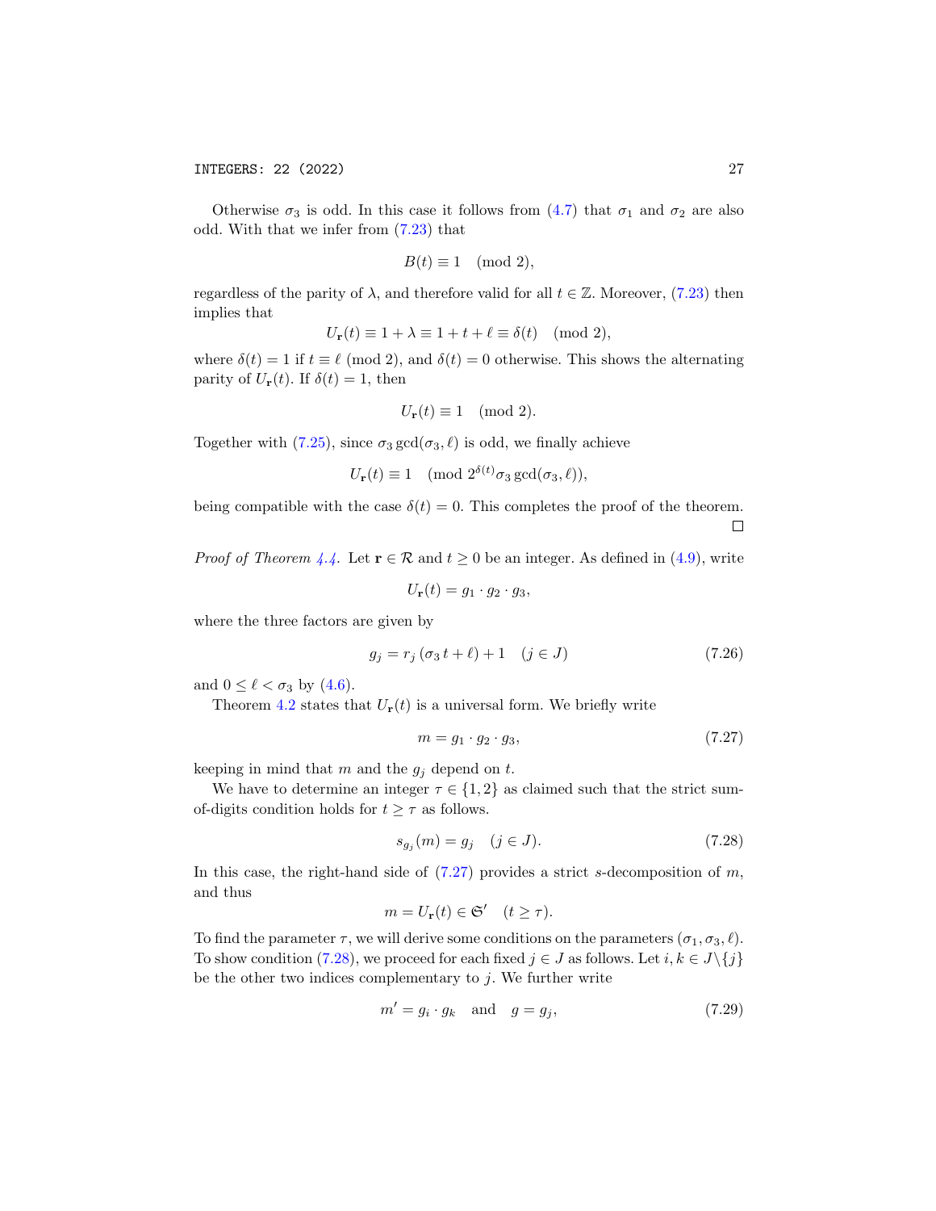Otherwise $\sigma_3$ is odd. In this case it follows from (4.7) that $\sigma_1$ and $\sigma_2$ are also odd. With that we infer from (7.23) that

$$B(t) \equiv 1 \pmod 2,$$

regardless of the parity of $\lambda$, and therefore valid for all $t \in \mathbb{Z}$. Moreover, (7.23) then implies that

$$U_{\mathbf{r}}(t) \equiv 1 + \lambda \equiv 1 + t + \ell \equiv \delta(t) \pmod 2,$$

where $\delta(t) = 1$ if $t \equiv \ell \pmod 2$, and $\delta(t) = 0$ otherwise. This shows the alternating parity of $U_{\mathbf{r}}(t)$. If $\delta(t) = 1$, then

$$U_{\mathbf{r}}(t) \equiv 1 \pmod 2.$$

Together with (7.25), since $\sigma_3 \gcd(\sigma_3, \ell)$ is odd, we finally achieve

$$U_{\mathbf{r}}(t) \equiv 1 \pmod{2^{\delta(t)} \sigma_3 \gcd(\sigma_3, \ell)},$$

being compatible with the case $\delta(t) = 0$. This completes the proof of the theorem. □

*Proof of Theorem 4.4.* Let $\mathbf{r} \in \mathcal{R}$ and $t \geq 0$ be an integer. As defined in (4.9), write

$$U_{\mathbf{r}}(t) = g_1 \cdot g_2 \cdot g_3,$$

where the three factors are given by

$$g_j = r_j\,(\sigma_3\, t + \ell) + 1 \quad (j \in J) \tag{7.26}$$

and $0 \leq \ell < \sigma_3$ by (4.6).

Theorem 4.2 states that $U_{\mathbf{r}}(t)$ is a universal form. We briefly write

$$m = g_1 \cdot g_2 \cdot g_3, \tag{7.27}$$

keeping in mind that $m$ and the $g_j$ depend on $t$.

We have to determine an integer $\tau \in \{1, 2\}$ as claimed such that the strict sum-of-digits condition holds for $t \geq \tau$ as follows.

$$s_{g_j}(m) = g_j \quad (j \in J). \tag{7.28}$$

In this case, the right-hand side of (7.27) provides a strict $s$-decomposition of $m$, and thus

$$m = U_{\mathbf{r}}(t) \in \mathfrak{S}' \quad (t \geq \tau).$$

To find the parameter $\tau$, we will derive some conditions on the parameters $(\sigma_1, \sigma_3, \ell)$. To show condition (7.28), we proceed for each fixed $j \in J$ as follows. Let $i, k \in J \backslash \{j\}$ be the other two indices complementary to $j$. We further write

$$m' = g_i \cdot g_k \quad \text{and} \quad g = g_j, \tag{7.29}$$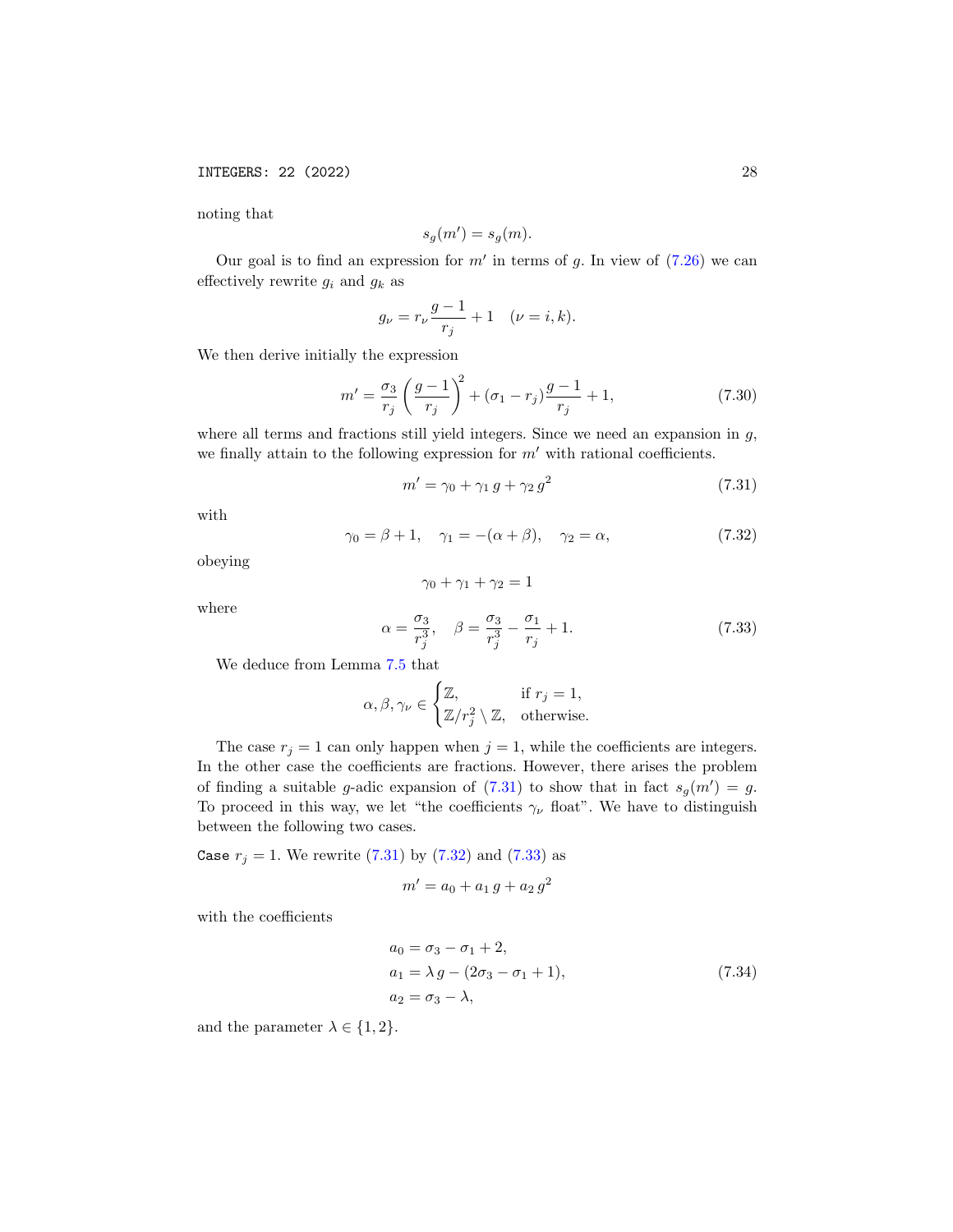noting that

$$s_g(m') = s_g(m).$$

Our goal is to find an expression for $m'$ in terms of $g$. In view of (7.26) we can effectively rewrite $g_i$ and $g_k$ as

$$g_\nu = r_\nu \frac{g-1}{r_j} + 1 \quad (\nu = i, k).$$

We then derive initially the expression

$$m' = \frac{\sigma_3}{r_j} \left( \frac{g-1}{r_j} \right)^2 + (\sigma_1 - r_j) \frac{g-1}{r_j} + 1, \tag{7.30}$$

where all terms and fractions still yield integers. Since we need an expansion in $g$, we finally attain to the following expression for $m'$ with rational coefficients.

$$m' = \gamma_0 + \gamma_1 \, g + \gamma_2 \, g^2 \tag{7.31}$$

with

$$\gamma_0 = \beta + 1, \quad \gamma_1 = -(\alpha + \beta), \quad \gamma_2 = \alpha, \tag{7.32}$$

obeying

$$\gamma_0 + \gamma_1 + \gamma_2 = 1$$

where

$$\alpha = \frac{\sigma_3}{r_j^3}, \quad \beta = \frac{\sigma_3}{r_j^3} - \frac{\sigma_1}{r_j} + 1. \tag{7.33}$$

We deduce from Lemma 7.5 that

$$\alpha, \beta, \gamma_\nu \in \begin{cases} \mathbb{Z}, & \text{if } r_j = 1, \\ \mathbb{Z}/r_j^2 \setminus \mathbb{Z}, & \text{otherwise.} \end{cases}$$

The case $r_j = 1$ can only happen when $j = 1$, while the coefficients are integers. In the other case the coefficients are fractions. However, there arises the problem of finding a suitable $g$-adic expansion of (7.31) to show that in fact $s_g(m') = g$. To proceed in this way, we let "the coefficients $\gamma_\nu$ float". We have to distinguish between the following two cases.

`Case` $r_j = 1$. We rewrite (7.31) by (7.32) and (7.33) as

$$m' = a_0 + a_1 \, g + a_2 \, g^2$$

with the coefficients

$$\begin{aligned} a_0 &= \sigma_3 - \sigma_1 + 2, \\ a_1 &= \lambda \, g - (2\sigma_3 - \sigma_1 + 1), \\ a_2 &= \sigma_3 - \lambda, \end{aligned} \tag{7.34}$$

and the parameter $\lambda \in \{1, 2\}$.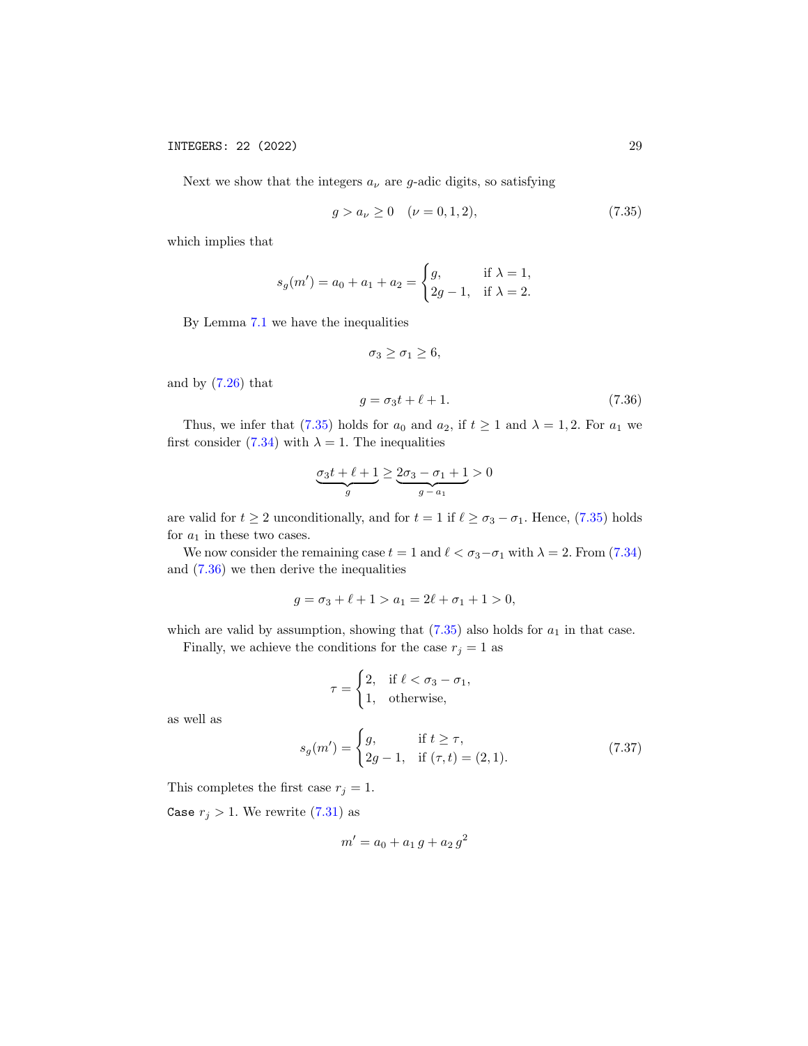Next we show that the integers $a_\nu$ are $g$-adic digits, so satisfying

$$g > a_\nu \geq 0 \quad (\nu = 0, 1, 2), \tag{7.35}$$

which implies that

$$s_g(m') = a_0 + a_1 + a_2 = \begin{cases} g, & \text{if } \lambda = 1, \\ 2g - 1, & \text{if } \lambda = 2. \end{cases}$$

By Lemma 7.1 we have the inequalities

$$\sigma_3 \geq \sigma_1 \geq 6,$$

and by (7.26) that

$$g = \sigma_3 t + \ell + 1. \tag{7.36}$$

Thus, we infer that (7.35) holds for $a_0$ and $a_2$, if $t \geq 1$ and $\lambda = 1, 2$. For $a_1$ we first consider (7.34) with $\lambda = 1$. The inequalities

$$\underbrace{\sigma_3 t + \ell + 1}_{g} \geq \underbrace{2\sigma_3 - \sigma_1 + 1}_{g - a_1} > 0$$

are valid for $t \geq 2$ unconditionally, and for $t = 1$ if $\ell \geq \sigma_3 - \sigma_1$. Hence, (7.35) holds for $a_1$ in these two cases.

We now consider the remaining case $t = 1$ and $\ell < \sigma_3 - \sigma_1$ with $\lambda = 2$. From (7.34) and (7.36) we then derive the inequalities

$$g = \sigma_3 + \ell + 1 > a_1 = 2\ell + \sigma_1 + 1 > 0,$$

which are valid by assumption, showing that (7.35) also holds for $a_1$ in that case.

Finally, we achieve the conditions for the case $r_j = 1$ as

$$\tau = \begin{cases} 2, & \text{if } \ell < \sigma_3 - \sigma_1, \\ 1, & \text{otherwise,} \end{cases}$$

as well as

$$s_g(m') = \begin{cases} g, & \text{if } t \geq \tau, \\ 2g - 1, & \text{if } (\tau, t) = (2, 1). \end{cases} \tag{7.37}$$

This completes the first case $r_j = 1$.

`Case` $r_j > 1$. We rewrite (7.31) as

$$m' = a_0 + a_1 \, g + a_2 \, g^2$$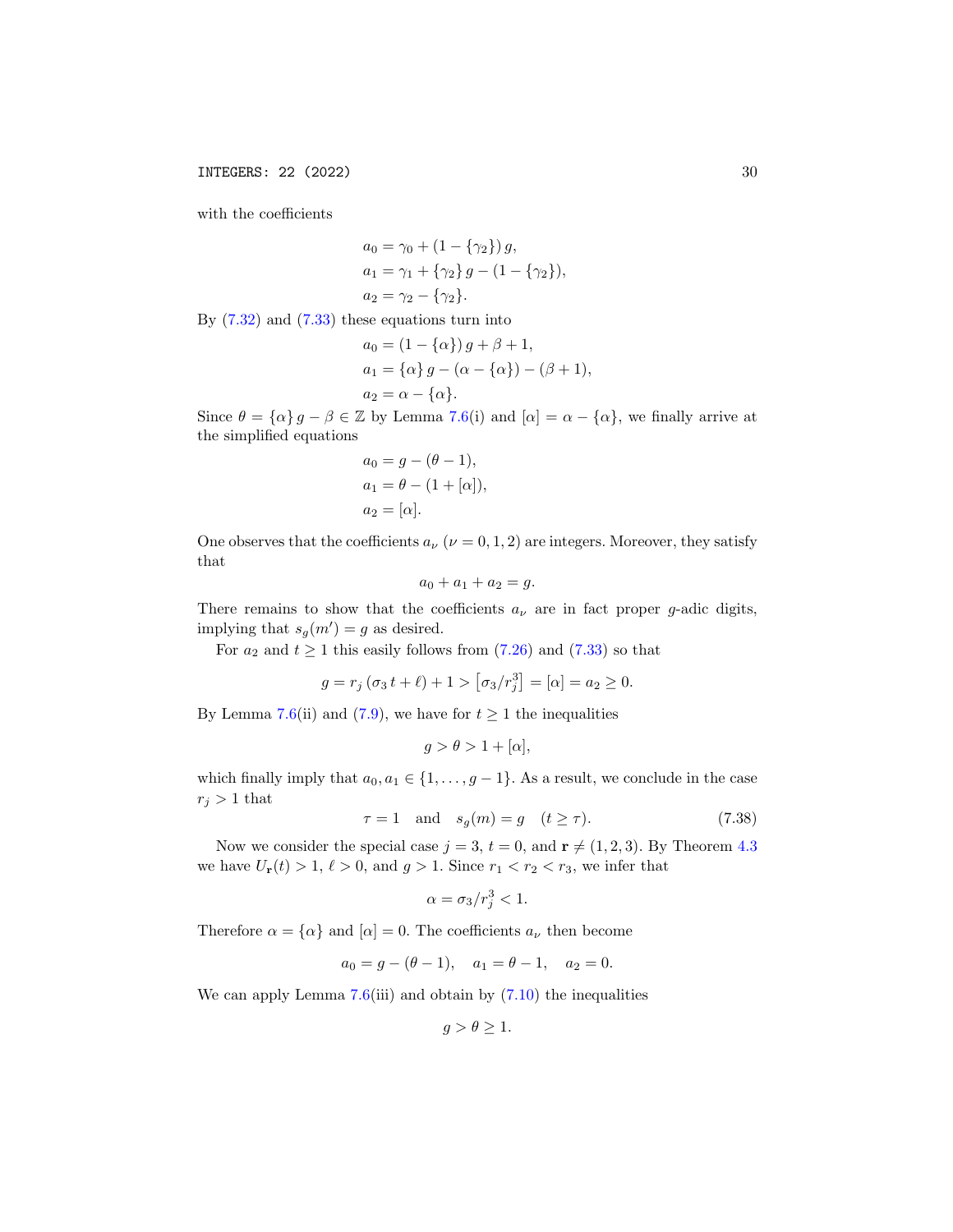with the coefficients

$$\begin{aligned}
a_0 &= \gamma_0 + (1 - \{\gamma_2\})\, g, \\
a_1 &= \gamma_1 + \{\gamma_2\}\, g - (1 - \{\gamma_2\}), \\
a_2 &= \gamma_2 - \{\gamma_2\}.
\end{aligned}$$

By (7.32) and (7.33) these equations turn into

$$\begin{aligned}
a_0 &= (1 - \{\alpha\})\, g + \beta + 1, \\
a_1 &= \{\alpha\}\, g - (\alpha - \{\alpha\}) - (\beta + 1), \\
a_2 &= \alpha - \{\alpha\}.
\end{aligned}$$

Since $\theta = \{\alpha\}\, g - \beta \in \mathbb{Z}$ by Lemma 7.6(i) and $[\alpha] = \alpha - \{\alpha\}$, we finally arrive at the simplified equations

$$\begin{aligned}
a_0 &= g - (\theta - 1), \\
a_1 &= \theta - (1 + [\alpha]), \\
a_2 &= [\alpha].
\end{aligned}$$

One observes that the coefficients $a_\nu$ $(\nu = 0, 1, 2)$ are integers. Moreover, they satisfy that

$$a_0 + a_1 + a_2 = g.$$

There remains to show that the coefficients $a_\nu$ are in fact proper $g$-adic digits, implying that $s_g(m') = g$ as desired.

For $a_2$ and $t \geq 1$ this easily follows from (7.26) and (7.33) so that

$$g = r_j\, (\sigma_3\, t + \ell) + 1 > \left[\sigma_3 / r_j^3\right] = [\alpha] = a_2 \geq 0.$$

By Lemma 7.6(ii) and (7.9), we have for $t \geq 1$ the inequalities

$$g > \theta > 1 + [\alpha],$$

which finally imply that $a_0, a_1 \in \{1, \ldots, g - 1\}$. As a result, we conclude in the case $r_j > 1$ that

$$\tau = 1 \quad \text{and} \quad s_g(m) = g \quad (t \geq \tau). \tag{7.38}$$

Now we consider the special case $j = 3$, $t = 0$, and $\mathbf{r} \neq (1, 2, 3)$. By Theorem 4.3 we have $U_{\mathbf{r}}(t) > 1$, $\ell > 0$, and $g > 1$. Since $r_1 < r_2 < r_3$, we infer that

$$\alpha = \sigma_3 / r_j^3 < 1.$$

Therefore $\alpha = \{\alpha\}$ and $[\alpha] = 0$. The coefficients $a_\nu$ then become

$$a_0 = g - (\theta - 1), \quad a_1 = \theta - 1, \quad a_2 = 0.$$

We can apply Lemma 7.6(iii) and obtain by (7.10) the inequalities

$$g > \theta \geq 1.$$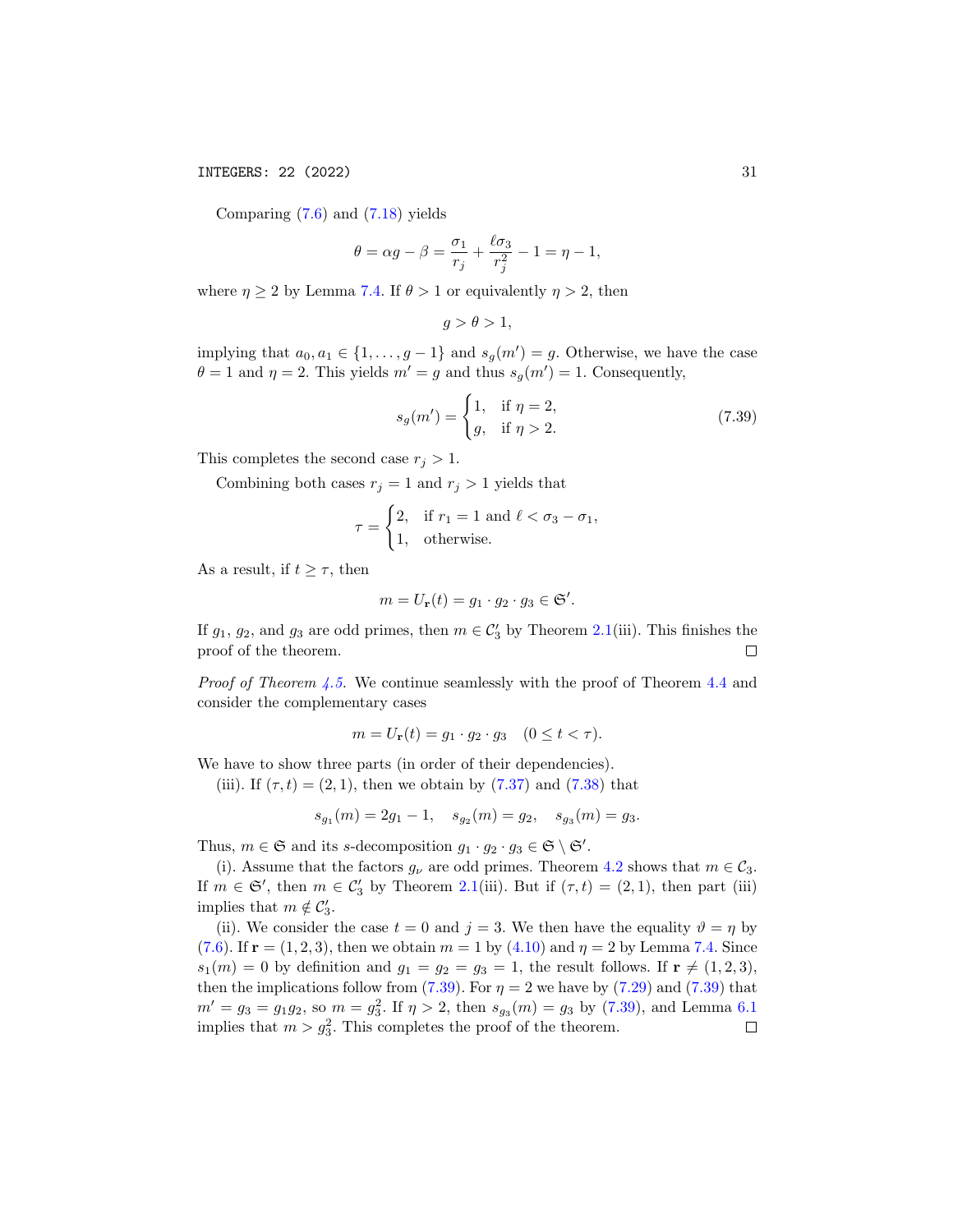Comparing (7.6) and (7.18) yields

$$\theta = \alpha g - \beta = \frac{\sigma_1}{r_j} + \frac{\ell\sigma_3}{r_j^2} - 1 = \eta - 1,$$

where $\eta \geq 2$ by Lemma 7.4. If $\theta > 1$ or equivalently $\eta > 2$, then

$$g > \theta > 1,$$

implying that $a_0, a_1 \in \{1, \ldots, g-1\}$ and $s_g(m') = g$. Otherwise, we have the case $\theta = 1$ and $\eta = 2$. This yields $m' = g$ and thus $s_g(m') = 1$. Consequently,

$$s_g(m') = \begin{cases} 1, & \text{if } \eta = 2, \\ g, & \text{if } \eta > 2. \end{cases} \tag{7.39}$$

This completes the second case $r_j > 1$.

Combining both cases $r_j = 1$ and $r_j > 1$ yields that

$$\tau = \begin{cases} 2, & \text{if } r_1 = 1 \text{ and } \ell < \sigma_3 - \sigma_1, \\ 1, & \text{otherwise.} \end{cases}$$

As a result, if $t \geq \tau$, then

$$m = U_{\mathbf{r}}(t) = g_1 \cdot g_2 \cdot g_3 \in \mathfrak{S}'.$$

If $g_1$, $g_2$, and $g_3$ are odd primes, then $m \in \mathcal{C}_3'$ by Theorem 2.1(iii). This finishes the proof of the theorem. ◻

*Proof of Theorem 4.5.* We continue seamlessly with the proof of Theorem 4.4 and consider the complementary cases

$$m = U_{\mathbf{r}}(t) = g_1 \cdot g_2 \cdot g_3 \quad (0 \leq t < \tau).$$

We have to show three parts (in order of their dependencies).

(iii). If $(\tau, t) = (2, 1)$, then we obtain by (7.37) and (7.38) that

$$s_{g_1}(m) = 2g_1 - 1, \quad s_{g_2}(m) = g_2, \quad s_{g_3}(m) = g_3.$$

Thus, $m \in \mathfrak{S}$ and its $s$-decomposition $g_1 \cdot g_2 \cdot g_3 \in \mathfrak{S} \setminus \mathfrak{S}'$.

(i). Assume that the factors $g_\nu$ are odd primes. Theorem 4.2 shows that $m \in \mathcal{C}_3$. If $m \in \mathfrak{S}'$, then $m \in \mathcal{C}_3'$ by Theorem 2.1(iii). But if $(\tau, t) = (2, 1)$, then part (iii) implies that $m \notin \mathcal{C}_3'$.

(ii). We consider the case $t = 0$ and $j = 3$. We then have the equality $\vartheta = \eta$ by (7.6). If $\mathbf{r} = (1, 2, 3)$, then we obtain $m = 1$ by (4.10) and $\eta = 2$ by Lemma 7.4. Since $s_1(m) = 0$ by definition and $g_1 = g_2 = g_3 = 1$, the result follows. If $\mathbf{r} \neq (1, 2, 3)$, then the implications follow from (7.39). For $\eta = 2$ we have by (7.29) and (7.39) that $m' = g_3 = g_1 g_2$, so $m = g_3^2$. If $\eta > 2$, then $s_{g_3}(m) = g_3$ by (7.39), and Lemma 6.1 implies that $m > g_3^2$. This completes the proof of the theorem. ◻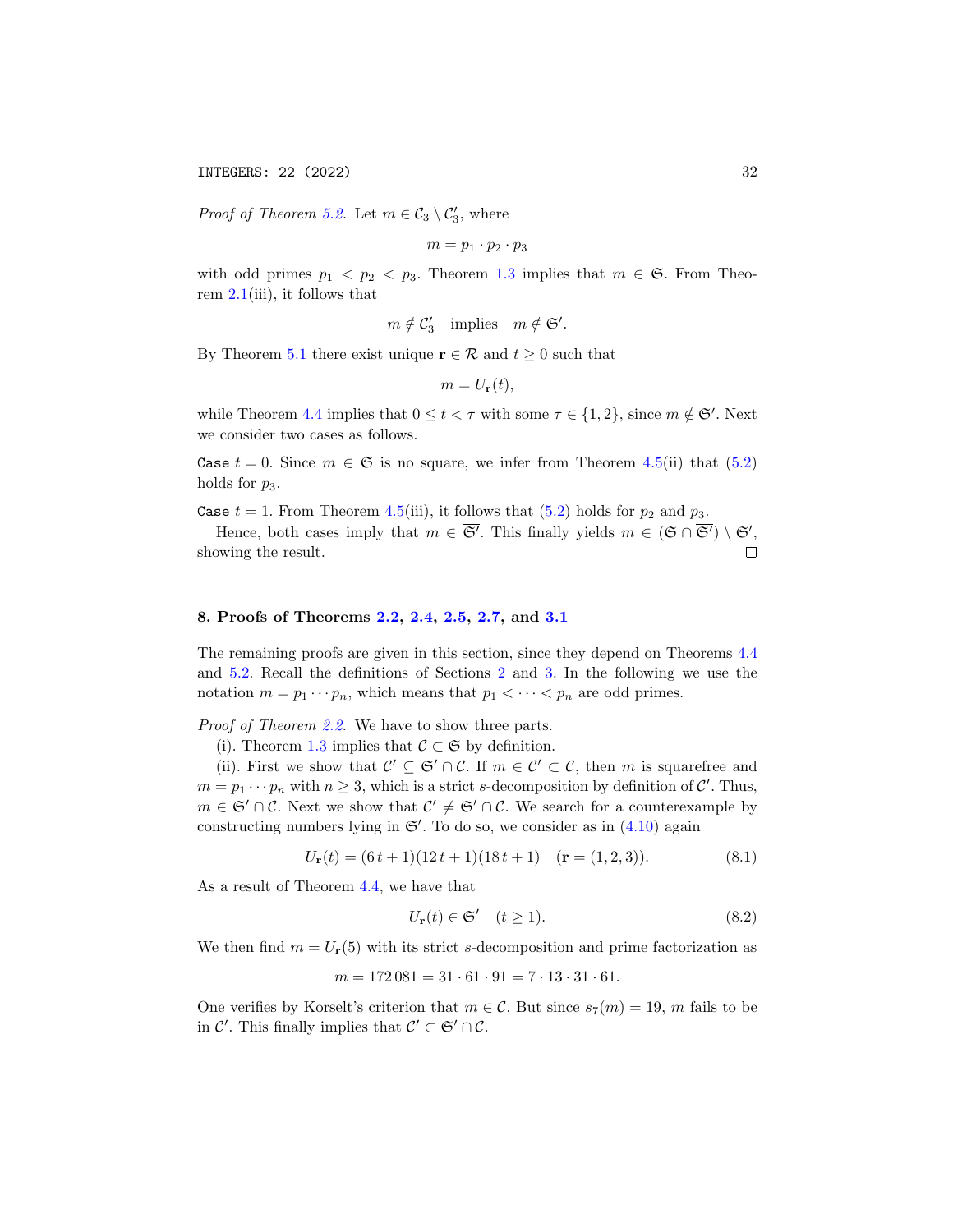*Proof of Theorem 5.2.* Let $m \in \mathcal{C}_3 \setminus \mathcal{C}'_3$, where

$$m = p_1 \cdot p_2 \cdot p_3$$

with odd primes $p_1 < p_2 < p_3$. Theorem 1.3 implies that $m \in \mathfrak{S}$. From Theorem 2.1(iii), it follows that

$$m \notin \mathcal{C}'_3 \quad \text{implies} \quad m \notin \mathfrak{S}'.$$

By Theorem 5.1 there exist unique $\mathbf{r} \in \mathcal{R}$ and $t \geq 0$ such that

$$m = U_{\mathbf{r}}(t),$$

while Theorem 4.4 implies that $0 \leq t < \tau$ with some $\tau \in \{1, 2\}$, since $m \notin \mathfrak{S}'$. Next we consider two cases as follows.

`Case` $t = 0$. Since $m \in \mathfrak{S}$ is no square, we infer from Theorem 4.5(ii) that (5.2) holds for $p_3$.

`Case` $t = 1$. From Theorem 4.5(iii), it follows that (5.2) holds for $p_2$ and $p_3$.

Hence, both cases imply that $m \in \overline{\mathfrak{S}'}$. This finally yields $m \in (\mathfrak{S} \cap \overline{\mathfrak{S}'}) \setminus \mathfrak{S}'$, showing the result. $\square$

## 8. Proofs of Theorems 2.2, 2.4, 2.5, 2.7, and 3.1

The remaining proofs are given in this section, since they depend on Theorems 4.4 and 5.2. Recall the definitions of Sections 2 and 3. In the following we use the notation $m = p_1 \cdots p_n$, which means that $p_1 < \cdots < p_n$ are odd primes.

*Proof of Theorem 2.2.* We have to show three parts.

(i). Theorem 1.3 implies that $\mathcal{C} \subset \mathfrak{S}$ by definition.

(ii). First we show that $\mathcal{C}' \subseteq \mathfrak{S}' \cap \mathcal{C}$. If $m \in \mathcal{C}' \subset \mathcal{C}$, then $m$ is squarefree and $m = p_1 \cdots p_n$ with $n \geq 3$, which is a strict $s$-decomposition by definition of $\mathcal{C}'$. Thus, $m \in \mathfrak{S}' \cap \mathcal{C}$. Next we show that $\mathcal{C}' \neq \mathfrak{S}' \cap \mathcal{C}$. We search for a counterexample by constructing numbers lying in $\mathfrak{S}'$. To do so, we consider as in (4.10) again

$$U_{\mathbf{r}}(t) = (6\,t + 1)(12\,t + 1)(18\,t + 1) \quad (\mathbf{r} = (1, 2, 3)). \tag{8.1}$$

As a result of Theorem 4.4, we have that

$$U_{\mathbf{r}}(t) \in \mathfrak{S}' \quad (t \geq 1). \tag{8.2}$$

We then find $m = U_{\mathbf{r}}(5)$ with its strict $s$-decomposition and prime factorization as

$$m = 172\,081 = 31 \cdot 61 \cdot 91 = 7 \cdot 13 \cdot 31 \cdot 61.$$

One verifies by Korselt's criterion that $m \in \mathcal{C}$. But since $s_7(m) = 19$, $m$ fails to be in $\mathcal{C}'$. This finally implies that $\mathcal{C}' \subset \mathfrak{S}' \cap \mathcal{C}$.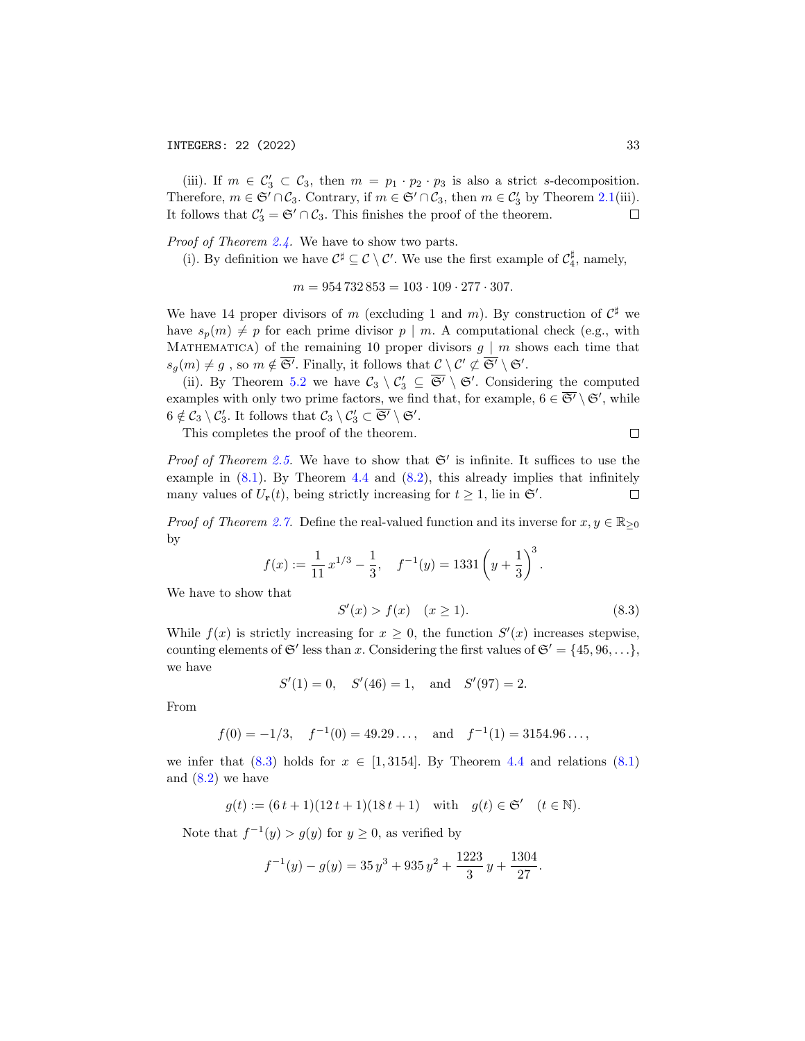(iii). If $m \in \mathcal{C}_3' \subset \mathcal{C}_3$, then $m = p_1 \cdot p_2 \cdot p_3$ is also a strict $s$-decomposition. Therefore, $m \in \mathfrak{S}' \cap \mathcal{C}_3$. Contrary, if $m \in \mathfrak{S}' \cap \mathcal{C}_3$, then $m \in \mathcal{C}_3'$ by Theorem 2.1(iii). It follows that $\mathcal{C}_3' = \mathfrak{S}' \cap \mathcal{C}_3$. This finishes the proof of the theorem. $\square$

*Proof of Theorem 2.4.* We have to show two parts.

(i). By definition we have $\mathcal{C}^\sharp \subseteq \mathcal{C} \setminus \mathcal{C}'$. We use the first example of $\mathcal{C}_4^\sharp$, namely,

$$m = 954\,732\,853 = 103 \cdot 109 \cdot 277 \cdot 307.$$

We have 14 proper divisors of $m$ (excluding 1 and $m$). By construction of $\mathcal{C}^\sharp$ we have $s_p(m) \neq p$ for each prime divisor $p \mid m$. A computational check (e.g., with Mathematica) of the remaining 10 proper divisors $g \mid m$ shows each time that $s_g(m) \neq g$ , so $m \notin \overline{\mathfrak{S}'}$. Finally, it follows that $\mathcal{C} \setminus \mathcal{C}' \not\subseteq \overline{\mathfrak{S}'} \setminus \mathfrak{S}'$.

(ii). By Theorem 5.2 we have $\mathcal{C}_3 \setminus \mathcal{C}_3' \subseteq \overline{\mathfrak{S}'} \setminus \mathfrak{S}'$. Considering the computed examples with only two prime factors, we find that, for example, $6 \in \overline{\mathfrak{S}'} \setminus \mathfrak{S}'$, while $6 \notin \mathcal{C}_3 \setminus \mathcal{C}_3'$. It follows that $\mathcal{C}_3 \setminus \mathcal{C}_3' \subset \overline{\mathfrak{S}'} \setminus \mathfrak{S}'$.

This completes the proof of the theorem. $\square$

*Proof of Theorem 2.5.* We have to show that $\mathfrak{S}'$ is infinite. It suffices to use the example in (8.1). By Theorem 4.4 and (8.2), this already implies that infinitely many values of $U_{\mathbf{r}}(t)$, being strictly increasing for $t \geq 1$, lie in $\mathfrak{S}'$. $\square$

*Proof of Theorem 2.7.* Define the real-valued function and its inverse for $x, y \in \mathbb{R}_{\geq 0}$ by

$$f(x) := \frac{1}{11}\, x^{1/3} - \frac{1}{3}, \quad f^{-1}(y) = 1331 \left( y + \frac{1}{3} \right)^3.$$

We have to show that

$$S'(x) > f(x) \quad (x \geq 1). \tag{8.3}$$

While $f(x)$ is strictly increasing for $x \geq 0$, the function $S'(x)$ increases stepwise, counting elements of $\mathfrak{S}'$ less than $x$. Considering the first values of $\mathfrak{S}' = \{45, 96, \ldots\}$, we have

$$S'(1) = 0, \quad S'(46) = 1, \quad \text{and} \quad S'(97) = 2.$$

From

$$f(0) = -1/3, \quad f^{-1}(0) = 49.29\ldots, \quad \text{and} \quad f^{-1}(1) = 3154.96\ldots,$$

we infer that (8.3) holds for $x \in [1, 3154]$. By Theorem 4.4 and relations (8.1) and (8.2) we have

$$g(t) := (6\,t + 1)(12\,t + 1)(18\,t + 1) \quad \text{with} \quad g(t) \in \mathfrak{S}' \quad (t \in \mathbb{N}).$$

Note that $f^{-1}(y) > g(y)$ for $y \geq 0$, as verified by

$$f^{-1}(y) - g(y) = 35\,y^3 + 935\,y^2 + \frac{1223}{3}\,y + \frac{1304}{27}.$$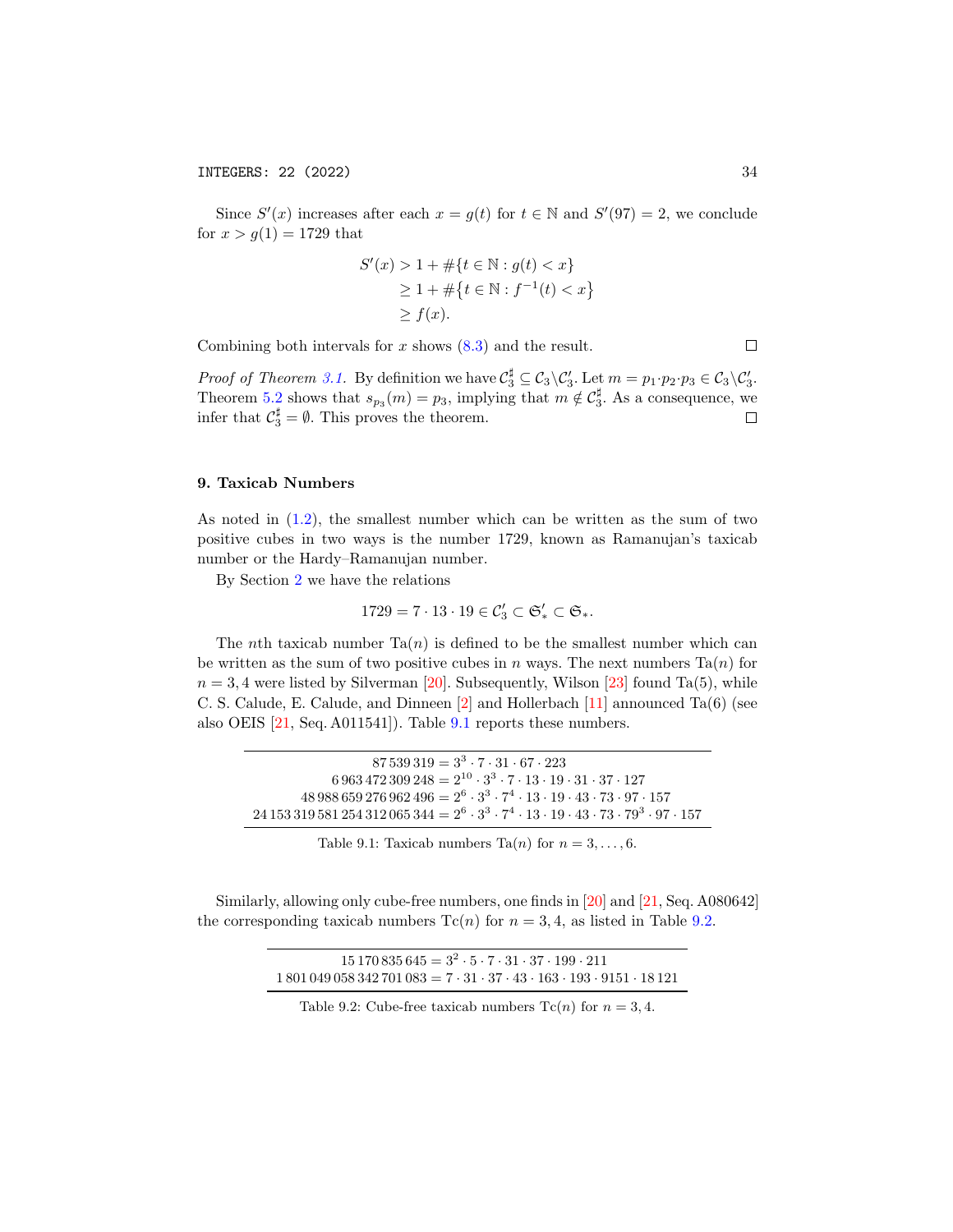Since $S'(x)$ increases after each $x = g(t)$ for $t \in \mathbb{N}$ and $S'(97) = 2$, we conclude for $x > g(1) = 1729$ that

$$
\begin{aligned}
S'(x) &> 1 + \#\{t \in \mathbb{N} : g(t) < x\} \\
&\geq 1 + \#\{t \in \mathbb{N} : f^{-1}(t) < x\} \\
&\geq f(x).
\end{aligned}
$$

Combining both intervals for $x$ shows (8.3) and the result. □

*Proof of Theorem 3.1.* By definition we have $\mathcal{C}_3^\sharp \subseteq \mathcal{C}_3 \backslash \mathcal{C}_3'$. Let $m = p_1 \cdot p_2 \cdot p_3 \in \mathcal{C}_3 \backslash \mathcal{C}_3'$. Theorem 5.2 shows that $s_{p_3}(m) = p_3$, implying that $m \notin \mathcal{C}_3^\sharp$. As a consequence, we infer that $\mathcal{C}_3^\sharp = \emptyset$. This proves the theorem. □

## 9. Taxicab Numbers

As noted in (1.2), the smallest number which can be written as the sum of two positive cubes in two ways is the number 1729, known as Ramanujan's taxicab number or the Hardy–Ramanujan number.

By Section 2 we have the relations

$$
1729 = 7 \cdot 13 \cdot 19 \in \mathcal{C}_3' \subset \mathfrak{S}_*' \subset \mathfrak{S}_*.
$$

The $n$th taxicab number $\mathrm{Ta}(n)$ is defined to be the smallest number which can be written as the sum of two positive cubes in $n$ ways. The next numbers $\mathrm{Ta}(n)$ for $n = 3, 4$ were listed by Silverman [20]. Subsequently, Wilson [23] found $\mathrm{Ta}(5)$, while C. S. Calude, E. Calude, and Dinneen [2] and Hollerbach [11] announced $\mathrm{Ta}(6)$ (see also OEIS [21, Seq. A011541]). Table 9.1 reports these numbers.

| |
|---|
| $87\,539\,319 = 3^3 \cdot 7 \cdot 31 \cdot 67 \cdot 223$ |
| $6\,963\,472\,309\,248 = 2^{10} \cdot 3^3 \cdot 7 \cdot 13 \cdot 19 \cdot 31 \cdot 37 \cdot 127$ |
| $48\,988\,659\,276\,962\,496 = 2^6 \cdot 3^3 \cdot 7^4 \cdot 13 \cdot 19 \cdot 43 \cdot 73 \cdot 97 \cdot 157$ |
| $24\,153\,319\,581\,254\,312\,065\,344 = 2^6 \cdot 3^3 \cdot 7^4 \cdot 13 \cdot 19 \cdot 43 \cdot 73 \cdot 79^3 \cdot 97 \cdot 157$ |

Table 9.1: Taxicab numbers $\mathrm{Ta}(n)$ for $n = 3, \ldots, 6$.

Similarly, allowing only cube-free numbers, one finds in [20] and [21, Seq. A080642] the corresponding taxicab numbers $\mathrm{Tc}(n)$ for $n = 3, 4$, as listed in Table 9.2.

| |
|---|
| $15\,170\,835\,645 = 3^2 \cdot 5 \cdot 7 \cdot 31 \cdot 37 \cdot 199 \cdot 211$ |
| $1\,801\,049\,058\,342\,701\,083 = 7 \cdot 31 \cdot 37 \cdot 43 \cdot 163 \cdot 193 \cdot 9151 \cdot 18\,121$ |

Table 9.2: Cube-free taxicab numbers $\mathrm{Tc}(n)$ for $n = 3, 4$.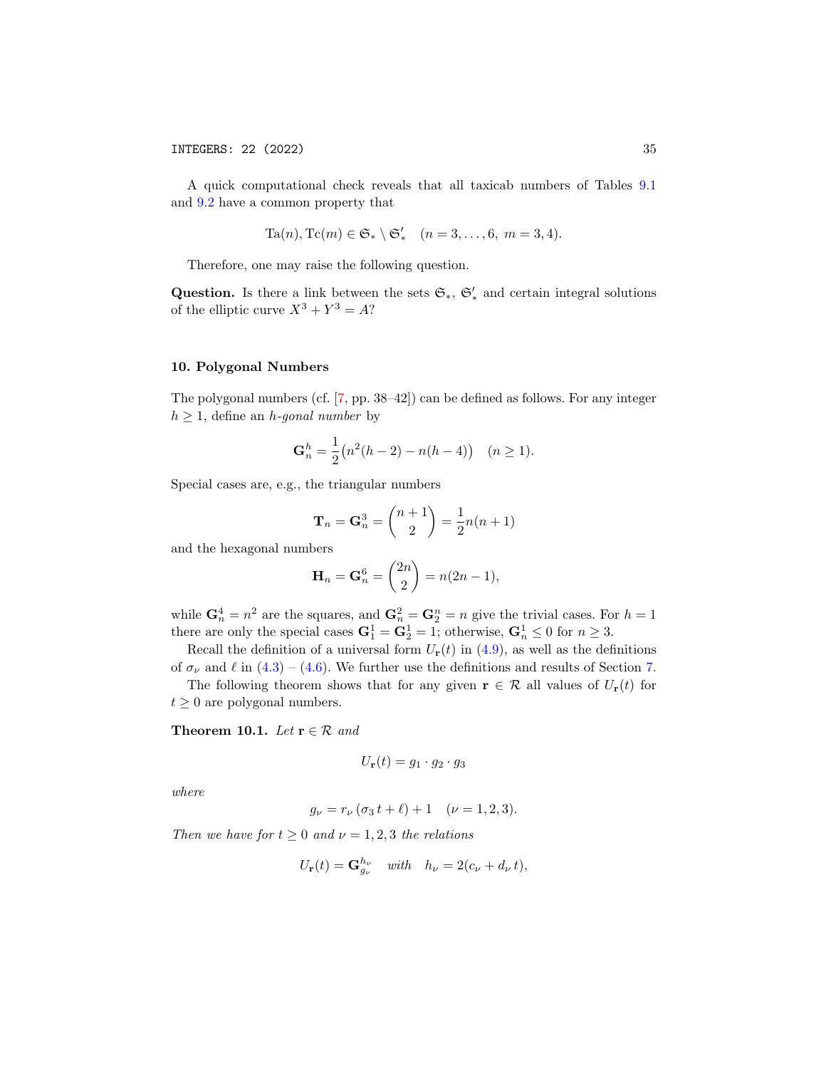A quick computational check reveals that all taxicab numbers of Tables 9.1 and 9.2 have a common property that

$$\mathrm{Ta}(n), \mathrm{Tc}(m) \in \mathfrak{S}_* \setminus \mathfrak{S}'_* \quad (n = 3, \ldots, 6,\ m = 3, 4).$$

Therefore, one may raise the following question.

**Question.** Is there a link between the sets $\mathfrak{S}_*$, $\mathfrak{S}'_*$ and certain integral solutions of the elliptic curve $X^3 + Y^3 = A$?

## 10. Polygonal Numbers

The polygonal numbers (cf. [7, pp. 38–42]) can be defined as follows. For any integer $h \geq 1$, define an *h-gonal number* by

$$\mathbf{G}_n^h = \frac{1}{2}\big(n^2(h-2) - n(h-4)\big) \quad (n \geq 1).$$

Special cases are, e.g., the triangular numbers

$$\mathbf{T}_n = \mathbf{G}_n^3 = \binom{n+1}{2} = \frac{1}{2}n(n+1)$$

and the hexagonal numbers

$$\mathbf{H}_n = \mathbf{G}_n^6 = \binom{2n}{2} = n(2n-1),$$

while $\mathbf{G}_n^4 = n^2$ are the squares, and $\mathbf{G}_n^2 = \mathbf{G}_2^n = n$ give the trivial cases. For $h = 1$ there are only the special cases $\mathbf{G}_1^1 = \mathbf{G}_2^1 = 1$; otherwise, $\mathbf{G}_n^1 \leq 0$ for $n \geq 3$.

Recall the definition of a universal form $U_{\mathbf{r}}(t)$ in (4.9), as well as the definitions of $\sigma_\nu$ and $\ell$ in (4.3) – (4.6). We further use the definitions and results of Section 7.

The following theorem shows that for any given $\mathbf{r} \in \mathcal{R}$ all values of $U_{\mathbf{r}}(t)$ for $t \geq 0$ are polygonal numbers.

**Theorem 10.1.** *Let* $\mathbf{r} \in \mathcal{R}$ *and*

$$U_{\mathbf{r}}(t) = g_1 \cdot g_2 \cdot g_3$$

*where*

$$g_\nu = r_\nu\,(\sigma_3\, t + \ell) + 1 \quad (\nu = 1, 2, 3).$$

*Then we have for* $t \geq 0$ *and* $\nu = 1, 2, 3$ *the relations*

$$U_{\mathbf{r}}(t) = \mathbf{G}_{g_\nu}^{h_\nu} \quad \textit{with} \quad h_\nu = 2(c_\nu + d_\nu\, t),$$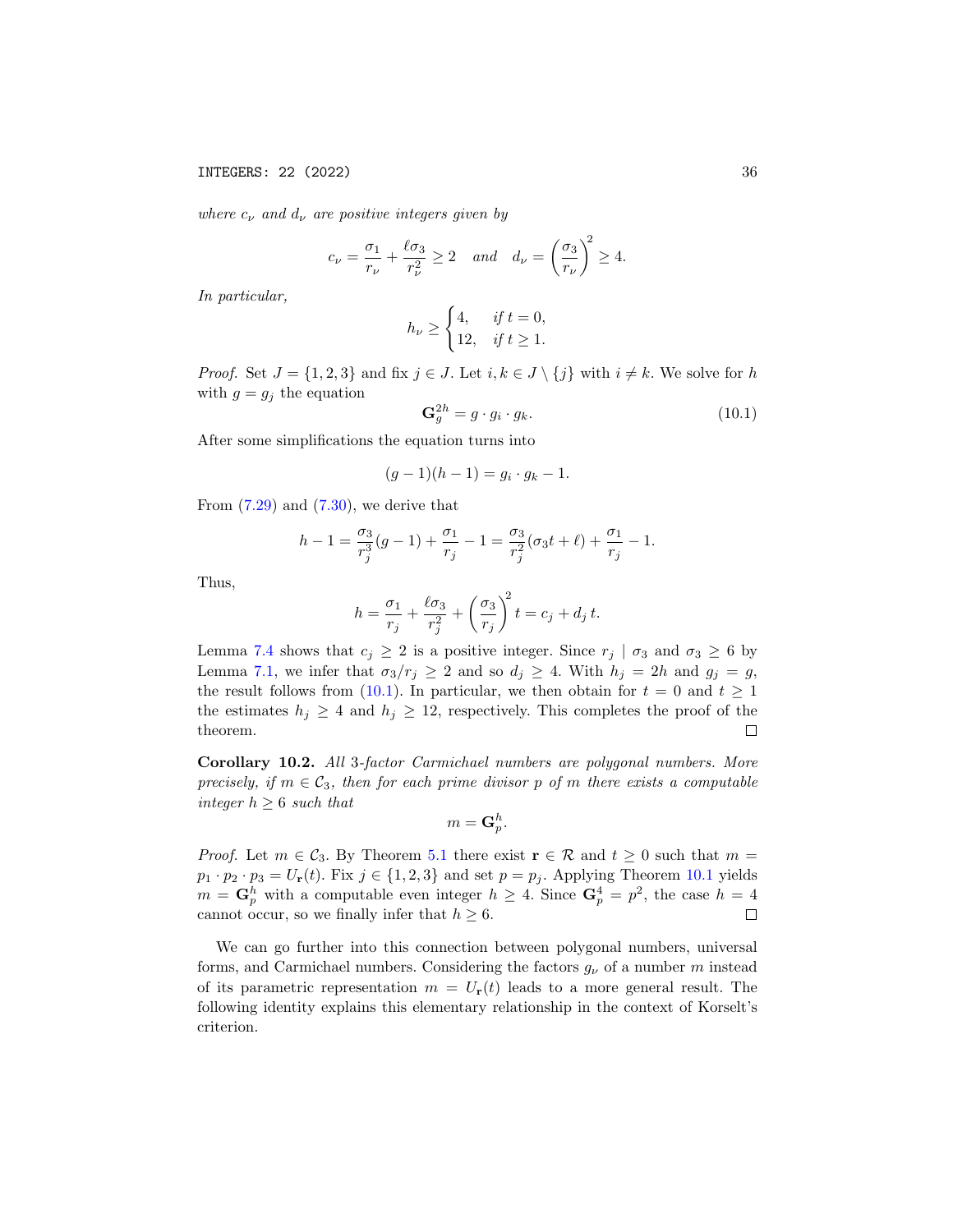*where $c_\nu$ and $d_\nu$ are positive integers given by*

$$c_\nu = \frac{\sigma_1}{r_\nu} + \frac{\ell \sigma_3}{r_\nu^2} \geq 2 \quad \text{and} \quad d_\nu = \left(\frac{\sigma_3}{r_\nu}\right)^2 \geq 4.$$

*In particular,*

$$h_\nu \geq \begin{cases} 4, & \text{if } t = 0, \\ 12, & \text{if } t \geq 1. \end{cases}$$

*Proof.* Set $J = \{1, 2, 3\}$ and fix $j \in J$. Let $i, k \in J \setminus \{j\}$ with $i \neq k$. We solve for $h$ with $g = g_j$ the equation

$$\mathbf{G}_g^{2h} = g \cdot g_i \cdot g_k. \tag{10.1}$$

After some simplifications the equation turns into

$$(g - 1)(h - 1) = g_i \cdot g_k - 1.$$

From (7.29) and (7.30), we derive that

$$h - 1 = \frac{\sigma_3}{r_j^3}(g - 1) + \frac{\sigma_1}{r_j} - 1 = \frac{\sigma_3}{r_j^2}(\sigma_3 t + \ell) + \frac{\sigma_1}{r_j} - 1.$$

Thus,

$$h = \frac{\sigma_1}{r_j} + \frac{\ell \sigma_3}{r_j^2} + \left(\frac{\sigma_3}{r_j}\right)^2 t = c_j + d_j\, t.$$

Lemma 7.4 shows that $c_j \geq 2$ is a positive integer. Since $r_j \mid \sigma_3$ and $\sigma_3 \geq 6$ by Lemma 7.1, we infer that $\sigma_3 / r_j \geq 2$ and so $d_j \geq 4$. With $h_j = 2h$ and $g_j = g$, the result follows from (10.1). In particular, we then obtain for $t = 0$ and $t \geq 1$ the estimates $h_j \geq 4$ and $h_j \geq 12$, respectively. This completes the proof of the theorem. □

**Corollary 10.2.** *All 3-factor Carmichael numbers are polygonal numbers. More precisely, if $m \in \mathcal{C}_3$, then for each prime divisor $p$ of $m$ there exists a computable integer $h \geq 6$ such that*

$$m = \mathbf{G}_p^h.$$

*Proof.* Let $m \in \mathcal{C}_3$. By Theorem 5.1 there exist $\mathbf{r} \in \mathcal{R}$ and $t \geq 0$ such that $m = p_1 \cdot p_2 \cdot p_3 = U_{\mathbf{r}}(t)$. Fix $j \in \{1, 2, 3\}$ and set $p = p_j$. Applying Theorem 10.1 yields $m = \mathbf{G}_p^h$ with a computable even integer $h \geq 4$. Since $\mathbf{G}_p^4 = p^2$, the case $h = 4$ cannot occur, so we finally infer that $h \geq 6$. □

We can go further into this connection between polygonal numbers, universal forms, and Carmichael numbers. Considering the factors $g_\nu$ of a number $m$ instead of its parametric representation $m = U_{\mathbf{r}}(t)$ leads to a more general result. The following identity explains this elementary relationship in the context of Korselt's criterion.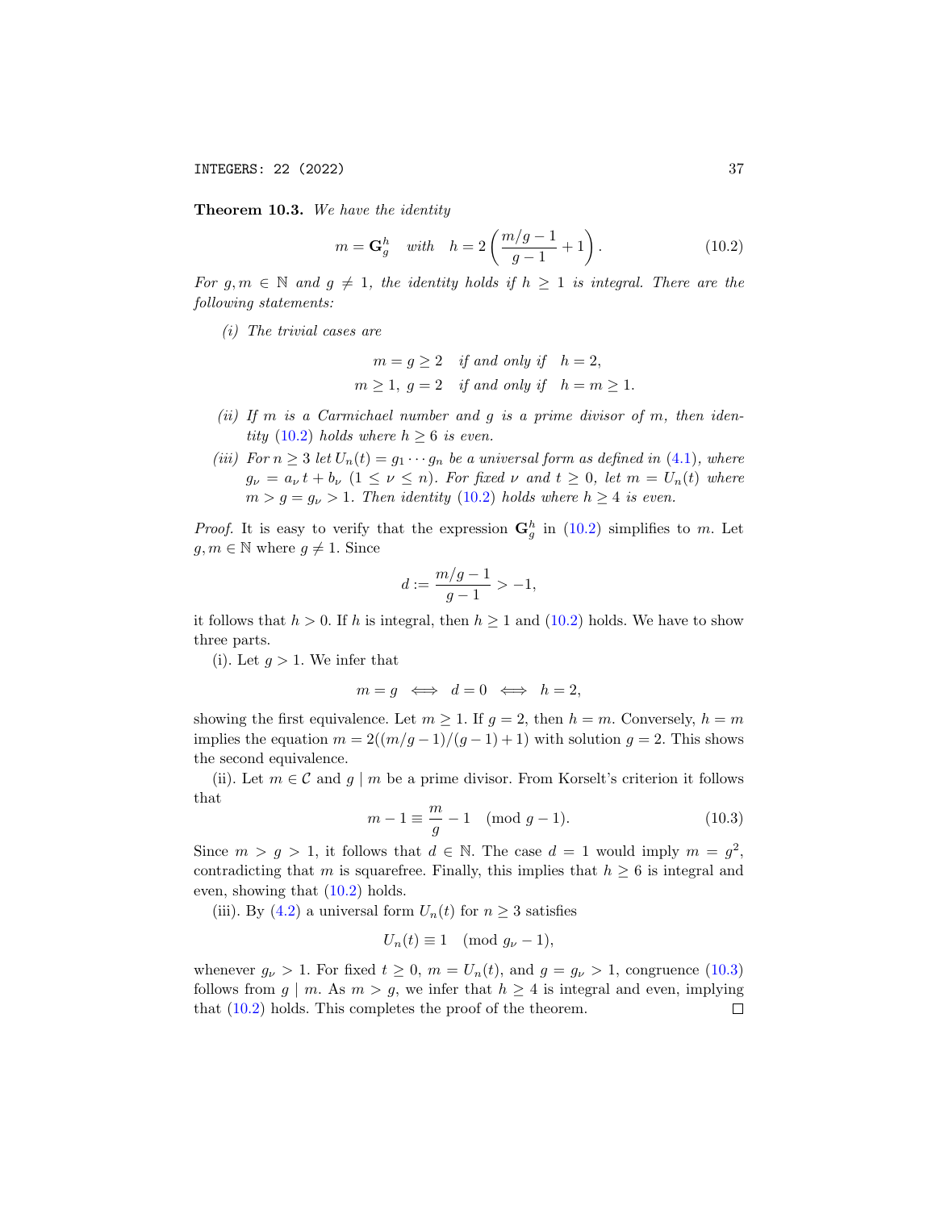**Theorem 10.3.** *We have the identity*

$$m = \mathbf{G}_g^h \quad \text{with} \quad h = 2\left(\frac{m/g-1}{g-1}+1\right). \tag{10.2}$$

*For $g, m \in \mathbb{N}$ and $g \neq 1$, the identity holds if $h \geq 1$ is integral. There are the following statements:*

*(i) The trivial cases are*

$$m = g \geq 2 \quad \text{if and only if} \quad h = 2,$$
$$m \geq 1,\ g = 2 \quad \text{if and only if} \quad h = m \geq 1.$$

*(ii) If $m$ is a Carmichael number and $g$ is a prime divisor of $m$, then identity (10.2) holds where $h \geq 6$ is even.*

*(iii) For $n \geq 3$ let $U_n(t) = g_1 \cdots g_n$ be a universal form as defined in (4.1), where $g_\nu = a_\nu\, t + b_\nu$ $(1 \leq \nu \leq n)$. For fixed $\nu$ and $t \geq 0$, let $m = U_n(t)$ where $m > g = g_\nu > 1$. Then identity (10.2) holds where $h \geq 4$ is even.*

*Proof.* It is easy to verify that the expression $\mathbf{G}_g^h$ in (10.2) simplifies to $m$. Let $g, m \in \mathbb{N}$ where $g \neq 1$. Since

$$d := \frac{m/g-1}{g-1} > -1,$$

it follows that $h > 0$. If $h$ is integral, then $h \geq 1$ and (10.2) holds. We have to show three parts.

(i). Let $g > 1$. We infer that

$$m = g \iff d = 0 \iff h = 2,$$

showing the first equivalence. Let $m \geq 1$. If $g = 2$, then $h = m$. Conversely, $h = m$ implies the equation $m = 2((m/g-1)/(g-1)+1)$ with solution $g = 2$. This shows the second equivalence.

(ii). Let $m \in \mathcal{C}$ and $g \mid m$ be a prime divisor. From Korselt's criterion it follows that

$$m - 1 \equiv \frac{m}{g} - 1 \pmod{g-1}. \tag{10.3}$$

Since $m > g > 1$, it follows that $d \in \mathbb{N}$. The case $d = 1$ would imply $m = g^2$, contradicting that $m$ is squarefree. Finally, this implies that $h \geq 6$ is integral and even, showing that (10.2) holds.

(iii). By (4.2) a universal form $U_n(t)$ for $n \geq 3$ satisfies

$$U_n(t) \equiv 1 \pmod{g_\nu - 1},$$

whenever $g_\nu > 1$. For fixed $t \geq 0$, $m = U_n(t)$, and $g = g_\nu > 1$, congruence (10.3) follows from $g \mid m$. As $m > g$, we infer that $h \geq 4$ is integral and even, implying that (10.2) holds. This completes the proof of the theorem. $\square$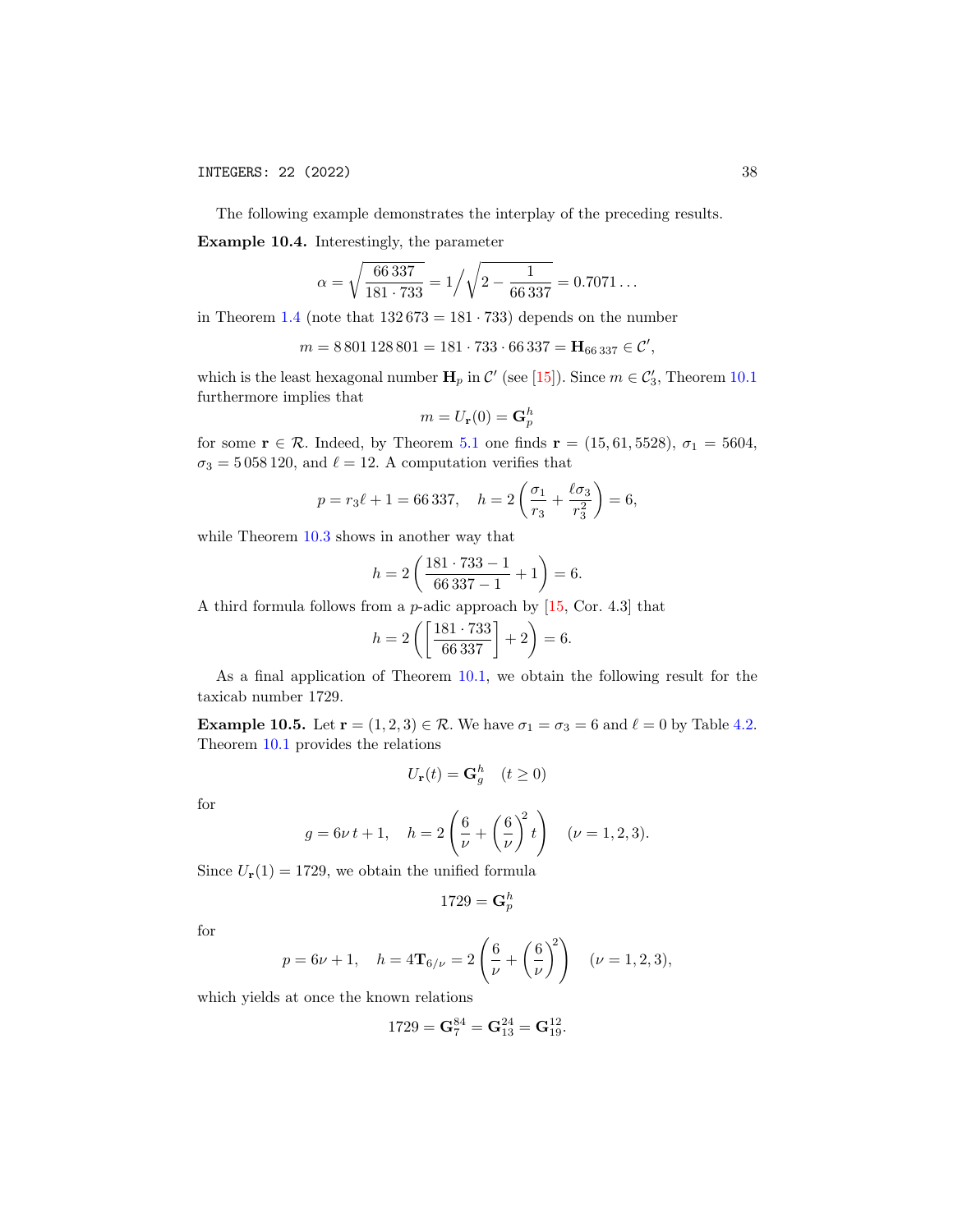The following example demonstrates the interplay of the preceding results.

**Example 10.4.** Interestingly, the parameter

$$\alpha = \sqrt{\frac{66\,337}{181 \cdot 733}} = 1\Big/\sqrt{2 - \frac{1}{66\,337}} = 0.7071\ldots$$

in Theorem 1.4 (note that $132\,673 = 181 \cdot 733$) depends on the number

$$m = 8\,801\,128\,801 = 181 \cdot 733 \cdot 66\,337 = \mathbf{H}_{66\,337} \in \mathcal{C}',$$

which is the least hexagonal number $\mathbf{H}_p$ in $\mathcal{C}'$ (see [15]). Since $m \in \mathcal{C}'_3$, Theorem 10.1 furthermore implies that

$$m = U_{\mathbf{r}}(0) = \mathbf{G}_p^h$$

for some $\mathbf{r} \in \mathcal{R}$. Indeed, by Theorem 5.1 one finds $\mathbf{r} = (15, 61, 5528)$, $\sigma_1 = 5604$, $\sigma_3 = 5\,058\,120$, and $\ell = 12$. A computation verifies that

$$p = r_3 \ell + 1 = 66\,337, \quad h = 2\left(\frac{\sigma_1}{r_3} + \frac{\ell \sigma_3}{r_3^2}\right) = 6,$$

while Theorem 10.3 shows in another way that

$$h = 2\left(\frac{181 \cdot 733 - 1}{66\,337 - 1} + 1\right) = 6.$$

A third formula follows from a $p$-adic approach by [15, Cor. 4.3] that

$$h = 2\left(\left[\frac{181 \cdot 733}{66\,337}\right] + 2\right) = 6.$$

As a final application of Theorem 10.1, we obtain the following result for the taxicab number 1729.

**Example 10.5.** Let $\mathbf{r} = (1, 2, 3) \in \mathcal{R}$. We have $\sigma_1 = \sigma_3 = 6$ and $\ell = 0$ by Table 4.2. Theorem 10.1 provides the relations

$$U_{\mathbf{r}}(t) = \mathbf{G}_g^h \quad (t \geq 0)$$

for

$$g = 6\nu\, t + 1, \quad h = 2\left(\frac{6}{\nu} + \left(\frac{6}{\nu}\right)^2 t\right) \quad (\nu = 1, 2, 3).$$

Since $U_{\mathbf{r}}(1) = 1729$, we obtain the unified formula

$$1729 = \mathbf{G}_p^h$$

for

$$p = 6\nu + 1, \quad h = 4\mathbf{T}_{6/\nu} = 2\left(\frac{6}{\nu} + \left(\frac{6}{\nu}\right)^2\right) \quad (\nu = 1, 2, 3),$$

which yields at once the known relations

$$1729 = \mathbf{G}_7^{84} = \mathbf{G}_{13}^{24} = \mathbf{G}_{19}^{12}.$$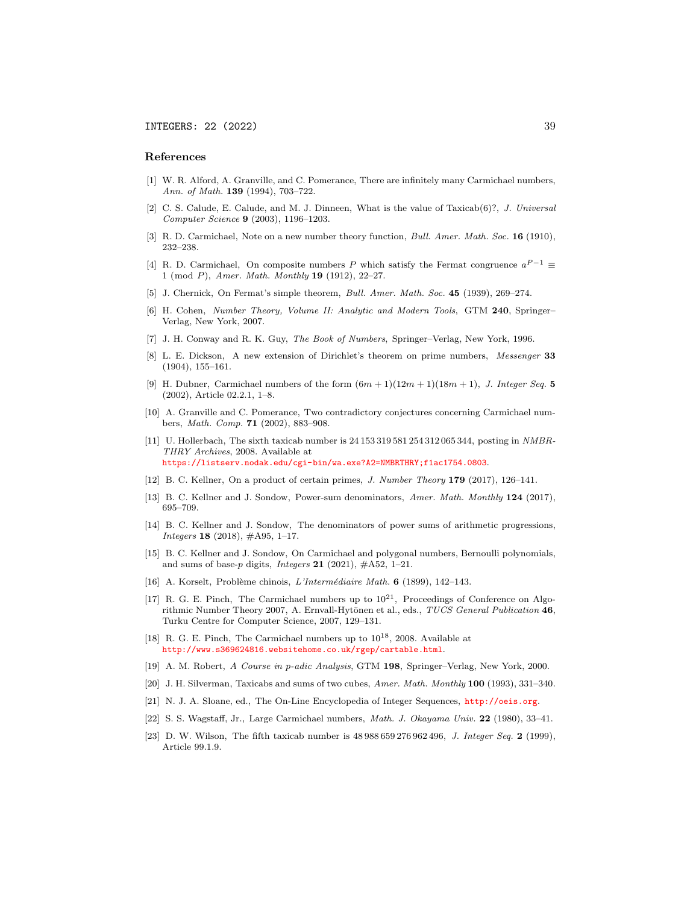## References

[1] W. R. Alford, A. Granville, and C. Pomerance, There are infinitely many Carmichael numbers, *Ann. of Math.* **139** (1994), 703–722.

[2] C. S. Calude, E. Calude, and M. J. Dinneen, What is the value of Taxicab(6)?, *J. Universal Computer Science* **9** (2003), 1196–1203.

[3] R. D. Carmichael, Note on a new number theory function, *Bull. Amer. Math. Soc.* **16** (1910), 232–238.

[4] R. D. Carmichael, On composite numbers $P$ which satisfy the Fermat congruence $a^{P-1} \equiv 1 \pmod{P}$, *Amer. Math. Monthly* **19** (1912), 22–27.

[5] J. Chernick, On Fermat's simple theorem, *Bull. Amer. Math. Soc.* **45** (1939), 269–274.

[6] H. Cohen, *Number Theory, Volume II: Analytic and Modern Tools*, GTM **240**, Springer–Verlag, New York, 2007.

[7] J. H. Conway and R. K. Guy, *The Book of Numbers*, Springer–Verlag, New York, 1996.

[8] L. E. Dickson, A new extension of Dirichlet's theorem on prime numbers, *Messenger* **33** (1904), 155–161.

[9] H. Dubner, Carmichael numbers of the form $(6m+1)(12m+1)(18m+1)$, *J. Integer Seq.* **5** (2002), Article 02.2.1, 1–8.

[10] A. Granville and C. Pomerance, Two contradictory conjectures concerning Carmichael numbers, *Math. Comp.* **71** (2002), 883–908.

[11] U. Hollerbach, The sixth taxicab number is 24 153 319 581 254 312 065 344, posting in *NMBRTHRY Archives*, 2008. Available at https://listserv.nodak.edu/cgi-bin/wa.exe?A2=NMBRTHRY;f1ac1754.0803.

[12] B. C. Kellner, On a product of certain primes, *J. Number Theory* **179** (2017), 126–141.

[13] B. C. Kellner and J. Sondow, Power-sum denominators, *Amer. Math. Monthly* **124** (2017), 695–709.

[14] B. C. Kellner and J. Sondow, The denominators of power sums of arithmetic progressions, *Integers* **18** (2018), #A95, 1–17.

[15] B. C. Kellner and J. Sondow, On Carmichael and polygonal numbers, Bernoulli polynomials, and sums of base-$p$ digits, *Integers* **21** (2021), #A52, 1–21.

[16] A. Korselt, Problème chinois, *L'Intermédiaire Math.* **6** (1899), 142–143.

[17] R. G. E. Pinch, The Carmichael numbers up to $10^{21}$, Proceedings of Conference on Algorithmic Number Theory 2007, A. Ernvall-Hytönen et al., eds., *TUCS General Publication* **46**, Turku Centre for Computer Science, 2007, 129–131.

[18] R. G. E. Pinch, The Carmichael numbers up to $10^{18}$, 2008. Available at http://www.s369624816.websitehome.co.uk/rgep/cartable.html.

[19] A. M. Robert, *A Course in p-adic Analysis*, GTM **198**, Springer–Verlag, New York, 2000.

[20] J. H. Silverman, Taxicabs and sums of two cubes, *Amer. Math. Monthly* **100** (1993), 331–340.

[21] N. J. A. Sloane, ed., The On-Line Encyclopedia of Integer Sequences, http://oeis.org.

[22] S. S. Wagstaff, Jr., Large Carmichael numbers, *Math. J. Okayama Univ.* **22** (1980), 33–41.

[23] D. W. Wilson, The fifth taxicab number is 48 988 659 276 962 496, *J. Integer Seq.* **2** (1999), Article 99.1.9.